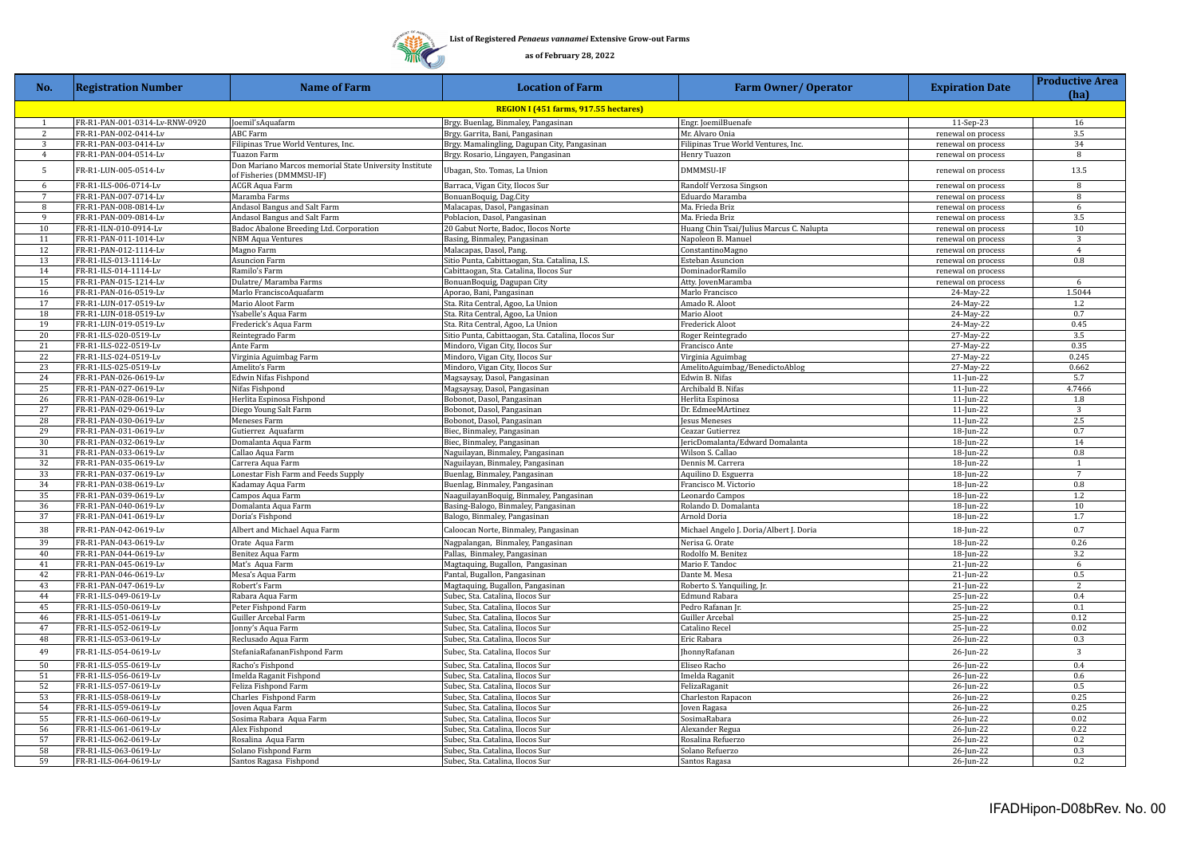**List of Registered *Penaeus vannamei* Extensive Grow-out Farms**

**as of February 28, 2022**

| No. | Registration Number | Name of Farm | Location of Farm | Farm Owner/ Operator | Expiration Date | Productive Area (ha) |
|---|---|---|---|---|---|---|
| **REGION I (451 farms, 917.55 hectares)** | | | | | | |
| 1 | FR-R1-PAN-001-0314-Lv-RNW-0920 | Joemil'sAquafarm | Brgy. Buenlag, Binmaley, Pangasinan | Engr. JoemilBuenafe | 11-Sep-23 | 16 |
| 2 | FR-R1-PAN-002-0414-Lv | ABC Farm | Brgy. Garrita, Bani, Pangasinan | Mr. Alvaro Onia | renewal on process | 3.5 |
| 3 | FR-R1-PAN-003-0414-Lv | Filipinas True World Ventures, Inc. | Brgy. Mamalingling, Dagupan City, Pangasinan | Filipinas True World Ventures, Inc. | renewal on process | 34 |
| 4 | FR-R1-PAN-004-0514-Lv | Tuazon Farm | Brgy. Rosario, Lingayen, Pangasinan | Henry Tuazon | renewal on process | 8 |
| 5 | FR-R1-LUN-005-0514-Lv | Don Mariano Marcos memorial State University Institute of Fisheries (DMMMSU-IF) | Ubagan, Sto. Tomas, La Union | DMMMSU-IF | renewal on process | 13.5 |
| 6 | FR-R1-ILS-006-0714-Lv | ACGR Aqua Farm | Barraca, Vigan City, Ilocos Sur | Randolf Verzosa Singson | renewal on process | 8 |
| 7 | FR-R1-PAN-007-0714-Lv | Maramba Farms | BonuanBoquig, Dag.City | Eduardo Maramba | renewal on process | 8 |
| 8 | FR-R1-PAN-008-0814-Lv | Andasol Bangus and Salt Farm | Malacapas, Dasol, Pangasinan | Ma. Frieda Briz | renewal on process | 6 |
| 9 | FR-R1-PAN-009-0814-Lv | Andasol Bangus and Salt Farm | Poblacion, Dasol, Pangasinan | Ma. Frieda Briz | renewal on process | 3.5 |
| 10 | FR-R1-ILN-010-0914-Lv | Badoc Abalone Breeding Ltd. Corporation | 20 Gabut Norte, Badoc, Ilocos Norte | Huang Chin Tsai/Julius Marcus C. Nalupta | renewal on process | 10 |
| 11 | FR-R1-PAN-011-1014-Lv | NBM Aqua Ventures | Basing, Binmaley, Pangasinan | Napoleon B. Manuel | renewal on process | 3 |
| 12 | FR-R1-PAN-012-1114-Lv | Magno Farm | Malacapas, Dasol, Pang. | ConstantinoMagno | renewal on process | 4 |
| 13 | FR-R1-ILS-013-1114-Lv | Asuncion Farm | Sitio Punta, Cabittaogan, Sta. Catalina, I.S. | Esteban Asuncion | renewal on process | 0.8 |
| 14 | FR-R1-ILS-014-1114-Lv | Ramilo's Farm | Cabittaogan, Sta. Catalina, Ilocos Sur | DominadorRamilo | renewal on process | |
| 15 | FR-R1-PAN-015-1214-Lv | Dulatre/ Maramba Farms | BonuanBoquig, Dagupan City | Atty. JovenMaramba | renewal on process | 6 |
| 16 | FR-R1-PAN-016-0519-Lv | Marlo FranciscoAquafarm | Aporao, Bani, Pangasinan | Marlo Francisco | 24-May-22 | 1.5044 |
| 17 | FR-R1-LUN-017-0519-Lv | Mario Aloot Farm | Sta. Rita Central, Agoo, La Union | Amado R. Aloot | 24-May-22 | 1.2 |
| 18 | FR-R1-LUN-018-0519-Lv | Ysabelle's Aqua Farm | Sta. Rita Central, Agoo, La Union | Mario Aloot | 24-May-22 | 0.7 |
| 19 | FR-R1-LUN-019-0519-Lv | Frederick's Aqua Farm | Sta. Rita Central, Agoo, La Union | Frederick Aloot | 24-May-22 | 0.45 |
| 20 | FR-R1-ILS-020-0519-Lv | Reintegrado Farm | Sitio Punta, Cabittaogan, Sta. Catalina, Ilocos Sur | Roger Reintegrado | 27-May-22 | 3.5 |
| 21 | FR-R1-ILS-022-0519-Lv | Ante Farm | Mindoro, Vigan City, Ilocos Sur | Francisco Ante | 27-May-22 | 0.35 |
| 22 | FR-R1-ILS-024-0519-Lv | Virginia Aguimbag Farm | Mindoro, Vigan City, Ilocos Sur | Virginia Aguimbag | 27-May-22 | 0.245 |
| 23 | FR-R1-ILS-025-0519-Lv | Amelito's Farm | Mindoro, Vigan City, Ilocos Sur | AmelitoAguimbag/BenedictoAblog | 27-May-22 | 0.662 |
| 24 | FR-R1-PAN-026-0619-Lv | Edwin Nifas Fishpond | Magsaysay, Dasol, Pangasinan | Edwin B. Nifas | 11-Jun-22 | 5.7 |
| 25 | FR-R1-PAN-027-0619-Lv | Nifas Fishpond | Magsaysay, Dasol, Pangasinan | Archibald B. Nifas | 11-Jun-22 | 4.7466 |
| 26 | FR-R1-PAN-028-0619-Lv | Herlita Espinosa Fishpond | Bobonot, Dasol, Pangasinan | Herlita Espinosa | 11-Jun-22 | 1.8 |
| 27 | FR-R1-PAN-029-0619-Lv | Diego Young Salt Farm | Bobonot, Dasol, Pangasinan | Dr. EdmeeMArtinez | 11-Jun-22 | 3 |
| 28 | FR-R1-PAN-030-0619-Lv | Meneses Farm | Bobonot, Dasol, Pangasinan | Jesus Meneses | 11-Jun-22 | 2.5 |
| 29 | FR-R1-PAN-031-0619-Lv | Gutierrez Aquafarm | Biec, Binmaley, Pangasinan | Ceazar Gutierrez | 18-Jun-22 | 0.7 |
| 30 | FR-R1-PAN-032-0619-Lv | Domalanta Aqua Farm | Biec, Binmaley, Pangasinan | JericDomalanta/Edward Domalanta | 18-Jun-22 | 14 |
| 31 | FR-R1-PAN-033-0619-Lv | Callao Aqua Farm | Naguilayan, Binmaley, Pangasinan | Wilson S. Callao | 18-Jun-22 | 0.8 |
| 32 | FR-R1-PAN-035-0619-Lv | Carrera Aqua Farm | Naguilayan, Binmaley, Pangasinan | Dennis M. Carrera | 18-Jun-22 | 1 |
| 33 | FR-R1-PAN-037-0619-Lv | Lonestar Fish Farm and Feeds Supply | Buenlag, Binmaley, Pangasinan | Aquilino D. Esguerra | 18-Jun-22 | 7 |
| 34 | FR-R1-PAN-038-0619-Lv | Kadamay Aqua Farm | Buenlag, Binmaley, Pangasinan | Francisco M. Victorio | 18-Jun-22 | 0.8 |
| 35 | FR-R1-PAN-039-0619-Lv | Campos Aqua Farm | NaaguilayanBoquig, Binmaley, Pangasinan | Leonardo Campos | 18-Jun-22 | 1.2 |
| 36 | FR-R1-PAN-040-0619-Lv | Domalanta Aqua Farm | Basing-Balogo, Binmaley, Pangasinan | Rolando D. Domalanta | 18-Jun-22 | 10 |
| 37 | FR-R1-PAN-041-0619-Lv | Doria's Fishpond | Balogo, Binmaley, Pangasinan | Arnold Doria | 18-Jun-22 | 1.7 |
| 38 | FR-R1-PAN-042-0619-Lv | Albert and Michael Aqua Farm | Caloocan Norte, Binmaley, Pangasinan | Michael Angelo J. Doria/Albert J. Doria | 18-Jun-22 | 0.7 |
| 39 | FR-R1-PAN-043-0619-Lv | Orate Aqua Farm | Nagpalangan, Binmaley, Pangasinan | Nerisa G. Orate | 18-Jun-22 | 0.26 |
| 40 | FR-R1-PAN-044-0619-Lv | Benitez Aqua Farm | Pallas, Binmaley, Pangasinan | Rodolfo M. Benitez | 18-Jun-22 | 3.2 |
| 41 | FR-R1-PAN-045-0619-Lv | Mat's Aqua Farm | Magtaquing, Bugallon, Pangasinan | Mario F. Tandoc | 21-Jun-22 | 6 |
| 42 | FR-R1-PAN-046-0619-Lv | Mesa's Aqua Farm | Pantal, Bugallon, Pangasinan | Dante M. Mesa | 21-Jun-22 | 0.5 |
| 43 | FR-R1-PAN-047-0619-Lv | Robert's Farm | Magtaquing, Bugallon, Pangasinan | Roberto S. Yanquiling, Jr. | 21-Jun-22 | 2 |
| 44 | FR-R1-ILS-049-0619-Lv | Rabara Aqua Farm | Subec, Sta. Catalina, Ilocos Sur | Edmund Rabara | 25-Jun-22 | 0.4 |
| 45 | FR-R1-ILS-050-0619-Lv | Peter Fishpond Farm | Subec, Sta. Catalina, Ilocos Sur | Pedro Rafanan Jr. | 25-Jun-22 | 0.1 |
| 46 | FR-R1-ILS-051-0619-Lv | Guiller Arcebal Farm | Subec, Sta. Catalina, Ilocos Sur | Guiller Arcebal | 25-Jun-22 | 0.12 |
| 47 | FR-R1-ILS-052-0619-Lv | Jonny's Aqua Farm | Subec, Sta. Catalina, Ilocos Sur | Catalino Recel | 25-Jun-22 | 0.02 |
| 48 | FR-R1-ILS-053-0619-Lv | Reclusado Aqua Farm | Subec, Sta. Catalina, Ilocos Sur | Eric Rabara | 26-Jun-22 | 0.3 |
| 49 | FR-R1-ILS-054-0619-Lv | StefaniaRafananFishpond Farm | Subec, Sta. Catalina, Ilocos Sur | JhonnyRafanan | 26-Jun-22 | 3 |
| 50 | FR-R1-ILS-055-0619-Lv | Racho's Fishpond | Subec, Sta. Catalina, Ilocos Sur | Eliseo Racho | 26-Jun-22 | 0.4 |
| 51 | FR-R1-ILS-056-0619-Lv | Imelda Raganit Fishpond | Subec, Sta. Catalina, Ilocos Sur | Imelda Raganit | 26-Jun-22 | 0.6 |
| 52 | FR-R1-ILS-057-0619-Lv | Feliza Fishpond Farm | Subec, Sta. Catalina, Ilocos Sur | FelizaRaganit | 26-Jun-22 | 0.5 |
| 53 | FR-R1-ILS-058-0619-Lv | Charles Fishpond Farm | Subec, Sta. Catalina, Ilocos Sur | Charleston Rapacon | 26-Jun-22 | 0.25 |
| 54 | FR-R1-ILS-059-0619-Lv | Joven Aqua Farm | Subec, Sta. Catalina, Ilocos Sur | Joven Ragasa | 26-Jun-22 | 0.25 |
| 55 | FR-R1-ILS-060-0619-Lv | Sosima Rabara Aqua Farm | Subec, Sta. Catalina, Ilocos Sur | SosimaRabara | 26-Jun-22 | 0.02 |
| 56 | FR-R1-ILS-061-0619-Lv | Alex Fishpond | Subec, Sta. Catalina, Ilocos Sur | Alexander Regua | 26-Jun-22 | 0.22 |
| 57 | FR-R1-ILS-062-0619-Lv | Rosalina Aqua Farm | Subec, Sta. Catalina, Ilocos Sur | Rosalina Refuerzo | 26-Jun-22 | 0.2 |
| 58 | FR-R1-ILS-063-0619-Lv | Solano Fishpond Farm | Subec, Sta. Catalina, Ilocos Sur | Solano Refuerzo | 26-Jun-22 | 0.3 |
| 59 | FR-R1-ILS-064-0619-Lv | Santos Ragasa Fishpond | Subec, Sta. Catalina, Ilocos Sur | Santos Ragasa | 26-Jun-22 | 0.2 |

IFADHipon-D08bRev. No. 00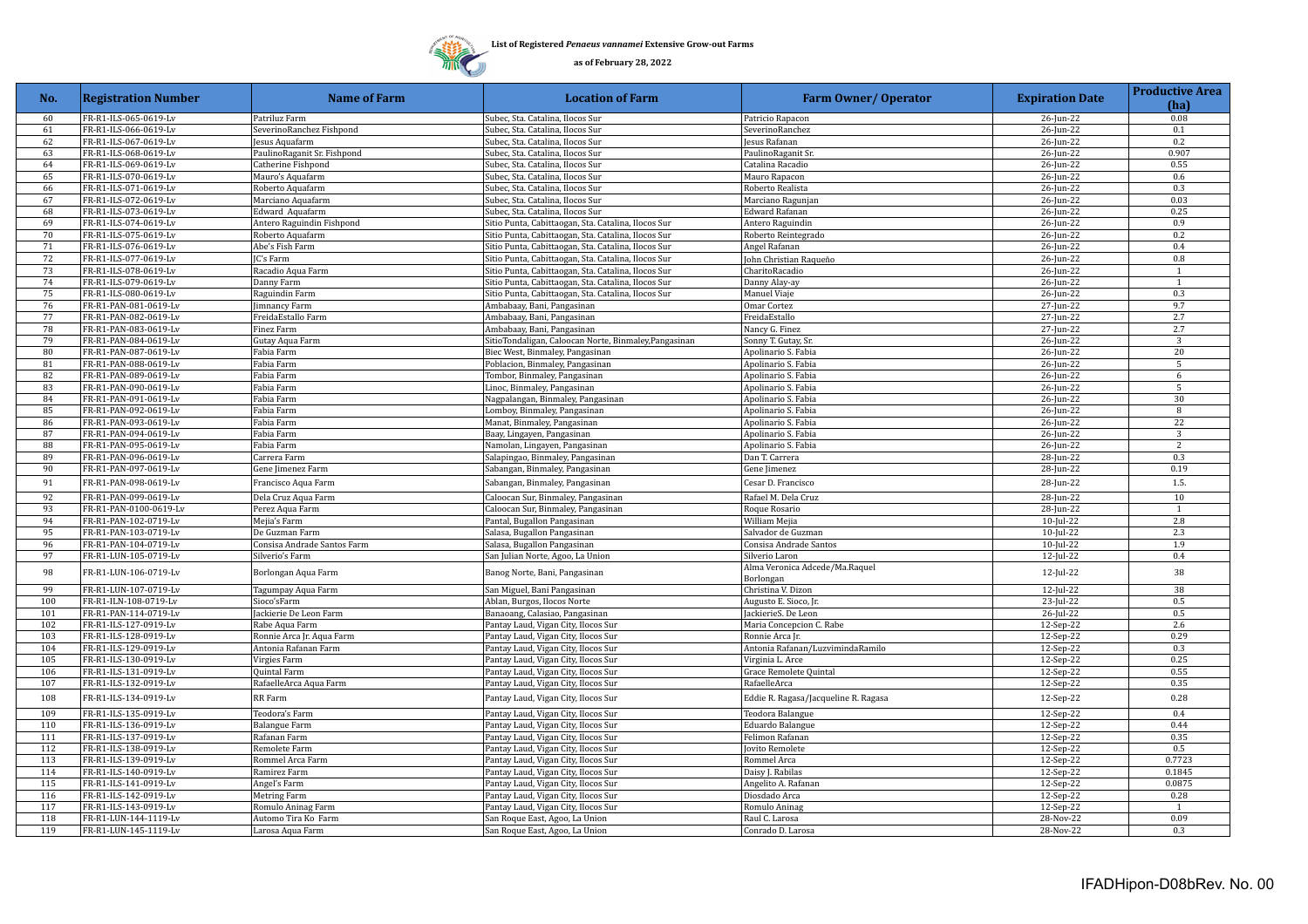List of Registered *Penaeus vannamei* Extensive Grow-out Farms

as of February 28, 2022

| No. | Registration Number | Name of Farm | Location of Farm | Farm Owner/ Operator | Expiration Date | Productive Area (ha) |
|---|---|---|---|---|---|---|
| 60 | FR-R1-ILS-065-0619-Lv | Patriluz Farm | Subec, Sta. Catalina, Ilocos Sur | Patricio Rapacon | 26-Jun-22 | 0.08 |
| 61 | FR-R1-ILS-066-0619-Lv | SeverinoRanchez Fishpond | Subec, Sta. Catalina, Ilocos Sur | SeverinoRanchez | 26-Jun-22 | 0.1 |
| 62 | FR-R1-ILS-067-0619-Lv | Jesus Aquafarm | Subec, Sta. Catalina, Ilocos Sur | Jesus Rafanan | 26-Jun-22 | 0.2 |
| 63 | FR-R1-ILS-068-0619-Lv | PaulinoRaganit Sr. Fishpond | Subec, Sta. Catalina, Ilocos Sur | PaulinoRaganit Sr. | 26-Jun-22 | 0.907 |
| 64 | FR-R1-ILS-069-0619-Lv | Catherine Fishpond | Subec, Sta. Catalina, Ilocos Sur | Catalina Racadio | 26-Jun-22 | 0.55 |
| 65 | FR-R1-ILS-070-0619-Lv | Mauro's Aquafarm | Subec, Sta. Catalina, Ilocos Sur | Mauro Rapacon | 26-Jun-22 | 0.6 |
| 66 | FR-R1-ILS-071-0619-Lv | Roberto Aquafarm | Subec, Sta. Catalina, Ilocos Sur | Roberto Realista | 26-Jun-22 | 0.3 |
| 67 | FR-R1-ILS-072-0619-Lv | Marciano Aquafarm | Subec, Sta. Catalina, Ilocos Sur | Marciano Ragunjan | 26-Jun-22 | 0.03 |
| 68 | FR-R1-ILS-073-0619-Lv | Edward Aquafarm | Subec, Sta. Catalina, Ilocos Sur | Edward Rafanan | 26-Jun-22 | 0.25 |
| 69 | FR-R1-ILS-074-0619-Lv | Antero Raguindin Fishpond | Sitio Punta, Cabittaogan, Sta. Catalina, Ilocos Sur | Antero Raguindin | 26-Jun-22 | 0.9 |
| 70 | FR-R1-ILS-075-0619-Lv | Roberto Aquafarm | Sitio Punta, Cabittaogan, Sta. Catalina, Ilocos Sur | Roberto Reintegrado | 26-Jun-22 | 0.2 |
| 71 | FR-R1-ILS-076-0619-Lv | Abe's Fish Farm | Sitio Punta, Cabittaogan, Sta. Catalina, Ilocos Sur | Angel Rafanan | 26-Jun-22 | 0.4 |
| 72 | FR-R1-ILS-077-0619-Lv | JC's Farm | Sitio Punta, Cabittaogan, Sta. Catalina, Ilocos Sur | John Christian Raqueño | 26-Jun-22 | 0.8 |
| 73 | FR-R1-ILS-078-0619-Lv | Racadio Aqua Farm | Sitio Punta, Cabittaogan, Sta. Catalina, Ilocos Sur | CharitoRacadio | 26-Jun-22 | 1 |
| 74 | FR-R1-ILS-079-0619-Lv | Danny Farm | Sitio Punta, Cabittaogan, Sta. Catalina, Ilocos Sur | Danny Alay-ay | 26-Jun-22 | 1 |
| 75 | FR-R1-ILS-080-0619-Lv | Raguindin Farm | Sitio Punta, Cabittaogan, Sta. Catalina, Ilocos Sur | Manuel Viaje | 26-Jun-22 | 0.3 |
| 76 | FR-R1-PAN-081-0619-Lv | Jimnancy Farm | Ambabaay, Bani, Pangasinan | Omar Cortez | 27-Jun-22 | 9.7 |
| 77 | FR-R1-PAN-082-0619-Lv | FreidaEstallo Farm | Ambabaay, Bani, Pangasinan | FreidaEstallo | 27-Jun-22 | 2.7 |
| 78 | FR-R1-PAN-083-0619-Lv | Finez Farm | Ambabaay, Bani, Pangasinan | Nancy G. Finez | 27-Jun-22 | 2.7 |
| 79 | FR-R1-PAN-084-0619-Lv | Gutay Aqua Farm | SitioTondaligan, Caloocan Norte, Binmaley,Pangasinan | Sonny T. Gutay, Sr. | 26-Jun-22 | 3 |
| 80 | FR-R1-PAN-087-0619-Lv | Fabia Farm | Biec West, Binmaley, Pangasinan | Apolinario S. Fabia | 26-Jun-22 | 20 |
| 81 | FR-R1-PAN-088-0619-Lv | Fabia Farm | Poblacion, Binmaley, Pangasinan | Apolinario S. Fabia | 26-Jun-22 | 5 |
| 82 | FR-R1-PAN-089-0619-Lv | Fabia Farm | Tombor, Binmaley, Pangasinan | Apolinario S. Fabia | 26-Jun-22 | 6 |
| 83 | FR-R1-PAN-090-0619-Lv | Fabia Farm | Linoc, Binmaley, Pangasinan | Apolinario S. Fabia | 26-Jun-22 | 5 |
| 84 | FR-R1-PAN-091-0619-Lv | Fabia Farm | Nagpalangan, Binmaley, Pangasinan | Apolinario S. Fabia | 26-Jun-22 | 30 |
| 85 | FR-R1-PAN-092-0619-Lv | Fabia Farm | Lomboy, Binmaley, Pangasinan | Apolinario S. Fabia | 26-Jun-22 | 8 |
| 86 | FR-R1-PAN-093-0619-Lv | Fabia Farm | Manat, Binmaley, Pangasinan | Apolinario S. Fabia | 26-Jun-22 | 22 |
| 87 | FR-R1-PAN-094-0619-Lv | Fabia Farm | Baay, Lingayen, Pangasinan | Apolinario S. Fabia | 26-Jun-22 | 3 |
| 88 | FR-R1-PAN-095-0619-Lv | Fabia Farm | Namolan, Lingayen, Pangasinan | Apolinario S. Fabia | 26-Jun-22 | 2 |
| 89 | FR-R1-PAN-096-0619-Lv | Carrera Farm | Salapingao, Binmaley, Pangasinan | Dan T. Carrera | 28-Jun-22 | 0.3 |
| 90 | FR-R1-PAN-097-0619-Lv | Gene Jimenez Farm | Sabangan, Binmaley, Pangasinan | Gene Jimenez | 28-Jun-22 | 0.19 |
| 91 | FR-R1-PAN-098-0619-Lv | Francisco Aqua Farm | Sabangan, Binmaley, Pangasinan | Cesar D. Francisco | 28-Jun-22 | 1.5. |
| 92 | FR-R1-PAN-099-0619-Lv | Dela Cruz Aqua Farm | Caloocan Sur, Binmaley, Pangasinan | Rafael M. Dela Cruz | 28-Jun-22 | 10 |
| 93 | FR-R1-PAN-0100-0619-Lv | Perez Aqua Farm | Caloocan Sur, Binmaley, Pangasinan | Roque Rosario | 28-Jun-22 | 1 |
| 94 | FR-R1-PAN-102-0719-Lv | Mejia's Farm | Pantal, Bugallon Pangasinan | William Mejia | 10-Jul-22 | 2.8 |
| 95 | FR-R1-PAN-103-0719-Lv | De Guzman Farm | Salasa, Bugallon Pangasinan | Salvador de Guzman | 10-Jul-22 | 2.3 |
| 96 | FR-R1-PAN-104-0719-Lv | Consisa Andrade Santos Farm | Salasa, Bugallon Pangasinan | Consisa Andrade Santos | 10-Jul-22 | 1.9 |
| 97 | FR-R1-LUN-105-0719-Lv | Silverio's Farm | San Julian Norte, Agoo, La Union | Silverio Laron | 12-Jul-22 | 0.4 |
| 98 | FR-R1-LUN-106-0719-Lv | Borlongan Aqua Farm | Banog Norte, Bani, Pangasinan | Alma Veronica Adcede/Ma.Raquel Borlongan | 12-Jul-22 | 38 |
| 99 | FR-R1-LUN-107-0719-Lv | Tagumpay Aqua Farm | San Miguel, Bani Pangasinan | Christina V. Dizon | 12-Jul-22 | 38 |
| 100 | FR-R1-ILN-108-0719-Lv | Sioco'sFarm | Ablan, Burgos, Ilocos Norte | Augusto E. Sioco, Jr. | 23-Jul-22 | 0.5 |
| 101 | FR-R1-PAN-114-0719-Lv | Jackierie De Leon Farm | Banaoang, Calasiao, Pangasinan | JackierieS. De Leon | 26-Jul-22 | 0.5 |
| 102 | FR-R1-ILS-127-0919-Lv | Rabe Aqua Farm | Pantay Laud, Vigan City, Ilocos Sur | Maria Concepcion C. Rabe | 12-Sep-22 | 2.6 |
| 103 | FR-R1-ILS-128-0919-Lv | Ronnie Arca Jr. Aqua Farm | Pantay Laud, Vigan City, Ilocos Sur | Ronnie Arca Jr. | 12-Sep-22 | 0.29 |
| 104 | FR-R1-ILS-129-0919-Lv | Antonia Rafanan Farm | Pantay Laud, Vigan City, Ilocos Sur | Antonia Rafanan/LuzvimindaRamilo | 12-Sep-22 | 0.3 |
| 105 | FR-R1-ILS-130-0919-Lv | Virgies Farm | Pantay Laud, Vigan City, Ilocos Sur | Virginia L. Arce | 12-Sep-22 | 0.25 |
| 106 | FR-R1-ILS-131-0919-Lv | Quintal Farm | Pantay Laud, Vigan City, Ilocos Sur | Grace Remolete Quintal | 12-Sep-22 | 0.55 |
| 107 | FR-R1-ILS-132-0919-Lv | RafaelleArca Aqua Farm | Pantay Laud, Vigan City, Ilocos Sur | RafaelleArca | 12-Sep-22 | 0.35 |
| 108 | FR-R1-ILS-134-0919-Lv | RR Farm | Pantay Laud, Vigan City, Ilocos Sur | Eddie R. Ragasa/Jacqueline R. Ragasa | 12-Sep-22 | 0.28 |
| 109 | FR-R1-ILS-135-0919-Lv | Teodora's Farm | Pantay Laud, Vigan City, Ilocos Sur | Teodora Balangue | 12-Sep-22 | 0.4 |
| 110 | FR-R1-ILS-136-0919-Lv | Balangue Farm | Pantay Laud, Vigan City, Ilocos Sur | Eduardo Balangue | 12-Sep-22 | 0.44 |
| 111 | FR-R1-ILS-137-0919-Lv | Rafanan Farm | Pantay Laud, Vigan City, Ilocos Sur | Felimon Rafanan | 12-Sep-22 | 0.35 |
| 112 | FR-R1-ILS-138-0919-Lv | Remolete Farm | Pantay Laud, Vigan City, Ilocos Sur | Jovito Remolete | 12-Sep-22 | 0.5 |
| 113 | FR-R1-ILS-139-0919-Lv | Rommel Arca Farm | Pantay Laud, Vigan City, Ilocos Sur | Rommel Arca | 12-Sep-22 | 0.7723 |
| 114 | FR-R1-ILS-140-0919-Lv | Ramirez Farm | Pantay Laud, Vigan City, Ilocos Sur | Daisy J. Rabilas | 12-Sep-22 | 0.1845 |
| 115 | FR-R1-ILS-141-0919-Lv | Angel's Farm | Pantay Laud, Vigan City, Ilocos Sur | Angelito A. Rafanan | 12-Sep-22 | 0.0875 |
| 116 | FR-R1-ILS-142-0919-Lv | Metring Farm | Pantay Laud, Vigan City, Ilocos Sur | Diosdado Arca | 12-Sep-22 | 0.28 |
| 117 | FR-R1-ILS-143-0919-Lv | Romulo Aninag Farm | Pantay Laud, Vigan City, Ilocos Sur | Romulo Aninag | 12-Sep-22 | 1 |
| 118 | FR-R1-LUN-144-1119-Lv | Automo Tira Ko Farm | San Roque East, Agoo, La Union | Raul C. Larosa | 28-Nov-22 | 0.09 |
| 119 | FR-R1-LUN-145-1119-Lv | Larosa Aqua Farm | San Roque East, Agoo, La Union | Conrado D. Larosa | 28-Nov-22 | 0.3 |

IFADHipon-D08bRev. No. 00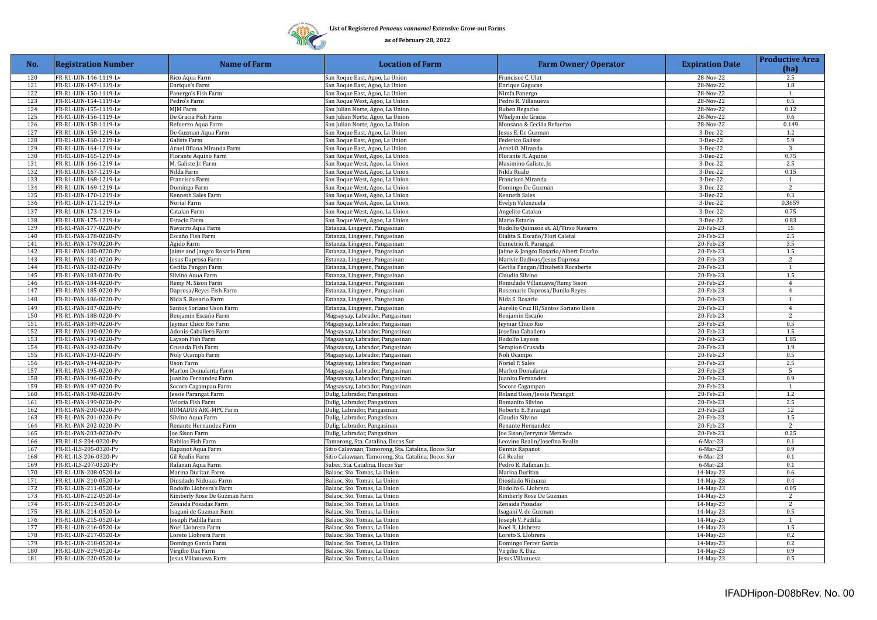**List of Registered *Penaeus vannamei* Extensive Grow-out Farms**

**as of February 28, 2022**

| No. | Registration Number | Name of Farm | Location of Farm | Farm Owner/ Operator | Expiration Date | Productive Area (ha) |
|---|---|---|---|---|---|---|
| 120 | FR-R1-LUN-146-1119-Lv | Rico Aqua Farm | San Roque East, Agoo, La Union | Francisco C. Ulat | 28-Nov-22 | 2.5 |
| 121 | FR-R1-LUN-147-1119-Lv | Enrique's Farm | San Roque East, Agoo, La Union | Enrique Gagucas | 28-Nov-22 | 1.8 |
| 122 | FR-R1-LUN-150-1119-Lv | Panergo's Fish Farm | San Roque East, Agoo, La Union | Nimfa Panergo | 28-Nov-22 | 1 |
| 123 | FR-R1-LUN-154-1119-Lv | Pedro's Farm | San Roque West, Agoo, La Union | Pedro R. Villanueva | 28-Nov-22 | 0.5 |
| 124 | FR-R1-LUN-155-1119-Lv | MJM Farm | San Julian Norte, Agoo, La Union | Ruben Regacho | 28-Nov-22 | 0.12 |
| 125 | FR-R1-LUN-156-1119-Lv | De Gracia Fish Farm | San Julian Norte, Agoo, La Union | Whelym de Gracia | 28-Nov-22 | 0.6 |
| 126 | FR-R1-LUN-158-1119-Lv | Refuerzo Aqua Farm | San Julian Norte, Agoo, La Union | Monsano & Cecilia Refuerzo | 28-Nov-22 | 0.149 |
| 127 | FR-R1-LUN-159-1219-Lv | De Guzman Aqua Farm | San Roque East, Agoo, La Union | Jesus E. De Guzman | 3-Dec-22 | 1.2 |
| 128 | FR-R1-LUN-160-1219-Lv | Galiste Farm | San Roque East, Agoo, La Union | Federico Galiste | 3-Dec-22 | 5.9 |
| 129 | FR-R1-LUN-164-1219-Lv | Arnel Ofiana Miranda Farm | San Roque East, Agoo, La Union | Arnel O. Miranda | 3-Dec-22 | 3 |
| 130 | FR-R1-LUN-165-1219-Lv | Florante Aquino Farm | San Roque West, Agoo, La Union | Florante R. Aquino | 3-Dec-22 | 0.75 |
| 131 | FR-R1-LUN-166-1219-Lv | M. Galiste Jr. Farm | San Roque West, Agoo, La Union | Maximino Galiste, Jr. | 3-Dec-22 | 2.5 |
| 132 | FR-R1-LUN-167-1219-Lv | Nilda Farm | San Roque West, Agoo, La Union | Nilda Rualo | 3-Dec-22 | 0.15 |
| 133 | FR-R1-LUN-168-1219-Lv | Francisco Farm | San Roque West, Agoo, La Union | Francisco Miranda | 3-Dec-22 | 1 |
| 134 | FR-R1-LUN-169-1219-Lv | Domingo Farm | San Roque West, Agoo, La Union | Domingo De Guzman | 3-Dec-22 | 2 |
| 135 | FR-R1-LUN-170-1219-Lv | Kenneth Sales Farm | San Roque West, Agoo, La Union | Kenneth Sales | 3-Dec-22 | 0.3 |
| 136 | FR-R1-LUN-171-1219-Lv | Norial Farm | San Roque West, Agoo, La Union | Evelyn Valenzuela | 3-Dec-22 | 0.3659 |
| 137 | FR-R1-LUN-173-1219-Lv | Catalan Farm | San Roque West, Agoo, La Union | Angelito Catalan | 3-Dec-22 | 0.75 |
| 138 | FR-R1-LUN-175-1219-Lv | Estacio Farm | San Roque West, Agoo, La Union | Mario Estacio | 3-Dec-22 | 0.83 |
| 139 | FR-R1-PAN-177-0220-Pv | Navarro Aqua Farm | Estanza, Lingayen, Pangasinan | Rodolfo Quimson et. Al/Tirso Navarro | 20-Feb-23 | 15 |
| 140 | FR-R1-PAN-178-0220-Pv | Escaño Fish Farm | Estanza, Lingayen, Pangasinan | Dialita S. Escaño/Flori Caletal | 20-Feb-23 | 2.5 |
| 141 | FR-R1-PAN-179-0220-Pv | Agido Farm | Estanza, Lingayen, Pangasinan | Demetrio R. Parangat | 20-Feb-23 | 3.5 |
| 142 | FR-R1-PAN-180-0220-Pv | Jaime and Jangco Rosario Farm | Estanza, Lingayen, Pangasinan | Jaime & Jangco Rosario/Albert Escaño | 20-Feb-23 | 1.5 |
| 143 | FR-R1-PAN-181-0220-Pv | Jesus Daprosa Farm | Estanza, Lingayen, Pangasinan | Marivic Dadivas/Jesus Daprosa | 20-Feb-23 | 2 |
| 144 | FR-R1-PAN-182-0220-Pv | Cecilia Pangan Farm | Estanza, Lingayen, Pangasinan | Cecilia Pangan/Elizabeth Rocaberte | 20-Feb-23 | 1 |
| 145 | FR-R1-PAN-183-0220-Pv | Silvino Aqua Farm | Estanza, Lingayen, Pangasinan | Claudio Silvino | 20-Feb-23 | 1.5 |
| 146 | FR-R1-PAN-184-0220-Pv | Remy M. Sison Farm | Estanza, Lingayen, Pangasinan | Romulado Villanueva/Remy Sison | 20-Feb-23 | 4 |
| 147 | FR-R1-PAN-185-0220-Pv | Daprosa/Reyes Fish Farm | Estanza, Lingayen, Pangasinan | Rosemarie Daprosa/Danilo Reyes | 20-Feb-23 | 4 |
| 148 | FR-R1-PAN-186-0220-Pv | Nida S. Rosario Farm | Estanza, Lingayen, Pangasinan | Nida S. Rosario | 20-Feb-23 | 1 |
| 149 | FR-R1-PAN-187-0220-Pv | Santos Soriano Uson Farm | Estanza, Lingayen, Pangasinan | Aurelio Cruz III/Santos Soriano Uson | 20-Feb-23 | 4 |
| 150 | FR-R1-PAN-188-0220-Pv | Benjamin Escaño Farm | Magsaysay, Labrador, Pangasinan | Benjamin Escaño | 20-Feb-23 | 2 |
| 151 | FR-R1-PAN-189-0220-Pv | Jeymar Chico Rio Farm | Magsaysay, Labrador, Pangasinan | Jeymar Chico Rio | 20-Feb-23 | 0.5 |
| 152 | FR-R1-PAN-190-0220-Pv | Adonis-Caballero Farm | Magsaysay, Labrador, Pangasinan | Josefina Caballero | 20-Feb-23 | 1.5 |
| 153 | FR-R1-PAN-191-0220-Pv | Layson Fish Farm | Magsaysay, Labrador, Pangasinan | Rodolfo Layson | 20-Feb-23 | 1.85 |
| 154 | FR-R1-PAN-192-0220-Pv | Crusada Fish Farm | Magsaysay, Labrador, Pangasinan | Serapion Crusada | 20-Feb-23 | 1.9 |
| 155 | FR-R1-PAN-193-0220-Pv | Noly Ocampo Farm | Magsaysay, Labrador, Pangasinan | Noli Ocampo | 20-Feb-23 | 0.5 |
| 156 | FR-R1-PAN-194-0220-Pv | Uson Farm | Magsaysay, Labrador, Pangasinan | Noriel P. Sales | 20-Feb-23 | 2.5 |
| 157 | FR-R1-PAN-195-0220-Pv | Marlon Domalanta Farm | Magsaysay, Labrador, Pangasinan | Marlon Domalanta | 20-Feb-23 | 5 |
| 158 | FR-R1-PAN-196-0220-Pv | Juanito Fernandez Farm | Magsaysay, Labrador, Pangasinan | Juanito Fernandez | 20-Feb-23 | 0.9 |
| 159 | FR-R1-PAN-197-0220-Pv | Socoro Cagampan Farm | Magsaysay, Labrador, Pangasinan | Socoro Cagampan | 20-Feb-23 | 1 |
| 160 | FR-R1-PAN-198-0220-Pv | Jessie Parangat Farm | Dulig, Labrador, Pangasinan | Roland Uson/Jessie Parangat | 20-Feb-23 | 1.2 |
| 161 | FR-R1-PAN-199-0220-Pv | Veloria Fish Farm | Dulig, Labrador, Pangasinan | Romanito Silvino | 20-Feb-23 | 2.5 |
| 162 | FR-R1-PAN-200-0220-Pv | BOMADUS ARC-MPC Farm | Dulig, Labrador, Pangasinan | Roberto E. Parangat | 20-Feb-23 | 12 |
| 163 | FR-R1-PAN-201-0220-Pv | Silvino Aqua Farm | Dulig, Labrador, Pangasinan | Claudio Silvino | 20-Feb-23 | 1.5 |
| 164 | FR-R1-PAN-202-0220-Pv | Renante Hernandez Farm | Dulig, Labrador, Pangasinan | Renante Hernandez | 20-Feb-23 | 2 |
| 165 | FR-R1-PAN-203-0220-Pv | Joe Sison Farm | Dulig, Labrador, Pangasinan | Joe Sison/Jerrymie Mercado | 20-Feb-23 | 0.25 |
| 166 | FR-R1-ILS-204-0320-Pv | Rabilas Fish Farm | Tamorong, Sta. Catalina, Ilocos Sur | Leovino Realin/Josefina Realin | 6-Mar-23 | 0.1 |
| 167 | FR-R1-ILS-205-0320-Pv | Rapanot Aqua Farm | Sitio Calawaan, Tamorong, Sta. Catalina, Ilocos Sur | Dennis Rapanot | 6-Mar-23 | 0.9 |
| 168 | FR-R1-ILS-206-0320-Pv | Gil Realin Farm | Sitio Calawaan, Tamorong, Sta. Catalina, Ilocos Sur | Gil Realin | 6-Mar-23 | 0.1 |
| 169 | FR-R1-ILS-207-0320-Pv | Rafanan Aqua Farm | Subec, Sta. Catalina, Ilocos Sur | Pedro R. Rafanan Jr. | 6-Mar-23 | 0.1 |
| 170 | FR-R1-LUN-208-0520-Lv | Marina Duritan Farm | Balaoc, Sto. Tomas, La Union | Marina Duritan | 14-May-23 | 0.6 |
| 171 | FR-R1-LUN-210-0520-Lv | Diosdado Niduaza Farm | Balaoc, Sto. Tomas, La Union | Diosdado Niduaza | 14-May-23 | 0.4 |
| 172 | FR-R1-LUN-211-0520-Lv | Rodolfo Llobrera's Farm | Balaoc, Sto. Tomas, La Union | Rodolfo G. Llobrera | 14-May-23 | 0.05 |
| 173 | FR-R1-LUN-212-0520-Lv | Kimberly Rose De Guzman Farm | Balaoc, Sto. Tomas, La Union | Kimberly Rose De Guzman | 14-May-23 | 2 |
| 174 | FR-R1-LUN-213-0520-Lv | Zenaida Posadas Farm | Balaoc, Sto. Tomas, La Union | Zenaida Posadas | 14-May-23 | 2 |
| 175 | FR-R1-LUN-214-0520-Lv | Isagani de Guzman Farm | Balaoc, Sto. Tomas, La Union | Isagani V. de Guzman | 14-May-23 | 0.5 |
| 176 | FR-R1-LUN-215-0520-Lv | Joseph Padilla Farm | Balaoc, Sto. Tomas, La Union | Joseph V. Padilla | 14-May-23 | 1 |
| 177 | FR-R1-LUN-216-0520-Lv | Noel Llobrera Farm | Balaoc, Sto. Tomas, La Union | Noel R. Llobrera | 14-May-23 | 1.5 |
| 178 | FR-R1-LUN-217-0520-Lv | Loreto Llobrera Farm | Balaoc, Sto. Tomas, La Union | Loreto S. Llobrera | 14-May-23 | 0.2 |
| 179 | FR-R1-LUN-218-0520-Lv | Domingo Garcia Farm | Balaoc, Sto. Tomas, La Union | Domingo Ferrer Garcia | 14-May-23 | 0.2 |
| 180 | FR-R1-LUN-219-0520-Lv | Virgilio Daz Farm | Balaoc, Sto. Tomas, La Union | Virgilio R. Daz | 14-May-23 | 0.9 |
| 181 | FR-R1-LUN-220-0520-Lv | Jesus Villanueva Farm | Balaoc, Sto. Tomas, La Union | Jesus Villanueva | 14-May-23 | 0.5 |

IFADHipon-D08bRev. No. 00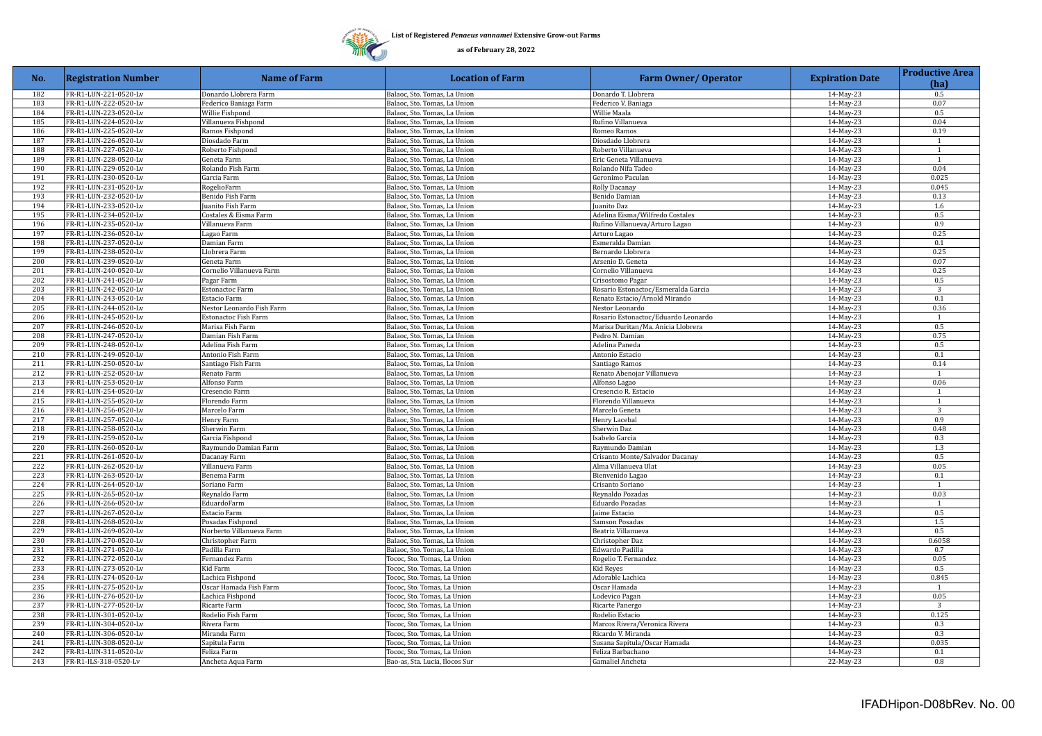List of Registered *Penaeus vannamei* Extensive Grow-out Farms

as of February 28, 2022

| No. | Registration Number | Name of Farm | Location of Farm | Farm Owner/ Operator | Expiration Date | Productive Area (ha) |
|---|---|---|---|---|---|---|
| 182 | FR-R1-LUN-221-0520-Lv | Donardo Llobrera Farm | Balaoc, Sto. Tomas, La Union | Donardo T. Llobrera | 14-May-23 | 0.5 |
| 183 | FR-R1-LUN-222-0520-Lv | Federico Baniaga Farm | Balaoc, Sto. Tomas, La Union | Federico V. Baniaga | 14-May-23 | 0.07 |
| 184 | FR-R1-LUN-223-0520-Lv | Willie Fishpond | Balaoc, Sto. Tomas, La Union | Willie Maala | 14-May-23 | 0.5 |
| 185 | FR-R1-LUN-224-0520-Lv | Villanueva Fishpond | Balaoc, Sto. Tomas, La Union | Rufino Villanueva | 14-May-23 | 0.04 |
| 186 | FR-R1-LUN-225-0520-Lv | Ramos Fishpond | Balaoc, Sto. Tomas, La Union | Romeo Ramos | 14-May-23 | 0.19 |
| 187 | FR-R1-LUN-226-0520-Lv | Diosdado Farm | Balaoc, Sto. Tomas, La Union | Diosdado Llobrera | 14-May-23 | 1 |
| 188 | FR-R1-LUN-227-0520-Lv | Roberto Fishpond | Balaoc, Sto. Tomas, La Union | Roberto Villanueva | 14-May-23 | 1 |
| 189 | FR-R1-LUN-228-0520-Lv | Geneta Farm | Balaoc, Sto. Tomas, La Union | Eric Geneta Villanueva | 14-May-23 | 1 |
| 190 | FR-R1-LUN-229-0520-Lv | Rolando Fish Farm | Balaoc, Sto. Tomas, La Union | Rolando Nifa Tadeo | 14-May-23 | 0.04 |
| 191 | FR-R1-LUN-230-0520-Lv | Garcia Farm | Balaoc, Sto. Tomas, La Union | Geronimo Paculan | 14-May-23 | 0.025 |
| 192 | FR-R1-LUN-231-0520-Lv | RogelioFarm | Balaoc, Sto. Tomas, La Union | Rolly Dacanay | 14-May-23 | 0.045 |
| 193 | FR-R1-LUN-232-0520-Lv | Benido Fish Farm | Balaoc, Sto. Tomas, La Union | Benido Damian | 14-May-23 | 0.13 |
| 194 | FR-R1-LUN-233-0520-Lv | Juanito Fish Farm | Balaoc, Sto. Tomas, La Union | Juanito Daz | 14-May-23 | 1.6 |
| 195 | FR-R1-LUN-234-0520-Lv | Costales & Eisma Farm | Balaoc, Sto. Tomas, La Union | Adelina Eisma/Wilfredo Costales | 14-May-23 | 0.5 |
| 196 | FR-R1-LUN-235-0520-Lv | Villanueva Farm | Balaoc, Sto. Tomas, La Union | Rufino Villanueva/Arturo Lagao | 14-May-23 | 0.9 |
| 197 | FR-R1-LUN-236-0520-Lv | Lagao Farm | Balaoc, Sto. Tomas, La Union | Arturo Lagao | 14-May-23 | 0.25 |
| 198 | FR-R1-LUN-237-0520-Lv | Damian Farm | Balaoc, Sto. Tomas, La Union | Esmeralda Damian | 14-May-23 | 0.1 |
| 199 | FR-R1-LUN-238-0520-Lv | Llobrera Farm | Balaoc, Sto. Tomas, La Union | Bernardo Llobrera | 14-May-23 | 0.25 |
| 200 | FR-R1-LUN-239-0520-Lv | Geneta Farm | Balaoc, Sto. Tomas, La Union | Arsenio D. Geneta | 14-May-23 | 0.07 |
| 201 | FR-R1-LUN-240-0520-Lv | Cornelio Villanueva Farm | Balaoc, Sto. Tomas, La Union | Cornelio Villanueva | 14-May-23 | 0.25 |
| 202 | FR-R1-LUN-241-0520-Lv | Pagar Farm | Balaoc, Sto. Tomas, La Union | Crisostomo Pagar | 14-May-23 | 0.5 |
| 203 | FR-R1-LUN-242-0520-Lv | Estonactoc Farm | Balaoc, Sto. Tomas, La Union | Rosario Estonactoc/Esmeralda Garcia | 14-May-23 | 3 |
| 204 | FR-R1-LUN-243-0520-Lv | Estacio Farm | Balaoc, Sto. Tomas, La Union | Renato Estacio/Arnold Mirando | 14-May-23 | 0.1 |
| 205 | FR-R1-LUN-244-0520-Lv | Nestor Leonardo Fish Farm | Balaoc, Sto. Tomas, La Union | Nestor Leonardo | 14-May-23 | 0.36 |
| 206 | FR-R1-LUN-245-0520-Lv | Estonactoc Fish Farm | Balaoc, Sto. Tomas, La Union | Rosario Estonactoc/Eduardo Leonardo | 14-May-23 | 1 |
| 207 | FR-R1-LUN-246-0520-Lv | Marisa Fish Farm | Balaoc, Sto. Tomas, La Union | Marisa Duritan/Ma. Anicia Llobrera | 14-May-23 | 0.5 |
| 208 | FR-R1-LUN-247-0520-Lv | Damian Fish Farm | Balaoc, Sto. Tomas, La Union | Pedro N. Damian | 14-May-23 | 0.75 |
| 209 | FR-R1-LUN-248-0520-Lv | Adelina Fish Farm | Balaoc, Sto. Tomas, La Union | Adelina Paneda | 14-May-23 | 0.5 |
| 210 | FR-R1-LUN-249-0520-Lv | Antonio Fish Farm | Balaoc, Sto. Tomas, La Union | Antonio Estacio | 14-May-23 | 0.1 |
| 211 | FR-R1-LUN-250-0520-Lv | Santiago Fish Farm | Balaoc, Sto. Tomas, La Union | Santiago Ramos | 14-May-23 | 0.14 |
| 212 | FR-R1-LUN-252-0520-Lv | Renato Farm | Balaoc, Sto. Tomas, La Union | Renato Abenojar Villanueva | 14-May-23 | 1 |
| 213 | FR-R1-LUN-253-0520-Lv | Alfonso Farm | Balaoc, Sto. Tomas, La Union | Alfonso Lagao | 14-May-23 | 0.06 |
| 214 | FR-R1-LUN-254-0520-Lv | Cresencio Farm | Balaoc, Sto. Tomas, La Union | Cresencio R. Estacio | 14-May-23 | 1 |
| 215 | FR-R1-LUN-255-0520-Lv | Florendo Farm | Balaoc, Sto. Tomas, La Union | Florendo Villanueva | 14-May-23 | 1 |
| 216 | FR-R1-LUN-256-0520-Lv | Marcelo Farm | Balaoc, Sto. Tomas, La Union | Marcelo Geneta | 14-May-23 | 3 |
| 217 | FR-R1-LUN-257-0520-Lv | Henry Farm | Balaoc, Sto. Tomas, La Union | Henry Lacebal | 14-May-23 | 0.9 |
| 218 | FR-R1-LUN-258-0520-Lv | Sherwin Farm | Balaoc, Sto. Tomas, La Union | Sherwin Daz | 14-May-23 | 0.48 |
| 219 | FR-R1-LUN-259-0520-Lv | Garcia Fishpond | Balaoc, Sto. Tomas, La Union | Isabelo Garcia | 14-May-23 | 0.3 |
| 220 | FR-R1-LUN-260-0520-Lv | Raymundo Damian Farm | Balaoc, Sto. Tomas, La Union | Raymundo Damian | 14-May-23 | 1.3 |
| 221 | FR-R1-LUN-261-0520-Lv | Dacanay Farm | Balaoc, Sto. Tomas, La Union | Crisanto Monte/Salvador Dacanay | 14-May-23 | 0.5 |
| 222 | FR-R1-LUN-262-0520-Lv | Villanueva Farm | Balaoc, Sto. Tomas, La Union | Alma Villanueva Ulat | 14-May-23 | 0.05 |
| 223 | FR-R1-LUN-263-0520-Lv | Benema Farm | Balaoc, Sto. Tomas, La Union | Bienvenido Lagao | 14-May-23 | 0.1 |
| 224 | FR-R1-LUN-264-0520-Lv | Soriano Farm | Balaoc, Sto. Tomas, La Union | Crisanto Soriano | 14-May-23 | 1 |
| 225 | FR-R1-LUN-265-0520-Lv | Reynaldo Farm | Balaoc, Sto. Tomas, La Union | Reynaldo Pozadas | 14-May-23 | 0.03 |
| 226 | FR-R1-LUN-266-0520-Lv | EduardoFarm | Balaoc, Sto. Tomas, La Union | Eduardo Pozadas | 14-May-23 | 1 |
| 227 | FR-R1-LUN-267-0520-Lv | Estacio Farm | Balaoc, Sto. Tomas, La Union | Jaime Estacio | 14-May-23 | 0.5 |
| 228 | FR-R1-LUN-268-0520-Lv | Posadas Fishpond | Balaoc, Sto. Tomas, La Union | Samson Posadas | 14-May-23 | 1.5 |
| 229 | FR-R1-LUN-269-0520-Lv | Norberto Villanueva Farm | Balaoc, Sto. Tomas, La Union | Beatriz Villanueva | 14-May-23 | 0.5 |
| 230 | FR-R1-LUN-270-0520-Lv | Christopher Farm | Balaoc, Sto. Tomas, La Union | Christopher Daz | 14-May-23 | 0.6058 |
| 231 | FR-R1-LUN-271-0520-Lv | Padilla Farm | Balaoc, Sto. Tomas, La Union | Edwardo Padilla | 14-May-23 | 0.7 |
| 232 | FR-R1-LUN-272-0520-Lv | Fernandez Farm | Tococ, Sto. Tomas, La Union | Rogelio T. Fernandez | 14-May-23 | 0.05 |
| 233 | FR-R1-LUN-273-0520-Lv | Kid Farm | Tococ, Sto. Tomas, La Union | Kid Reyes | 14-May-23 | 0.5 |
| 234 | FR-R1-LUN-274-0520-Lv | Lachica Fishpond | Tococ, Sto. Tomas, La Union | Adorable Lachica | 14-May-23 | 0.845 |
| 235 | FR-R1-LUN-275-0520-Lv | Oscar Hamada Fish Farm | Tococ, Sto. Tomas, La Union | Oscar Hamada | 14-May-23 | 1 |
| 236 | FR-R1-LUN-276-0520-Lv | Lachica Fishpond | Tococ, Sto. Tomas, La Union | Lodevico Pagan | 14-May-23 | 0.05 |
| 237 | FR-R1-LUN-277-0520-Lv | Ricarte Farm | Tococ, Sto. Tomas, La Union | Ricarte Panergo | 14-May-23 | 3 |
| 238 | FR-R1-LUN-301-0520-Lv | Rodelio Fish Farm | Tococ, Sto. Tomas, La Union | Rodelio Estacio | 14-May-23 | 0.125 |
| 239 | FR-R1-LUN-304-0520-Lv | Rivera Farm | Tococ, Sto. Tomas, La Union | Marcos Rivera/Veronica Rivera | 14-May-23 | 0.3 |
| 240 | FR-R1-LUN-306-0520-Lv | Miranda Farm | Tococ, Sto. Tomas, La Union | Ricardo V. Miranda | 14-May-23 | 0.3 |
| 241 | FR-R1-LUN-308-0520-Lv | Sapitula Farm | Tococ, Sto. Tomas, La Union | Susana Sapitula/Oscar Hamada | 14-May-23 | 0.035 |
| 242 | FR-R1-LUN-311-0520-Lv | Feliza Farm | Tococ, Sto. Tomas, La Union | Feliza Barbachano | 14-May-23 | 0.1 |
| 243 | FR-R1-ILS-318-0520-Lv | Ancheta Aqua Farm | Bao-as, Sta. Lucia, Ilocos Sur | Gamaliel Ancheta | 22-May-23 | 0.8 |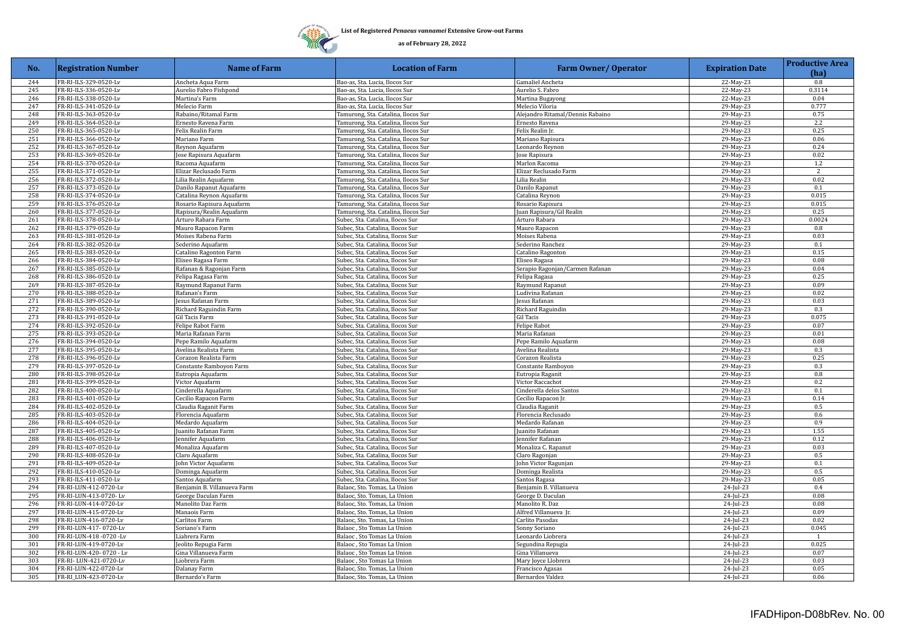**List of Registered *Penaeus vannamei* Extensive Grow-out Farms**

**as of February 28, 2022**

| No. | Registration Number | Name of Farm | Location of Farm | Farm Owner/ Operator | Expiration Date | Productive Area (ha) |
|---|---|---|---|---|---|---|
| 244 | FR-RI-ILS-329-0520-Lv | Ancheta Aqua Farm | Bao-as, Sta. Lucia, Ilocos Sur | Gamaliel Ancheta | 22-May-23 | 0.8 |
| 245 | FR-RI-ILS-336-0520-Lv | Aurelio Fabro Fishpond | Bao-as, Sta. Lucia, Ilocos Sur | Aurelio S. Fabro | 22-May-23 | 0.3114 |
| 246 | FR-RI-ILS-338-0520-Lv | Martina's Farm | Bao-as, Sta. Lucia, Ilocos Sur | Martina Bugayong | 22-May-23 | 0.04 |
| 247 | FR-RI-ILS-341-0520-Lv | Melecio Farm | Bao-as, Sta. Lucia, Ilocos Sur | Melecio Viloria | 29-May-23 | 0.777 |
| 248 | FR-RI-ILS-363-0520-Lv | Rabaino/Ritamal Farm | Tamurong, Sta. Catalina, Ilocos Sur | Alejandro Ritamal/Dennis Rabaino | 29-May-23 | 0.75 |
| 249 | FR-RI-ILS-364-0520-Lv | Ernesto Ravena Farm | Tamurong, Sta. Catalina, Ilocos Sur | Ernesto Ravena | 29-May-23 | 2.2 |
| 250 | FR-RI-ILS-365-0520-Lv | Felix Realin Farm | Tamurong, Sta. Catalina, Ilocos Sur | Felix Realin Jr. | 29-May-23 | 0.25 |
| 251 | FR-RI-ILS-366-0520-Lv | Mariano Farm | Tamurong, Sta. Catalina, Ilocos Sur | Mariano Rapisura | 29-May-23 | 0.06 |
| 252 | FR-RI-ILS-367-0520-Lv | Reynon Aquafarm | Tamurong, Sta. Catalina, Ilocos Sur | Leonardo Reynon | 29-May-23 | 0.24 |
| 253 | FR-RI-ILS-369-0520-Lv | Jose Rapisura Aquafarm | Tamurong, Sta. Catalina, Ilocos Sur | Jose Rapisura | 29-May-23 | 0.02 |
| 254 | FR-RI-ILS-370-0520-Lv | Racoma Aquafarm | Tamurong, Sta. Catalina, Ilocos Sur | Marlon Racoma | 29-May-23 | 1.2 |
| 255 | FR-RI-ILS-371-0520-Lv | Elizar Reclusado Farm | Tamurong, Sta. Catalina, Ilocos Sur | Elizar Reclusado Farm | 29-May-23 | 2 |
| 256 | FR-RI-ILS-372-0520-Lv | Lilia Realin Aquafarm | Tamurong, Sta. Catalina, Ilocos Sur | Lilia Realin | 29-May-23 | 0.02 |
| 257 | FR-RI-ILS-373-0520-Lv | Danilo Rapanut Aquafarm | Tamurong, Sta. Catalina, Ilocos Sur | Danilo Rapanut | 29-May-23 | 0.1 |
| 258 | FR-RI-ILS-374-0520-Lv | Catalina Reynon Aquafarm | Tamurong, Sta. Catalina, Ilocos Sur | Catalina Reynon | 29-May-23 | 0.015 |
| 259 | FR-RI-ILS-376-0520-Lv | Rosario Rapisura Aquafarm | Tamurong, Sta. Catalina, Ilocos Sur | Rosario Rapisura | 29-May-23 | 0.015 |
| 260 | FR-RI-ILS-377-0520-Lv | Rapisura/Realin Aquafarm | Tamurong, Sta. Catalina, Ilocos Sur | Juan Rapisura/Gil Realin | 29-May-23 | 0.25 |
| 261 | FR-RI-ILS-378-0520-Lv | Arturo Rabara Farm | Subec, Sta. Catalina, Ilocos Sur | Arturo Rabara | 29-May-23 | 0.0024 |
| 262 | FR-RI-ILS-379-0520-Lv | Mauro Rapacon Farm | Subec, Sta. Catalina, Ilocos Sur | Mauro Rapacon | 29-May-23 | 0.8 |
| 263 | FR-RI-ILS-381-0520-Lv | Moises Rabena Farm | Subec, Sta. Catalina, Ilocos Sur | Moises Rabena | 29-May-23 | 0.03 |
| 264 | FR-RI-ILS-382-0520-Lv | Sederino Aquafarm | Subec, Sta. Catalina, Ilocos Sur | Sederino Ranchez | 29-May-23 | 0.1 |
| 265 | FR-RI-ILS-383-0520-Lv | Catalino Ragonton Farm | Subec, Sta. Catalina, Ilocos Sur | Catalino Ragonton | 29-May-23 | 0.15 |
| 266 | FR-RI-ILS-384-0520-Lv | Eliseo Ragasa Farm | Subec, Sta. Catalina, Ilocos Sur | Eliseo Ragasa | 29-May-23 | 0.08 |
| 267 | FR-RI-ILS-385-0520-Lv | Rafanan & Ragonjan Farm | Subec, Sta. Catalina, Ilocos Sur | Serapio Ragonjan/Carmen Rafanan | 29-May-23 | 0.04 |
| 268 | FR-RI-ILS-386-0520-Lv | Felipa Ragasa Farm | Subec, Sta. Catalina, Ilocos Sur | Felipa Ragasa | 29-May-23 | 0.25 |
| 269 | FR-RI-ILS-387-0520-Lv | Raymund Rapanut Farm | Subec, Sta. Catalina, Ilocos Sur | Raymund Rapanut | 29-May-23 | 0.09 |
| 270 | FR-RI-ILS-388-0520-Lv | Rafanan's Farm | Subec, Sta. Catalina, Ilocos Sur | Ludivina Rafanan | 29-May-23 | 0.02 |
| 271 | FR-RI-ILS-389-0520-Lv | Jesus Rafanan Farm | Subec, Sta. Catalina, Ilocos Sur | Jesus Rafanan | 29-May-23 | 0.03 |
| 272 | FR-RI-ILS-390-0520-Lv | Richard Raguindin Farm | Subec, Sta. Catalina, Ilocos Sur | Richard Raguindin | 29-May-23 | 0.3 |
| 273 | FR-RI-ILS-391-0520-Lv | Gil Tacis Farm | Subec, Sta. Catalina, Ilocos Sur | Gil Tacis | 29-May-23 | 0.075 |
| 274 | FR-RI-ILS-392-0520-Lv | Felipe Rabot Farm | Subec, Sta. Catalina, Ilocos Sur | Felipe Rabot | 29-May-23 | 0.07 |
| 275 | FR-RI-ILS-393-0520-Lv | Maria Rafanan Farm | Subec, Sta. Catalina, Ilocos Sur | Maria Rafanan | 29-May-23 | 0.01 |
| 276 | FR-RI-ILS-394-0520-Lv | Pepe Ramilo Aquafarm | Subec, Sta. Catalina, Ilocos Sur | Pepe Ramilo Aquafarm | 29-May-23 | 0.08 |
| 277 | FR-RI-ILS-395-0520-Lv | Avelina Realista Farm | Subec, Sta. Catalina, Ilocos Sur | Avelina Realista | 29-May-23 | 0.3 |
| 278 | FR-RI-ILS-396-0520-Lv | Corazon Realista Farm | Subec, Sta. Catalina, Ilocos Sur | Corazon Realista | 29-May-23 | 0.25 |
| 279 | FR-RI-ILS-397-0520-Lv | Constante Ramboyon Farm | Subec, Sta. Catalina, Ilocos Sur | Constante Ramboyon | 29-May-23 | 0.3 |
| 280 | FR-RI-ILS-398-0520-Lv | Eutropia Aquafarm | Subec, Sta. Catalina, Ilocos Sur | Eutropia Raganit | 29-May-23 | 0.8 |
| 281 | FR-RI-ILS-399-0520-Lv | Victor Aquafarm | Subec, Sta. Catalina, Ilocos Sur | Victor Raccachot | 29-May-23 | 0.2 |
| 282 | FR-RI-ILS-400-0520-Lv | Cinderella Aquafarm | Subec, Sta. Catalina, Ilocos Sur | Cinderella delos Santos | 29-May-23 | 0.1 |
| 283 | FR-RI-ILS-401-0520-Lv | Cecilio Rapacon Farm | Subec, Sta. Catalina, Ilocos Sur | Cecilio Rapacon Jr. | 29-May-23 | 0.14 |
| 284 | FR-RI-ILS-402-0520-Lv | Claudia Raganit Farm | Subec, Sta. Catalina, Ilocos Sur | Claudia Raganit | 29-May-23 | 0.5 |
| 285 | FR-RI-ILS-403-0520-Lv | Florencia Aquafarm | Subec, Sta. Catalina, Ilocos Sur | Florencia Reclusado | 29-May-23 | 0.6 |
| 286 | FR-RI-ILS-404-0520-Lv | Medardo Aquafarm | Subec, Sta. Catalina, Ilocos Sur | Medardo Rafanan | 29-May-23 | 0.9 |
| 287 | FR-RI-ILS-405-0520-Lv | Juanito Rafanan Farm | Subec, Sta. Catalina, Ilocos Sur | Juanito Rafanan | 29-May-23 | 1.55 |
| 288 | FR-RI-ILS-406-0520-Lv | Jennifer Aquafarm | Subec, Sta. Catalina, Ilocos Sur | Jennifer Rafanan | 29-May-23 | 0.12 |
| 289 | FR-RI-ILS-407-0520-Lv | Monaliza Aquafarm | Subec, Sta. Catalina, Ilocos Sur | Monaliza C. Rapanut | 29-May-23 | 0.03 |
| 290 | FR-RI-ILS-408-0520-Lv | Claro Aquafarm | Subec, Sta. Catalina, Ilocos Sur | Claro Ragonjan | 29-May-23 | 0.5 |
| 291 | FR-RI-ILS-409-0520-Lv | John Victor Aquafarm | Subec, Sta. Catalina, Ilocos Sur | John Victor Ragunjan | 29-May-23 | 0.1 |
| 292 | FR-RI-ILS-410-0520-Lv | Dominga Aquafarm | Subec, Sta. Catalina, Ilocos Sur | Dominga Realista | 29-May-23 | 0.5 |
| 293 | FR-RI-ILS-411-0520-Lv | Santos Aquafarm | Subec, Sta. Catalina, Ilocos Sur | Santos Ragasa | 29-May-23 | 0.05 |
| 294 | FR-RI-LUN-412-0720-Lv | Benjamin B. Villanueva Farm | Balaoc, Sto. Tomas, La Union | Benjamin B. Villanueva | 24-Jul-23 | 0.4 |
| 295 | FR-RI-LUN-413-0720- Lv | George Daculan Farm | Balaoc, Sto. Tomas, La Union | George D. Daculan | 24-Jul-23 | 0.08 |
| 296 | FR-RI-LUN-414-0720-Lv | Manolito Daz Farm | Balaoc, Sto. Tomas, La Union | Manolito R. Daz | 24-Jul-23 | 0.08 |
| 297 | FR-RI-LUN-415-0720-Lv | Manaois Farm | Balaoc, Sto. Tomas, La Union | Alfred Villanueva Jr. | 24-Jul-23 | 0.09 |
| 298 | FR-RI-LUN-416-0720-Lv | Carlitos Farm | Balaoc, Sto. Tomas, La Union | Carlito Pasodas | 24-Jul-23 | 0.02 |
| 299 | FR-RI-LUN-417- 0720-Lv | Soriano's Farm | Balaoc , Sto. Tomas La Union | Sonny Soriano | 24-Jul-23 | 0.045 |
| 300 | FR-RI-LUN-418 -0720 -Lv | Liabrera Farm | Balaoc , Sto Tomas La Union | Leonardo Liobrera | 24-Jul-23 | 1 |
| 301 | FR-RI-LUN-419-0720-Lv | Jeolito Repugia Farm | Balaoc , Sto Tomas La Union | Segundina Repugia | 24-Jul-23 | 0.025 |
| 302 | FR-RI-LUN-420- 0720 - Lv | Gina Villanueva Farm | Balaoc , Sto Tomas La Union | Gina Villanueva | 24-Jul-23 | 0.07 |
| 303 | FR-RI- LUN-421-0720-Lv | Liobrera Farm | Balaoc , Sto Tomas La Union | Mary Joyce Llobrera | 24-Jul-23 | 0.03 |
| 304 | FR-RI-LUN-422-0720-Lv | Dalanay Farm | Balaoc, Sto. Tomas, La Union | Francisco Agasas | 24-Jul-23 | 0.05 |
| 305 | FR-RI_LUN-423-0720-Lv | Bernardo's Farm | Balaoc, Sto. Tomas, La Union | Bernardos Valdez | 24-Jul-23 | 0.06 |

IFADHipon-D08bRev. No. 00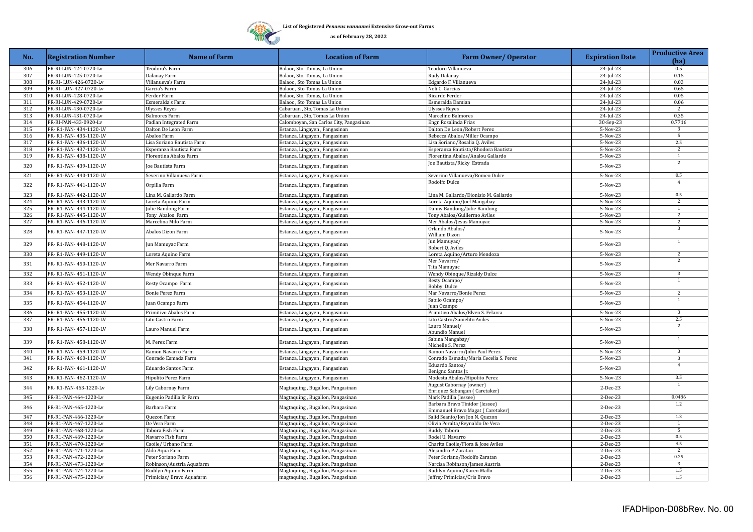**List of Registered *Penaeus vannamei* Extensive Grow-out Farms**

**as of February 28, 2022**

| No. | Registration Number | Name of Farm | Location of Farm | Farm Owner/ Operator | Expiration Date | Productive Area (ha) |
|---|---|---|---|---|---|---|
| 306 | FR-RI-LUN-424-0720-Lv | Teodora's Farm | Balaoc, Sto. Tomas, La Union | Teodoro Villanueva | 24-Jul-23 | 0.5 |
| 307 | FR-RI-LUN-425-0720-Lv | Dalanay Farm | Balaoc, Sto. Tomas, La Union | Rudy Dalanay | 24-Jul-23 | 0.15 |
| 308 | FR-RI- LUN-426-0720-Lv | Villanueva's Farm | Balaoc , Sto Tomas La Union | Edgardo F. Villanueva | 24-Jul-23 | 0.03 |
| 309 | FR-RI- LUN-427-0720-Lv | Garcia's Farm | Balaoc , Sto Tomas La Union | Noli C. Garcias | 24-Jul-23 | 0.65 |
| 310 | FR-RI-LUN-428-0720-Lv | Ferder Farm | Balaoc, Sto. Tomas, La Union | Ricardo Ferder | 24-Jul-23 | 0.05 |
| 311 | FR-RI-LUN-429-0720-Lv | Esmeralda's Farm | Balaoc , Sto Tomas La Union | Esmeralda Damian | 24-Jul-23 | 0.06 |
| 312 | FR-RI-LUN-430-0720-Lv | Ulysses Reyes | Cabaruan , Sto, Tomas La Union | Ulysses Reyes | 24-Jul-23 | 2 |
| 313 | FR-RI-LUN-431-0720-Lv | Balmores Farm | Cabaruan , Sto, Tomas La Union | Marcelino Balmores | 24-Jul-23 | 0.35 |
| 314 | FR-RI-PAN-433-0920-Lv | Padlan Integrated Farm | Calomboyan, San Carlos City, Pangasinan | Engr. Rosalinda Frias | 30-Sep-23 | 0.7716 |
| 315 | FR- R1-PAN- 434-1120-LV | Dalton De Leon Farm | Estanza, Lingayen , Pangasinan | Dalton De Leon/Robert Perez | 5-Nov-23 | 3 |
| 316 | FR- R1-PAN- 435-1120-LV | Abalos Farm | Estanza, Lingayen , Pangasinan | Rebecca Abalos/Miller Ocampo | 5-Nov-23 | 5 |
| 317 | FR- R1-PAN- 436-1120-LV | Lisa Soriano Bautista Farm | Estanza, Lingayen , Pangasinan | Lisa Soriano/Rosalia Q. Aviles | 5-Nov-23 | 2.5 |
| 318 | FR- R1-PAN- 437-1120-LV | Esperanza Bautista Farm | Estanza, Lingayen , Pangasinan | Esperanza Bautista/Rhodora Bautista | 5-Nov-23 | 2 |
| 319 | FR- R1-PAN- 438-1120-LV | Florentina Abalos Farm | Estanza, Lingayen , Pangasinan | Florentina Abalos/Analou Gallardo | 5-Nov-23 | 1 |
| 320 | FR- R1-PAN- 439-1120-LV | Joe Bautista Farm | Estanza, Lingayen , Pangasinan | Joe Bautista/Ricky Estrada | 5-Nov-23 | 2 |
| 321 | FR- R1-PAN- 440-1120-LV | Severino Villanueva Farm | Estanza, Lingayen , Pangasinan | Severino Villanueva/Romeo Dulce | 5-Nov-23 | 0.5 |
| 322 | FR- R1-PAN- 441-1120-LV | Orpilla Farm | Estanza, Lingayen , Pangasinan | Rodolfo Dulce | 5-Nov-23 | 4 |
| 323 | FR- R1-PAN- 442-1120-LV | Lina M. Gallardo Farm | Estanza, Lingayen , Pangasinan | Lina M. Gallardo/Dionisio M. Gallardo | 5-Nov-23 | 0.5 |
| 324 | FR- R1-PAN- 443-1120-LV | Loreta Aquino Farm | Estanza, Lingayen , Pangasinan | Loreta Aquino/Joel Mangabay | 5-Nov-23 | 2 |
| 325 | FR- R1-PAN- 444-1120-LV | Julie Bandong Farm | Estanza, Lingayen , Pangasinan | Danny Bandong/Julie Bandong | 5-Nov-23 | 1 |
| 326 | FR- R1-PAN- 445-1120-LV | Tony Abalos Farm | Estanza, Lingayen , Pangasinan | Tony Abalos/Guillermo Aviles | 5-Nov-23 | 2 |
| 327 | FR- R1-PAN- 446-1120-LV | Marcelina Milo Farm | Estanza, Lingayen , Pangasinan | Mer Abalos/Jesus Mamuyac | 5-Nov-23 | 2 |
| 328 | FR- R1-PAN- 447-1120-LV | Abalos Dizon Farm | Estanza, Lingayen , Pangasinan | Orlando Abalos/ William Dizon | 5-Nov-23 | 3 |
| 329 | FR- R1-PAN- 448-1120-LV | Jun Mamuyac Farm | Estanza, Lingayen , Pangasinan | Jun Mamuyac/ Robert Q. Aviles | 5-Nov-23 | 1 |
| 330 | FR- R1-PAN- 449-1120-LV | Loreta Aquino Farm | Estanza, Lingayen , Pangasinan | Loreta Aquino/Arturo Mendoza | 5-Nov-23 | 2 |
| 331 | FR- R1-PAN- 450-1120-LV | Mer Navarro Farm | Estanza, Lingayen , Pangasinan | Mer Navarro/ Tita Mamuyac | 5-Nov-23 | 2 |
| 332 | FR- R1-PAN- 451-1120-LV | Wendy Obinque Farm | Estanza, Lingayen , Pangasinan | Wendy Obinque/Rizaldy Dulce | 5-Nov-23 | 3 |
| 333 | FR- R1-PAN- 452-1120-LV | Resty Ocampo Farm | Estanza, Lingayen , Pangasinan | Resty Ocampo/ Bobby Dulce | 5-Nov-23 | 1 |
| 334 | FR- R1-PAN- 453-1120-LV | Bonie Perez Farm | Estanza, Lingayen , Pangasinan | Mar Navarro/Bonie Perez | 5-Nov-23 | 2 |
| 335 | FR- R1-PAN- 454-1120-LV | Juan Ocampo Farm | Estanza, Lingayen , Pangasinan | Sabilo Ocampo/ Juan Ocampo | 5-Nov-23 | 1 |
| 336 | FR- R1-PAN- 455-1120-LV | Primitivo Abalos Farm | Estanza, Lingayen , Pangasinan | Primitivo Abalos/Elven S. Felarca | 5-Nov-23 | 3 |
| 337 | FR- R1-PAN- 456-1120-LV | Lito Castro Farm | Estanza, Lingayen , Pangasinan | Lito Castro/Sanielito Aviles | 5-Nov-23 | 2.5 |
| 338 | FR- R1-PAN- 457-1120-LV | Lauro Manuel Farm | Estanza, Lingayen , Pangasinan | Lauro Manuel/ Abundio Manuel | 5-Nov-23 | 2 |
| 339 | FR- R1-PAN- 458-1120-LV | M. Perez Farm | Estanza, Lingayen , Pangasinan | Sabina Mangabay/ Michelle S. Perez | 5-Nov-23 | 1 |
| 340 | FR- R1-PAN- 459-1120-LV | Ramon Navarro Farm | Estanza, Lingayen , Pangasinan | Ramon Navarro/John Paul Perez | 5-Nov-23 | 3 |
| 341 | FR- R1-PAN- 460-1120-LV | Conrado Esmada Farm | Estanza, Lingayen , Pangasinan | Conrado Esmada/Maria Cecelia S. Perez | 5-Nov-23 | 3 |
| 342 | FR- R1-PAN- 461-1120-LV | Eduardo Santos Farm | Estanza, Lingayen , Pangasinan | Eduardo Santos/ Benigno Santos Jr. | 5-Nov-23 | 4 |
| 343 | FR- R1-PAN- 462-1120-LV | Hipolito Perez Farm | Estanza, Lingayen , Pangasinan | Modesta Abalos/Hipolito Perez | 5-Nov-23 | 3.5 |
| 344 | FR- R1-PAN-463-1220-Lv | Lily Cabornay Farm | Magtaquing , Bugallon, Pangasinan | August Cabornay (owner) Enriquez Sabangan ( Caretaker) | 2-Dec-23 | 1 |
| 345 | FR-R1-PAN-464-1220-Lv | Eugenio Padilla Sr Farm | Magtaquing , Bugallon, Pangasinan | Mark Padilla (lessee) | 2-Dec-23 | 0.0486 |
| 346 | FR-R1-PAN-465-1220-Lv | Barbara Farm | Magtaquing , Bugallon, Pangasinan | Barbara Bravo Tinidor (lessee) Emmanuel Bravo Magat ( Caretaker) | 2-Dec-23 | 1.2 |
| 347 | FR-R1-PAN-466-1220-Lv | Quezon Farm | Magtaquing , Bugallon, Pangasinan | Salid Seanio/Jon Jon N. Quezon | 2-Dec-23 | 1.3 |
| 348 | FR-R1-PAN-467-1220-Lv | De Vera Farm | Magtaquing , Bugallon, Pangasinan | Olivia Peralta/Reynaldo De Vera | 2-Dec-23 | 1 |
| 349 | FR-R1-PAN-468-1220-Lv | Tabora Fish Farm | Magtaquing , Bugallon, Pangasinan | Buddy Tabora | 2-Dec-23 | 5 |
| 350 | FR-R1-PAN-469-1220-Lv | Navarro Fish Farm | Magtaquing , Bugallon, Pangasinan | Rodel U. Navarro | 2-Dec-23 | 0.5 |
| 351 | FR-R1-PAN-470-1220-Lv | Caoile/ Urbano Farm | Magtaquing , Bugallon, Pangasinan | Charita Caoile/Flora & Jose Aviles | 2-Dec-23 | 4.5 |
| 352 | FR-R1-PAN-471-1220-Lv | Aldo Aqua Farm | Magtaquing , Bugallon, Pangasinan | Alejandro P. Zaratan | 2-Dec-23 | 2 |
| 353 | FR-R1-PAN-472-1220-Lv | Peter Soriano Farm | Magtaquing , Bugallon, Pangasinan | Peter Soriano/Rodolfo Zaratan | 2-Dec-23 | 0.25 |
| 354 | FR-R1-PAN-473-1220-Lv | Robinson/Austria Aquafarm | Magtaquing , Bugallon, Pangasinan | Narcisa Robinson/James Austria | 2-Dec-23 | 3 |
| 355 | FR-R1-PAN-474-1220-Lv | Rudilyn Aquino Farm | Magtaquing , Bugallon, Pangasinan | Rudilyn Aquino/Karen Mallo | 2-Dec-23 | 1.5 |
| 356 | FR-R1-PAN-475-1220-Lv | Primicias/ Bravo Aquafarm | magtaquing , Bugallon, Pangasinan | Jeffrey Primicias/Cris Bravo | 2-Dec-23 | 1.5 |

IFADHipon-D08bRev. No. 00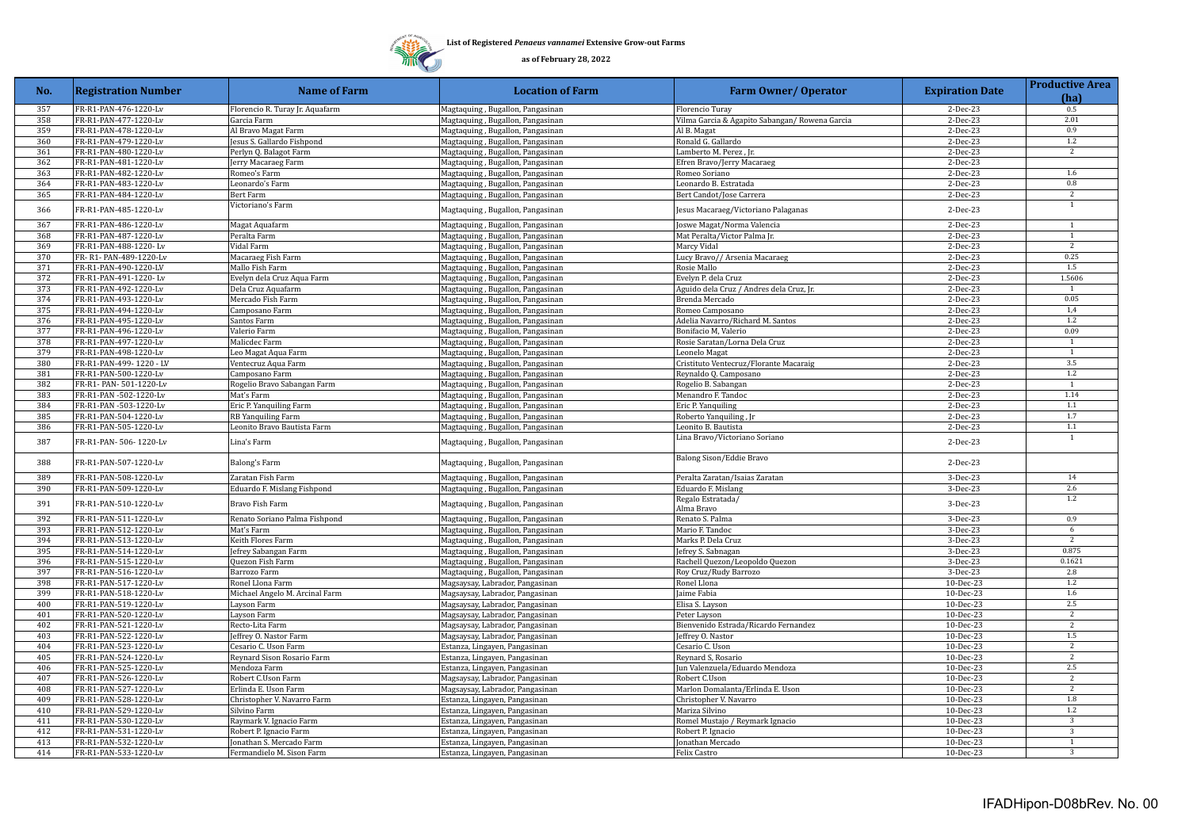**List of Registered *Penaeus vannamei* Extensive Grow-out Farms**

**as of February 28, 2022**

| No. | Registration Number | Name of Farm | Location of Farm | Farm Owner/ Operator | Expiration Date | Productive Area (ha) |
|---|---|---|---|---|---|---|
| 357 | FR-R1-PAN-476-1220-Lv | Florencio R. Turay Jr. Aquafarm | Magtaquing , Bugallon, Pangasinan | Florencio Turay | 2-Dec-23 | 0.5 |
| 358 | FR-R1-PAN-477-1220-Lv | Garcia Farm | Magtaquing , Bugallon, Pangasinan | Vilma Garcia & Agapito Sabangan/ Rowena Garcia | 2-Dec-23 | 2.01 |
| 359 | FR-R1-PAN-478-1220-Lv | Al Bravo Magat Farm | Magtaquing , Bugallon, Pangasinan | Al B. Magat | 2-Dec-23 | 0.9 |
| 360 | FR-R1-PAN-479-1220-Lv | Jesus S. Gallardo Fishpond | Magtaquing , Bugallon, Pangasinan | Ronald G. Gallardo | 2-Dec-23 | 1.2 |
| 361 | FR-R1-PAN-480-1220-Lv | Perlyn Q. Balagot Farm | Magtaquing , Bugallon, Pangasinan | Lamberto M. Perez , Jr. | 2-Dec-23 | 2 |
| 362 | FR-R1-PAN-481-1220-Lv | Jerry Macaraeg Farm | Magtaquing , Bugallon, Pangasinan | Efren Bravo/Jerry Macaraeg | 2-Dec-23 | |
| 363 | FR-R1-PAN-482-1220-Lv | Romeo's Farm | Magtaquing , Bugallon, Pangasinan | Romeo Soriano | 2-Dec-23 | 1.6 |
| 364 | FR-R1-PAN-483-1220-Lv | Leonardo's Farm | Magtaquing , Bugallon, Pangasinan | Leonardo B. Estratada | 2-Dec-23 | 0.8 |
| 365 | FR-R1-PAN-484-1220-Lv | Bert Farm | Magtaquing , Bugallon, Pangasinan | Bert Candot/Jose Carrera | 2-Dec-23 | 2 |
| 366 | FR-R1-PAN-485-1220-Lv | Victoriano's Farm | Magtaquing , Bugallon, Pangasinan | Jesus Macaraeg/Victoriano Palaganas | 2-Dec-23 | 1 |
| 367 | FR-R1-PAN-486-1220-Lv | Magat Aquafarm | Magtaquing , Bugallon, Pangasinan | Joswe Magat/Norma Valencia | 2-Dec-23 | 1 |
| 368 | FR-R1-PAN-487-1220-Lv | Peralta Farm | Magtaquing , Bugallon, Pangasinan | Mat Peralta/Victor Palma Jr. | 2-Dec-23 | 1 |
| 369 | FR-R1-PAN-488-1220- Lv | Vidal Farm | Magtaquing , Bugallon, Pangasinan | Marcy Vidal | 2-Dec-23 | 2 |
| 370 | FR- R1- PAN-489-1220-Lv | Macaraeg Fish Farm | Magtaquing , Bugallon, Pangasinan | Lucy Bravo// Arsenia Macaraeg | 2-Dec-23 | 0.25 |
| 371 | FR-R1-PAN-490-1220-LV | Mallo Fish Farm | Magtaquing , Bugallon, Pangasinan | Rosie Mallo | 2-Dec-23 | 1.5 |
| 372 | FR-R1-PAN-491-1220- Lv | Evelyn dela Cruz Aqua Farm | Magtaquing , Bugallon, Pangasinan | Evelyn P. dela Cruz | 2-Dec-23 | 1.5606 |
| 373 | FR-R1-PAN-492-1220-Lv | Dela Cruz Aquafarm | Magtaquing , Bugallon, Pangasinan | Aguido dela Cruz / Andres dela Cruz, Jr. | 2-Dec-23 | 1 |
| 374 | FR-R1-PAN-493-1220-Lv | Mercado Fish Farm | Magtaquing , Bugallon, Pangasinan | Brenda Mercado | 2-Dec-23 | 0.05 |
| 375 | FR-R1-PAN-494-1220-Lv | Camposano Farm | Magtaquing , Bugallon, Pangasinan | Romeo Camposano | 2-Dec-23 | 1.4 |
| 376 | FR-R1-PAN-495-1220-Lv | Santos Farm | Magtaquing , Bugallon, Pangasinan | Adelia Navarro/Richard M. Santos | 2-Dec-23 | 1.2 |
| 377 | FR-R1-PAN-496-1220-Lv | Valerio Farm | Magtaquing , Bugallon, Pangasinan | Bonifacio M, Valerio | 2-Dec-23 | 0.09 |
| 378 | FR-R1-PAN-497-1220-Lv | Malicdec Farm | Magtaquing , Bugallon, Pangasinan | Rosie Saratan/Lorna Dela Cruz | 2-Dec-23 | 1 |
| 379 | FR-R1-PAN-498-1220-Lv | Leo Magat Aqua Farm | Magtaquing , Bugallon, Pangasinan | Leonelo Magat | 2-Dec-23 | 1 |
| 380 | FR-R1-PAN-499- 1220 - LV | Ventecruz Aqua Farm | Magtaquing , Bugallon, Pangasinan | Cristituto Ventecruz/Florante Macaraig | 2-Dec-23 | 3.5 |
| 381 | FR-R1-PAN-500-1220-Lv | Camposano Farm | Magtaquing , Bugallon, Pangasinan | Reynaldo Q. Camposano | 2-Dec-23 | 1.2 |
| 382 | FR-R1- PAN- 501-1220-Lv | Rogelio Bravo Sabangan Farm | Magtaquing , Bugallon, Pangasinan | Rogelio B. Sabangan | 2-Dec-23 | 1 |
| 383 | FR-R1-PAN -502-1220-Lv | Mat's Farm | Magtaquing , Bugallon, Pangasinan | Menandro F. Tandoc | 2-Dec-23 | 1.14 |
| 384 | FR-R1-PAN -503-1220-Lv | Eric P. Yanquiling Farm | Magtaquing , Bugallon, Pangasinan | Eric P. Yanquiling | 2-Dec-23 | 1.1 |
| 385 | FR-R1-PAN-504-1220-Lv | RB Yanquiling Farm | Magtaquing , Bugallon, Pangasinan | Roberto Yanquiling , Jr | 2-Dec-23 | 1.7 |
| 386 | FR-R1-PAN-505-1220-Lv | Leonito Bravo Bautista Farm | Magtaquing , Bugallon, Pangasinan | Leonito B. Bautista | 2-Dec-23 | 1.1 |
| 387 | FR-R1-PAN- 506- 1220-Lv | Lina's Farm | Magtaquing , Bugallon, Pangasinan | Lina Bravo/Victoriano Soriano | 2-Dec-23 | 1 |
| 388 | FR-R1-PAN-507-1220-Lv | Balong's Farm | Magtaquing , Bugallon, Pangasinan | Balong Sison/Eddie Bravo | 2-Dec-23 | |
| 389 | FR-R1-PAN-508-1220-Lv | Zaratan Fish Farm | Magtaquing , Bugallon, Pangasinan | Peralta Zaratan/Isaias Zaratan | 3-Dec-23 | 14 |
| 390 | FR-R1-PAN-509-1220-Lv | Eduardo F. Mislang Fishpond | Magtaquing , Bugallon, Pangasinan | Eduardo F. Mislang | 3-Dec-23 | 2.6 |
| 391 | FR-R1-PAN-510-1220-Lv | Bravo Fish Farm | Magtaquing , Bugallon, Pangasinan | Regalo Estratada/ Alma Bravo | 3-Dec-23 | 1.2 |
| 392 | FR-R1-PAN-511-1220-Lv | Renato Soriano Palma Fishpond | Magtaquing , Bugallon, Pangasinan | Renato S. Palma | 3-Dec-23 | 0.9 |
| 393 | FR-R1-PAN-512-1220-Lv | Mat's Farm | Magtaquing , Bugallon, Pangasinan | Mario F. Tandoc | 3-Dec-23 | 6 |
| 394 | FR-R1-PAN-513-1220-Lv | Keith Flores Farm | Magtaquing , Bugallon, Pangasinan | Marks P. Dela Cruz | 3-Dec-23 | 2 |
| 395 | FR-R1-PAN-514-1220-Lv | Jefrey Sabangan Farm | Magtaquing , Bugallon, Pangasinan | Jefrey S. Sabnagan | 3-Dec-23 | 0.875 |
| 396 | FR-R1-PAN-515-1220-Lv | Quezon Fish Farm | Magtaquing , Bugallon, Pangasinan | Rachell Quezon/Leopoldo Quezon | 3-Dec-23 | 0.1621 |
| 397 | FR-R1-PAN-516-1220-Lv | Barrozo Farm | Magtaquing , Bugallon, Pangasinan | Roy Cruz/Rudy Barrozo | 3-Dec-23 | 2.8 |
| 398 | FR-R1-PAN-517-1220-Lv | Ronel Llona Farm | Magsaysay, Labrador, Pangasinan | Ronel Llona | 10-Dec-23 | 1.2 |
| 399 | FR-R1-PAN-518-1220-Lv | Michael Angelo M. Arcinal Farm | Magsaysay, Labrador, Pangasinan | Jaime Fabia | 10-Dec-23 | 1.6 |
| 400 | FR-R1-PAN-519-1220-Lv | Layson Farm | Magsaysay, Labrador, Pangasinan | Elisa S. Layson | 10-Dec-23 | 2.5 |
| 401 | FR-R1-PAN-520-1220-Lv | Layson Farm | Magsaysay, Labrador, Pangasinan | Peter Layson | 10-Dec-23 | 2 |
| 402 | FR-R1-PAN-521-1220-Lv | Recto-Lita Farm | Magsaysay, Labrador, Pangasinan | Bienvenido Estrada/Ricardo Fernandez | 10-Dec-23 | 2 |
| 403 | FR-R1-PAN-522-1220-Lv | Jeffrey O. Nastor Farm | Magsaysay, Labrador, Pangasinan | Jeffrey O. Nastor | 10-Dec-23 | 1.5 |
| 404 | FR-R1-PAN-523-1220-Lv | Cesario C. Uson Farm | Estanza, Lingayen, Pangasinan | Cesario C. Uson | 10-Dec-23 | 2 |
| 405 | FR-R1-PAN-524-1220-Lv | Reynard Sison Rosario Farm | Estanza, Lingayen, Pangasinan | Reynard S, Rosario | 10-Dec-23 | 2 |
| 406 | FR-R1-PAN-525-1220-Lv | Mendoza Farm | Estanza, Lingayen, Pangasinan | Jun Valenzuela/Eduardo Mendoza | 10-Dec-23 | 2.5 |
| 407 | FR-R1-PAN-526-1220-Lv | Robert C.Uson Farm | Magsaysay, Labrador, Pangasinan | Robert C.Uson | 10-Dec-23 | 2 |
| 408 | FR-R1-PAN-527-1220-Lv | Erlinda E. Uson Farm | Magsaysay, Labrador, Pangasinan | Marlon Domalanta/Erlinda E. Uson | 10-Dec-23 | 2 |
| 409 | FR-R1-PAN-528-1220-Lv | Christopher V. Navarro Farm | Estanza, Lingayen, Pangasinan | Christopher V. Navarro | 10-Dec-23 | 1.8 |
| 410 | FR-R1-PAN-529-1220-Lv | Silvino Farm | Estanza, Lingayen, Pangasinan | Mariza Silvino | 10-Dec-23 | 1.2 |
| 411 | FR-R1-PAN-530-1220-Lv | Raymark V. Ignacio Farm | Estanza, Lingayen, Pangasinan | Romel Mustajo / Reymark Ignacio | 10-Dec-23 | 3 |
| 412 | FR-R1-PAN-531-1220-Lv | Robert P. Ignacio Farm | Estanza, Lingayen, Pangasinan | Robert P. Ignacio | 10-Dec-23 | 3 |
| 413 | FR-R1-PAN-532-1220-Lv | Jonathan S. Mercado Farm | Estanza, Lingayen, Pangasinan | Jonathan Mercado | 10-Dec-23 | 1 |
| 414 | FR-R1-PAN-533-1220-Lv | Fermandielo M. Sison Farm | Estanza, Lingayen, Pangasinan | Felix Castro | 10-Dec-23 | 3 |

IFADHipon-D08bRev. No. 00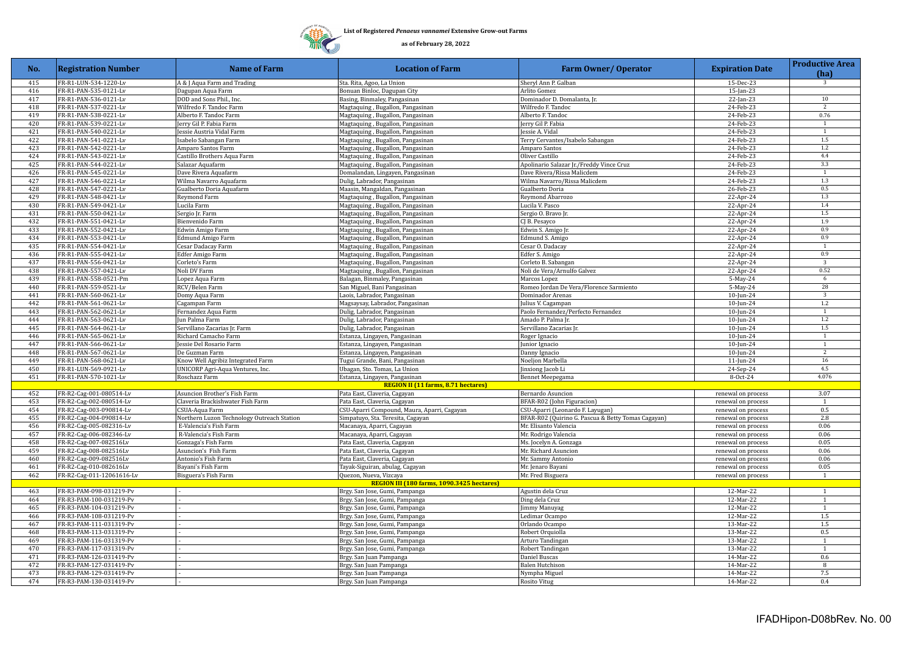List of Registered *Penaeus vannamei* Extensive Grow-out Farms

as of February 28, 2022

| No. | Registration Number | Name of Farm | Location of Farm | Farm Owner/ Operator | Expiration Date | Productive Area (ha) |
|---|---|---|---|---|---|---|
| 415 | FR-R1-LUN-534-1220-Lv | A & J Aqua Farm and Trading | Sta. Rita, Agoo, La Union | Sheryl Ann P. Galban | 15-Dec-23 | 3 |
| 416 | FR-R1-PAN-535-0121-Lv | Dagupan Aqua Farm | Bonuan Binloc, Dagupan City | Arlito Gomez | 15-Jan-23 | |
| 417 | FR-R1-PAN-536-0121-Lv | DOD and Sons Phil., Inc. | Basing, Binmaley, Pangasinan | Dominador D. Domalanta, Jr. | 22-Jan-23 | 10 |
| 418 | FR-R1-PAN-537-0221-Lv | Wilfredo F. Tandoc Farm | Magtaquing , Bugallon, Pangasinan | Wilfredo F. Tandoc | 24-Feb-23 | 2 |
| 419 | FR-R1-PAN-538-0221-Lv | Alberto F. Tandoc Farm | Magtaquing , Bugallon, Pangasinan | Alberto F. Tandoc | 24-Feb-23 | 0.76 |
| 420 | FR-R1-PAN-539-0221-Lv | Jerry Gil P. Fabia Farm | Magtaquing , Bugallon, Pangasinan | Jerry Gil P. Fabia | 24-Feb-23 | 1 |
| 421 | FR-R1-PAN-540-0221-Lv | Jessie Austria Vidal Farm | Magtaquing , Bugallon, Pangasinan | Jessie A. Vidal | 24-Feb-23 | 1 |
| 422 | FR-R1-PAN-541-0221-Lv | Isabelo Sabangan Farm | Magtaquing , Bugallon, Pangasinan | Terry Cervantes/Isabelo Sabangan | 24-Feb-23 | 1.5 |
| 423 | FR-R1-PAN-542-0221-Lv | Amparo Santos Farm | Magtaquing , Bugallon, Pangasinan | Amparo Santos | 24-Feb-23 | 1.2 |
| 424 | FR-R1-PAN-543-0221-Lv | Castillo Brothers Aqua Farm | Magtaquing , Bugallon, Pangasinan | Oliver Castillo | 24-Feb-23 | 4.4 |
| 425 | FR-R1-PAN-544-0221-Lv | Salazar Aquafarm | Magtaquing , Bugallon, Pangasinan | Apolinario Salazar Jr./Freddy Vince Cruz | 24-Feb-23 | 3.3 |
| 426 | FR-R1-PAN-545-0221-Lv | Dave Rivera Aquafarm | Domalandan, Lingayen, Pangasinan | Dave Rivera/Rissa Malicdem | 24-Feb-23 | 1 |
| 427 | FR-R1-PAN-546-0221-Lv | Wilma Navarro Aquafarm | Dulig, Labrador, Pangasinan | Wilma Navarro/Rissa Malicdem | 24-Feb-23 | 1.3 |
| 428 | FR-R1-PAN-547-0221-Lv | Gualberto Doria Aquafarm | Maasin, Mangaldan, Pangasinan | Gualberto Doria | 26-Feb-23 | 0.5 |
| 429 | FR-R1-PAN-548-0421-Lv | Reymond Farm | Magtaquing , Bugallon, Pangasinan | Reymond Abarrozo | 22-Apr-24 | 1.3 |
| 430 | FR-R1-PAN-549-0421-Lv | Lucila Farm | Magtaquing , Bugallon, Pangasinan | Lucila V. Pasco | 22-Apr-24 | 1.4 |
| 431 | FR-R1-PAN-550-0421-Lv | Sergio Jr. Farm | Magtaquing , Bugallon, Pangasinan | Sergio O. Bravo Jr. | 22-Apr-24 | 1.5 |
| 432 | FR-R1-PAN-551-0421-Lv | Bienvenido Farm | Magtaquing , Bugallon, Pangasinan | CJ B. Pesayco | 22-Apr-24 | 1.9 |
| 433 | FR-R1-PAN-552-0421-Lv | Edwin Amigo Farm | Magtaquing , Bugallon, Pangasinan | Edwin S. Amigo Jr. | 22-Apr-24 | 0.9 |
| 434 | FR-R1-PAN-553-0421-Lv | Edmund Amigo Farm | Magtaquing , Bugallon, Pangasinan | Edmund S. Amigo | 22-Apr-24 | 0.9 |
| 435 | FR-R1-PAN-554-0421-Lv | Cesar Dadacay Farm | Magtaquing , Bugallon, Pangasinan | Cesar O. Dadacay | 22-Apr-24 | 1 |
| 436 | FR-R1-PAN-555-0421-Lv | Edfer Amigo Farm | Magtaquing , Bugallon, Pangasinan | Edfer S. Amigo | 22-Apr-24 | 0.9 |
| 437 | FR-R1-PAN-556-0421-Lv | Corleto's Farm | Magtaquing , Bugallon, Pangasinan | Corleto B. Sabangan | 22-Apr-24 | 3 |
| 438 | FR-R1-PAN-557-0421-Lv | Noli DV Farm | Magtaquing , Bugallon, Pangasinan | Noli de Vera/Arnulfo Galvez | 22-Apr-24 | 0.52 |
| 439 | FR-R1-PAN-558-0521-Pm | Lopez Aqua Farm | Balagan, Binmaley, Pangasinan | Marcos Lopez | 5-May-24 | 6 |
| 440 | FR-R1-PAN-559-0521-Lv | RCV/Belen Farm | San Miguel, Bani Pangasinan | Romeo Jordan De Vera/Florence Sarmiento | 5-May-24 | 28 |
| 441 | FR-R1-PAN-560-0621-Lv | Domy Aqua Farm | Laois, Labrador, Pangasinan | Dominador Arenas | 10-Jun-24 | 3 |
| 442 | FR-R1-PAN-561-0621-Lv | Cagampan Farm | Magsaysay, Labrador, Pangasinan | Julius V. Cagampan | 10-Jun-24 | 1.2 |
| 443 | FR-R1-PAN-562-0621-Lv | Fernandez Aqua Farm | Dulig, Labrador, Pangasinan | Paolo Fernandez/Perfecto Fernandez | 10-Jun-24 | 1 |
| 444 | FR-R1-PAN-563-0621-Lv | Jun Palma Farm | Dulig, Labrador, Pangasinan | Amado P. Palma Jr. | 10-Jun-24 | 1.2 |
| 445 | FR-R1-PAN-564-0621-Lv | Servillano Zacarias Jr. Farm | Dulig, Labrador, Pangasinan | Servillano Zacarias Jr. | 10-Jun-24 | 1.5 |
| 446 | FR-R1-PAN-565-0621-Lv | Richard Camacho Farm | Estanza, Lingayen, Pangasinan | Roger Ignacio | 10-Jun-24 | 1 |
| 447 | FR-R1-PAN-566-0621-Lv | Jessie Del Rosario Farm | Estanza, Lingayen, Pangasinan | Junior Ignacio | 10-Jun-24 | 1 |
| 448 | FR-R1-PAN-567-0621-Lv | De Guzman Farm | Estanza, Lingayen, Pangasinan | Danny Ignacio | 10-Jun-24 | 2 |
| 449 | FR-R1-PAN-568-0621-Lv | Know Well Agribiz Integrated Farm | Tugui Grande, Bani, Pangasinan | Noeljon Marbella | 11-Jun-24 | 16 |
| 450 | FR-R1-LUN-569-0921-Lv | UNICORP Agri-Aqua Ventures, Inc. | Ubagan, Sto. Tomas, La Union | Jinxiong Jacob Li | 24-Sep-24 | 4.5 |
| 451 | FR-R1-PAN-570-1021-Lv | Roschazz Farm | Estanza, Lingayen, Pangasinan | Bennet Meepegama | 8-Oct-24 | 4.076 |
| | | | **REGION II (11 farms, 8.71 hectares)** | | | |
| 452 | FR-R2-Cag-001-080514-Lv | Asuncion Brother's Fish Farm | Pata East, Claveria, Cagayan | Bernardo Asuncion | renewal on process | 3.07 |
| 453 | FR-R2-Cag-002-080514-Lv | Claveria Brackishwater Fish Farm | Pata East, Claveria, Cagayan | BFAR-R02 (John Figuracion) | renewal on process | 1 |
| 454 | FR-R2-Cag-003-090814-Lv | CSUA-Aqua Farm | CSU-Aparri Compound, Maura, Aparri, Cagayan | CSU-Aparri (Leonardo F. Layugan) | renewal on process | 0.5 |
| 455 | FR-R2-Cag-004-090814-Lv | Northern Luzon Technology Outreach Station | Simpatuyo, Sta. Teresita, Cagayan | BFAR-R02 (Quirino G. Pascua & Betty Tomas Cagayan) | renewal on process | 2.8 |
| 456 | FR-R2-Cag-005-082316-Lv | E-Valencia's Fish Farm | Macanaya, Aparri, Cagayan | Mr. Elisanto Valencia | renewal on process | 0.06 |
| 457 | FR-R2-Cag-006-082346-Lv | R-Valencia's Fish Farm | Macanaya, Aparri, Cagayan | Mr. Rodrigo Valencia | renewal on process | 0.06 |
| 458 | FR-R2-Cag-007-082516Lv | Gonzaga's Fish Farm | Pata East, Claveria, Cagayan | Ms. Jocelyn A. Gonzaga | renewal on process | 0.05 |
| 459 | FR-R2-Cag-008-082516Lv | Asuncion's Fish Farm | Pata East, Claveria, Cagayan | Mr. Richard Asuncion | renewal on process | 0.06 |
| 460 | FR-R2-Cag-009-082516Lv | Antonio's Fish Farm | Pata East, Claveria, Cagayan | Mr. Sammy Antonio | renewal on process | 0.06 |
| 461 | FR-R2-Cag-010-082616Lv | Bayani's Fish Farm | Tayak-Siguiran, abulag, Cagayan | Mr. Jenaro Bayani | renewal on process | 0.05 |
| 462 | FR-R2-Cag-011-12061616-Lv | Bisguera's Fish Farm | Quezon, Nueva, Vizcaya | Mr. Fred Bisguera | renewal on process | 1 |
| | | | **REGION III (180 farms, 1090.3425 hectares)** | | | |
| 463 | FR-R3-PAM-098-031219-Pv | - | Brgy. San Jose, Gumi, Pampanga | Agustin dela Cruz | 12-Mar-22 | 1 |
| 464 | FR-R3-PAM-100-031219-Pv | - | Brgy. San Jose, Gumi, Pampanga | Ding dela Cruz | 12-Mar-22 | 1 |
| 465 | FR-R3-PAM-104-031219-Pv | - | Brgy. San Jose, Gumi, Pampanga | Jimmy Manuyag | 12-Mar-22 | 1 |
| 466 | FR-R3-PAM-108-031219-Pv | - | Brgy. San Jose, Gumi, Pampanga | Ledimar Ocampo | 12-Mar-22 | 1.5 |
| 467 | FR-R3-PAM-111-031319-Pv | - | Brgy. San Jose, Gumi, Pampanga | Orlando Ocampo | 13-Mar-22 | 1.5 |
| 468 | FR-R3-PAM-113-031319-Pv | - | Brgy. San Jose, Gumi, Pampanga | Robert Orquiolla | 13-Mar-22 | 0.5 |
| 469 | FR-R3-PAM-116-031319-Pv | - | Brgy. San Jose, Gumi, Pampanga | Arturo Tandingan | 13-Mar-22 | 1 |
| 470 | FR-R3-PAM-117-031319-Pv | - | Brgy. San Jose, Gumi, Pampanga | Robert Tandingan | 13-Mar-22 | 1 |
| 471 | FR-R3-PAM-126-031419-Pv | - | Brgy. San Juan Pampanga | Daniel Buscas | 14-Mar-22 | 0.6 |
| 472 | FR-R3-PAM-127-031419-Pv | - | Brgy. San Juan Pampanga | Balen Hutchison | 14-Mar-22 | 8 |
| 473 | FR-R3-PAM-129-031419-Pv | - | Brgy. San Juan Pampanga | Nympha Miguel | 14-Mar-22 | 7.5 |
| 474 | FR-R3-PAM-130-031419-Pv | - | Brgy. San Juan Pampanga | Rosito Vitug | 14-Mar-22 | 0.4 |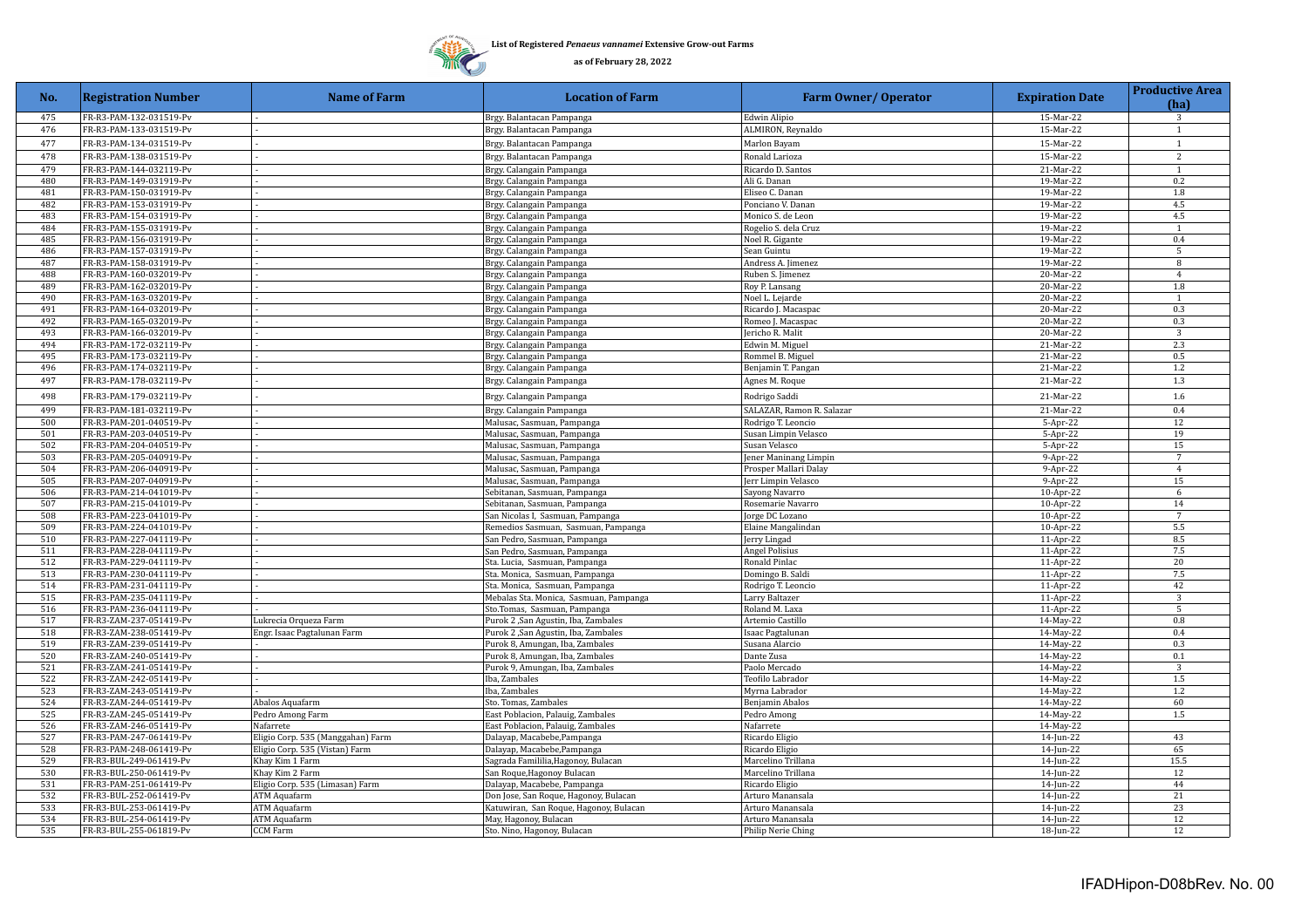**List of Registered *Penaeus vannamei* Extensive Grow-out Farms**

**as of February 28, 2022**

| No. | Registration Number | Name of Farm | Location of Farm | Farm Owner/ Operator | Expiration Date | Productive Area (ha) |
|---|---|---|---|---|---|---|
| 475 | FR-R3-PAM-132-031519-Pv | - | Brgy. Balantacan Pampanga | Edwin Alipio | 15-Mar-22 | 3 |
| 476 | FR-R3-PAM-133-031519-Pv | - | Brgy. Balantacan Pampanga | ALMIRON, Reynaldo | 15-Mar-22 | 1 |
| 477 | FR-R3-PAM-134-031519-Pv | - | Brgy. Balantacan Pampanga | Marlon Bayam | 15-Mar-22 | 1 |
| 478 | FR-R3-PAM-138-031519-Pv | - | Brgy. Balantacan Pampanga | Ronald Larioza | 15-Mar-22 | 2 |
| 479 | FR-R3-PAM-144-032119-Pv | - | Brgy. Calangain Pampanga | Ricardo D. Santos | 21-Mar-22 | 1 |
| 480 | FR-R3-PAM-149-031919-Pv | - | Brgy. Calangain Pampanga | Ali G. Danan | 19-Mar-22 | 0.2 |
| 481 | FR-R3-PAM-150-031919-Pv | - | Brgy. Calangain Pampanga | Eliseo C. Danan | 19-Mar-22 | 1.8 |
| 482 | FR-R3-PAM-153-031919-Pv | - | Brgy. Calangain Pampanga | Ponciano V. Danan | 19-Mar-22 | 4.5 |
| 483 | FR-R3-PAM-154-031919-Pv | - | Brgy. Calangain Pampanga | Monico S. de Leon | 19-Mar-22 | 4.5 |
| 484 | FR-R3-PAM-155-031919-Pv | - | Brgy. Calangain Pampanga | Rogelio S. dela Cruz | 19-Mar-22 | 1 |
| 485 | FR-R3-PAM-156-031919-Pv | - | Brgy. Calangain Pampanga | Noel R. Gigante | 19-Mar-22 | 0.4 |
| 486 | FR-R3-PAM-157-031919-Pv | - | Brgy. Calangain Pampanga | Sean Guintu | 19-Mar-22 | 5 |
| 487 | FR-R3-PAM-158-031919-Pv | - | Brgy. Calangain Pampanga | Andress A. Jimenez | 19-Mar-22 | 8 |
| 488 | FR-R3-PAM-160-032019-Pv | - | Brgy. Calangain Pampanga | Ruben S. Jimenez | 20-Mar-22 | 4 |
| 489 | FR-R3-PAM-162-032019-Pv | - | Brgy. Calangain Pampanga | Roy P. Lansang | 20-Mar-22 | 1.8 |
| 490 | FR-R3-PAM-163-032019-Pv | - | Brgy. Calangain Pampanga | Noel L. Lejarde | 20-Mar-22 | 1 |
| 491 | FR-R3-PAM-164-032019-Pv | - | Brgy. Calangain Pampanga | Ricardo J. Macaspac | 20-Mar-22 | 0.3 |
| 492 | FR-R3-PAM-165-032019-Pv | - | Brgy. Calangain Pampanga | Romeo J. Macaspac | 20-Mar-22 | 0.3 |
| 493 | FR-R3-PAM-166-032019-Pv | - | Brgy. Calangain Pampanga | Jericho R. Malit | 20-Mar-22 | 3 |
| 494 | FR-R3-PAM-172-032119-Pv | - | Brgy. Calangain Pampanga | Edwin M. Miguel | 21-Mar-22 | 2.3 |
| 495 | FR-R3-PAM-173-032119-Pv | - | Brgy. Calangain Pampanga | Rommel B. Miguel | 21-Mar-22 | 0.5 |
| 496 | FR-R3-PAM-174-032119-Pv | - | Brgy. Calangain Pampanga | Benjamin T. Pangan | 21-Mar-22 | 1.2 |
| 497 | FR-R3-PAM-178-032119-Pv | - | Brgy. Calangain Pampanga | Agnes M. Roque | 21-Mar-22 | 1.3 |
| 498 | FR-R3-PAM-179-032119-Pv | - | Brgy. Calangain Pampanga | Rodrigo Saddi | 21-Mar-22 | 1.6 |
| 499 | FR-R3-PAM-181-032119-Pv | - | Brgy. Calangain Pampanga | SALAZAR, Ramon R. Salazar | 21-Mar-22 | 0.4 |
| 500 | FR-R3-PAM-201-040519-Pv | - | Malusac, Sasmuan, Pampanga | Rodrigo T. Leoncio | 5-Apr-22 | 12 |
| 501 | FR-R3-PAM-203-040519-Pv | - | Malusac, Sasmuan, Pampanga | Susan Limpin Velasco | 5-Apr-22 | 19 |
| 502 | FR-R3-PAM-204-040519-Pv | - | Malusac, Sasmuan, Pampanga | Susan Velasco | 5-Apr-22 | 15 |
| 503 | FR-R3-PAM-205-040919-Pv | - | Malusac, Sasmuan, Pampanga | Jener Maninang Limpin | 9-Apr-22 | 7 |
| 504 | FR-R3-PAM-206-040919-Pv | - | Malusac, Sasmuan, Pampanga | Prosper Mallari Dalay | 9-Apr-22 | 4 |
| 505 | FR-R3-PAM-207-040919-Pv | - | Malusac, Sasmuan, Pampanga | Jerr Limpin Velasco | 9-Apr-22 | 15 |
| 506 | FR-R3-PAM-214-041019-Pv | - | Sebitanan, Sasmuan, Pampanga | Sayong Navarro | 10-Apr-22 | 6 |
| 507 | FR-R3-PAM-215-041019-Pv | - | Sebitanan, Sasmuan, Pampanga | Rosemarie Navarro | 10-Apr-22 | 14 |
| 508 | FR-R3-PAM-223-041019-Pv | - | San Nicolas I, Sasmuan, Pampanga | Jorge DC Lozano | 10-Apr-22 | 7 |
| 509 | FR-R3-PAM-224-041019-Pv | - | Remedios Sasmuan, Sasmuan, Pampanga | Elaine Mangalindan | 10-Apr-22 | 5.5 |
| 510 | FR-R3-PAM-227-041119-Pv | - | San Pedro, Sasmuan, Pampanga | Jerry Lingad | 11-Apr-22 | 8.5 |
| 511 | FR-R3-PAM-228-041119-Pv | - | San Pedro, Sasmuan, Pampanga | Angel Polisius | 11-Apr-22 | 7.5 |
| 512 | FR-R3-PAM-229-041119-Pv | - | Sta. Lucia, Sasmuan, Pampanga | Ronald Pinlac | 11-Apr-22 | 20 |
| 513 | FR-R3-PAM-230-041119-Pv | - | Sta. Monica, Sasmuan, Pampanga | Domingo B. Saldi | 11-Apr-22 | 7.5 |
| 514 | FR-R3-PAM-231-041119-Pv | - | Sta. Monica, Sasmuan, Pampanga | Rodrigo T. Leoncio | 11-Apr-22 | 42 |
| 515 | FR-R3-PAM-235-041119-Pv | - | Mebalas Sta. Monica, Sasmuan, Pampanga | Larry Baltazer | 11-Apr-22 | 3 |
| 516 | FR-R3-PAM-236-041119-Pv | - | Sto.Tomas, Sasmuan, Pampanga | Roland M. Laxa | 11-Apr-22 | 5 |
| 517 | FR-R3-ZAM-237-051419-Pv | Lukrecia Orqueza Farm | Purok 2 ,San Agustin, Iba, Zambales | Artemio Castillo | 14-May-22 | 0.8 |
| 518 | FR-R3-ZAM-238-051419-Pv | Engr. Isaac Pagtalunan Farm | Purok 2 ,San Agustin, Iba, Zambales | Isaac Pagtalunan | 14-May-22 | 0.4 |
| 519 | FR-R3-ZAM-239-051419-Pv | - | Purok 8, Amungan, Iba, Zambales | Susana Alarcio | 14-May-22 | 0.3 |
| 520 | FR-R3-ZAM-240-051419-Pv | - | Purok 8, Amungan, Iba, Zambales | Dante Zusa | 14-May-22 | 0.1 |
| 521 | FR-R3-ZAM-241-051419-Pv | - | Purok 9, Amungan, Iba, Zambales | Paolo Mercado | 14-May-22 | 3 |
| 522 | FR-R3-ZAM-242-051419-Pv | - | Iba, Zambales | Teofilo Labrador | 14-May-22 | 1.5 |
| 523 | FR-R3-ZAM-243-051419-Pv | - | Iba, Zambales | Myrna Labrador | 14-May-22 | 1.2 |
| 524 | FR-R3-ZAM-244-051419-Pv | Abalos Aquafarm | Sto. Tomas, Zambales | Benjamin Abalos | 14-May-22 | 60 |
| 525 | FR-R3-ZAM-245-051419-Pv | Pedro Among Farm | East Poblacion, Palauig, Zambales | Pedro Among | 14-May-22 | 1.5 |
| 526 | FR-R3-ZAM-246-051419-Pv | Nafarrete | East Poblacion, Palauig, Zambales | Nafarrete | 14-May-22 | |
| 527 | FR-R3-PAM-247-061419-Pv | Eligio Corp. 535 (Manggahan) Farm | Dalayap, Macabebe,Pampanga | Ricardo Eligio | 14-Jun-22 | 43 |
| 528 | FR-R3-PAM-248-061419-Pv | Eligio Corp. 535 (Vistan) Farm | Dalayap, Macabebe,Pampanga | Ricardo Eligio | 14-Jun-22 | 65 |
| 529 | FR-R3-BUL-249-061419-Pv | Khay Kim 1 Farm | Sagrada Famililia,Hagonoy, Bulacan | Marcelino Trillana | 14-Jun-22 | 15.5 |
| 530 | FR-R3-BUL-250-061419-Pv | Khay Kim 2 Farm | San Roque,Hagonoy Bulacan | Marcelino Trillana | 14-Jun-22 | 12 |
| 531 | FR-R3-PAM-251-061419-Pv | Eligio Corp. 535 (Limasan) Farm | Dalayap, Macabebe, Pampanga | Ricardo Eligio | 14-Jun-22 | 44 |
| 532 | FR-R3-BUL-252-061419-Pv | ATM Aquafarm | Don Jose, San Roque, Hagonoy, Bulacan | Arturo Manansala | 14-Jun-22 | 21 |
| 533 | FR-R3-BUL-253-061419-Pv | ATM Aquafarm | Katuwiran, San Roque, Hagonoy, Bulacan | Arturo Manansala | 14-Jun-22 | 23 |
| 534 | FR-R3-BUL-254-061419-Pv | ATM Aquafarm | May, Hagonoy, Bulacan | Arturo Manansala | 14-Jun-22 | 12 |
| 535 | FR-R3-BUL-255-061819-Pv | CCM Farm | Sto. Nino, Hagonoy, Bulacan | Philip Nerie Ching | 18-Jun-22 | 12 |

IFADHipon-D08bRev. No. 00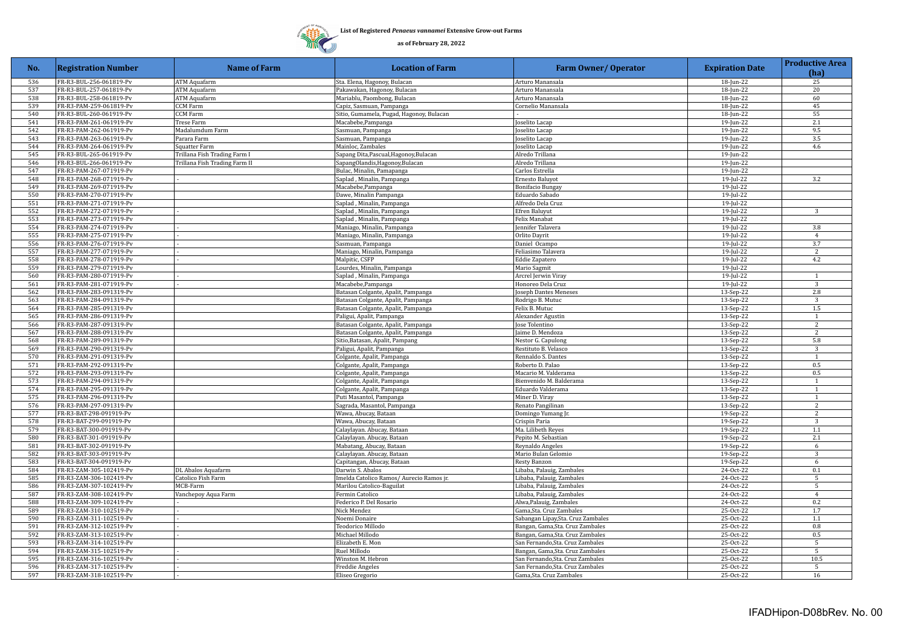**List of Registered *Penaeus vannamei* Extensive Grow-out Farms**

**as of February 28, 2022**

| No. | Registration Number | Name of Farm | Location of Farm | Farm Owner/ Operator | Expiration Date | Productive Area (ha) |
|---|---|---|---|---|---|---|
| 536 | FR-R3-BUL-256-061819-Pv | ATM Aquafarm | Sta. Elena, Hagonoy, Bulacan | Arturo Manansala | 18-Jun-22 | 25 |
| 537 | FR-R3-BUL-257-061819-Pv | ATM Aquafarm | Pakawakan, Hagonoy, Bulacan | Arturo Manansala | 18-Jun-22 | 20 |
| 538 | FR-R3-BUL-258-061819-Pv | ATM Aquafarm | Mariablu, Paombong, Bulacan | Arturo Manansala | 18-Jun-22 | 60 |
| 539 | FR-R3-PAM-259-061819-Pv | CCM Farm | Capiz, Sasmuan, Pampanga | Cornelio Manansala | 18-Jun-22 | 45 |
| 540 | FR-R3-BUL-260-061819-Pv | CCM Farm | Sitio, Gumamela, Pugad, Hagonoy, Bulacan | - | 18-Jun-22 | 55 |
| 541 | FR-R3-PAM-261-061919-Pv | Trese Farm | Macabebe,Pampanga | Joselito Lacap | 19-Jun-22 | 2.1 |
| 542 | FR-R3-PAM-262-061919-Pv | Madalumdum Farm | Sasmuan, Pampanga | Joselito Lacap | 19-Jun-22 | 9.5 |
| 543 | FR-R3-PAM-263-061919-Pv | Parara Farm | Sasmuan, Pampanga | Joselito Lacap | 19-Jun-22 | 3.5 |
| 544 | FR-R3-PAM-264-061919-Pv | Squatter Farm | Mainloc, Zambales | Joselito Lacap | 19-Jun-22 | 4.6 |
| 545 | FR-R3-BUL-265-061919-Pv | Trillana Fish Trading Farm I | Sapang Dita,Pascual,Hagonoy,Bulacan | Alredo Trillana | 19-Jun-22 | |
| 546 | FR-R3-BUL-266-061919-Pv | Trillana Fish Trading Farm II | SapangOlandis,Hagonoy,Bulacan | Alredo Trillana | 19-Jun-22 | |
| 547 | FR-R3-PAM-267-071919-Pv | | Bulac, Minalin, Pamapanga | Carlos Estrella | 19-Jun-22 | |
| 548 | FR-R3-PAM-268-071919-Pv | - | Saplad , Minalin, Pampanga | Ernesto Baluyot | 19-Jul-22 | 3.2 |
| 549 | FR-R3-PAM-269-071919-Pv | | Macabebe,Pampanga | Bonifacio Bungay | 19-Jul-22 | |
| 550 | FR-R3-PAM-270-071919-Pv | | Dawe, Minalin Pampanga | Eduardo Sabado | 19-Jul-22 | |
| 551 | FR-R3-PAM-271-071919-Pv | | Saplad , Minalin, Pampanga | Alfredo Dela Cruz | 19-Jul-22 | |
| 552 | FR-R3-PAM-272-071919-Pv | - | Saplad , Minalin, Pampanga | Efren Baluyut | 19-Jul-22 | 3 |
| 553 | FR-R3-PAM-273-071919-Pv | | Saplad , Minalin, Pampanga | Felix Manabat | 19-Jul-22 | |
| 554 | FR-R3-PAM-274-071919-Pv | - | Maniago, Minalin, Pampanga | Jennifer Talavera | 19-Jul-22 | 3.8 |
| 555 | FR-R3-PAM-275-071919-Pv | - | Maniago, Minalin, Pampanga | Orlito Dayrit | 19-Jul-22 | 4 |
| 556 | FR-R3-PAM-276-071919-Pv | - | Sasmuan, Pampanga | Daniel Ocampo | 19-Jul-22 | 3.7 |
| 557 | FR-R3-PAM-277-071919-Pv | - | Maniago, Minalin, Pampanga | Feliasimo Talavera | 19-Jul-22 | 2 |
| 558 | FR-R3-PAM-278-071919-Pv | - | Malpitic, CSFP | Eddie Zapatero | 19-Jul-22 | 4.2 |
| 559 | FR-R3-PAM-279-071919-Pv | | Lourdes, Minalin, Pampanga | Mario Sagmit | 19-Jul-22 | |
| 560 | FR-R3-PAM-280-071919-Pv | - | Saplad , Minalin, Pampanga | Arcrel Jerwin Viray | 19-Jul-22 | 1 |
| 561 | FR-R3-PAM-281-071919-Pv | - | Macabebe,Pampanga | Honoreo Dela Cruz | 19-Jul-22 | 3 |
| 562 | FR-R3-PAM-283-091319-Pv | | Batasan Colgante, Apalit, Pampanga | Joseph Dantes Meneses | 13-Sep-22 | 2.8 |
| 563 | FR-R3-PAM-284-091319-Pv | | Batasan Colgante, Apalit, Pampanga | Rodrigo B. Mutuc | 13-Sep-22 | 3 |
| 564 | FR-R3-PAM-285-091319-Pv | | Batasan Colgante, Apalit, Pampanga | Felix B. Mutuc | 13-Sep-22 | 1.5 |
| 565 | FR-R3-PAM-286-091319-Pv | | Paligui, Apalit, Pampanga | Alexander Agustin | 13-Sep-22 | 1 |
| 566 | FR-R3-PAM-287-091319-Pv | | Batasan Colgante, Apalit, Pampanga | Jose Tolentino | 13-Sep-22 | 2 |
| 567 | FR-R3-PAM-288-091319-Pv | | Batasan Colgante, Apalit, Pampanga | Jaime D. Mendoza | 13-Sep-22 | 2 |
| 568 | FR-R3-PAM-289-091319-Pv | | Sitio,Batasan, Apalit, Pampang | Nestor G. Capulong | 13-Sep-22 | 5.8 |
| 569 | FR-R3-PAM-290-091319-Pv | | Paligui, Apalit, Pampanga | Restituto B. Velasco | 13-Sep-22 | 3 |
| 570 | FR-R3-PAM-291-091319-Pv | | Colgante, Apalit, Pampanga | Rennaldo S. Dantes | 13-Sep-22 | 1 |
| 571 | FR-R3-PAM-292-091319-Pv | | Colgante, Apalit, Pampanga | Roberto D. Palao | 13-Sep-22 | 0.5 |
| 572 | FR-R3-PAM-293-091319-Pv | | Colgante, Apalit, Pampanga | Macario M. Valderama | 13-Sep-22 | 0.5 |
| 573 | FR-R3-PAM-294-091319-Pv | | Colgante, Apalit, Pampanga | Bienvenido M. Balderama | 13-Sep-22 | 1 |
| 574 | FR-R3-PAM-295-091319-Pv | | Colgante, Apalit, Pampanga | Eduardo Valderama | 13-Sep-22 | 1 |
| 575 | FR-R3-PAM-296-091319-Pv | | Puti Masantol, Pampanga | Miner D. Viray | 13-Sep-22 | 1 |
| 576 | FR-R3-PAM-297-091319-Pv | | Sagrada, Masantol, Pampanga | Renato Pangilinan | 13-Sep-22 | 2 |
| 577 | FR-R3-BAT-298-091919-Pv | | Wawa, Abucay, Bataan | Domingo Yumang Jr. | 19-Sep-22 | 2 |
| 578 | FR-R3-BAT-299-091919-Pv | | Wawa, Abucay, Bataan | Crispin Paria | 19-Sep-22 | 3 |
| 579 | FR-R3-BAT-300-091919-Pv | | Calaylayan. Abucay, Bataan | Ma. Lilibeth Reyes | 19-Sep-22 | 1.1 |
| 580 | FR-R3-BAT-301-091919-Pv | | Calaylayan. Abucay, Bataan | Pepito M. Sebastian | 19-Sep-22 | 2.1 |
| 581 | FR-R3-BAT-302-091919-Pv | | Mabatang, Abucay, Bataan | Reynaldo Angeles | 19-Sep-22 | 6 |
| 582 | FR-R3-BAT-303-091919-Pv | | Calaylayan. Abucay, Bataan | Mario Bulan Gelomio | 19-Sep-22 | 3 |
| 583 | FR-R3-BAT-304-091919-Pv | | Capitangan, Abucay, Bataan | Resty Banzon | 19-Sep-22 | 6 |
| 584 | FR-R3-ZAM-305-102419-Pv | DL Abalos Aquafarm | Darwin S. Abalos | Libaba, Palauig, Zambales | 24-Oct-22 | 0.1 |
| 585 | FR-R3-ZAM-306-102419-Pv | Catolico Fish Farm | Imelda Catolico Ramos/ Aurecio Ramos jr. | Libaba, Palauig, Zambales | 24-Oct-22 | 5 |
| 586 | FR-R3-ZAM-307-102419-Pv | MCB-Farm | Marilou Catolico-Baguilat | Libaba, Palauig, Zambales | 24-Oct-22 | 5 |
| 587 | FR-R3-ZAM-308-102419-Pv | Vanchepoy Aqua Farm | Fermin Catolico | Libaba, Palauig, Zambales | 24-Oct-22 | 4 |
| 588 | FR-R3-ZAM-309-102419-Pv | - | Federico P. Del Rosario | Alwa,Palauig, Zambales | 24-Oct-22 | 0.2 |
| 589 | FR-R3-ZAM-310-102519-Pv | - | Nick Mendez | Gama,Sta. Cruz Zambales | 25-Oct-22 | 1.7 |
| 590 | FR-R3-ZAM-311-102519-Pv | - | Noemi Donaire | Sabangan Lipay,Sta. Cruz Zambales | 25-Oct-22 | 1.1 |
| 591 | FR-R3-ZAM-312-102519-Pv | - | Teodorico Millodo | Bangan, Gama,Sta. Cruz Zambales | 25-Oct-22 | 0.8 |
| 592 | FR-R3-ZAM-313-102519-Pv | - | Michael Millodo | Bangan, Gama,Sta. Cruz Zambales | 25-Oct-22 | 0.5 |
| 593 | FR-R3-ZAM-314-102519-Pv | | Elizabeth E. Mon | San Fernando,Sta. Cruz Zambales | 25-Oct-22 | 5 |
| 594 | FR-R3-ZAM-315-102519-Pv | - | Ruel Millodo | Bangan, Gama,Sta. Cruz Zambales | 25-Oct-22 | 5 |
| 595 | FR-R3-ZAM-316-102519-Pv | - | Winston M. Hebron | San Fernando,Sta. Cruz Zambales | 25-Oct-22 | 10.5 |
| 596 | FR-R3-ZAM-317-102519-Pv | - | Freddie Angeles | San Fernando,Sta. Cruz Zambales | 25-Oct-22 | 5 |
| 597 | FR-R3-ZAM-318-102519-Pv | - | Eliseo Gregorio | Gama,Sta. Cruz Zambales | 25-Oct-22 | 16 |

IFADHipon-D08bRev. No. 00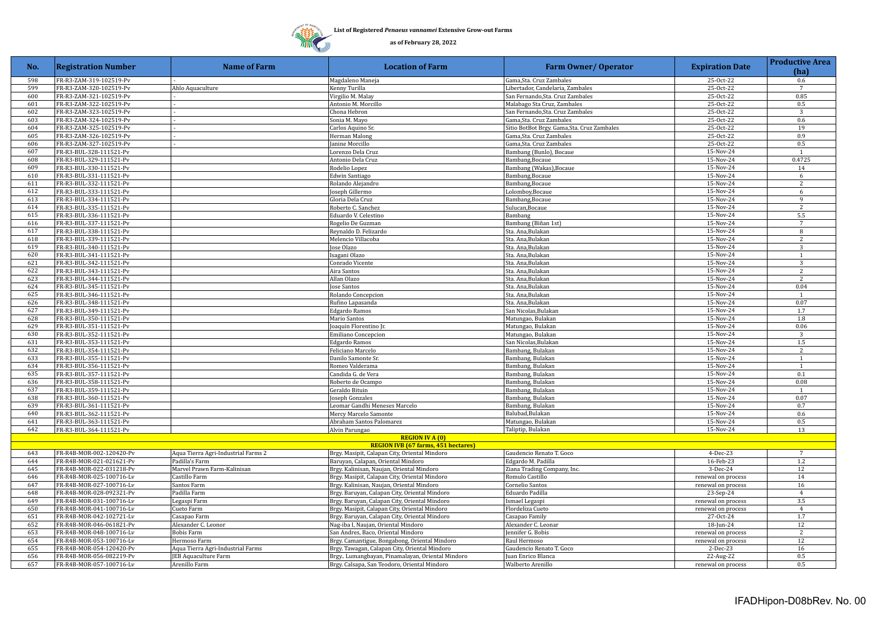**List of Registered *Penaeus vannamei* Extensive Grow-out Farms**

**as of February 28, 2022**

| No. | Registration Number | Name of Farm | Location of Farm | Farm Owner/ Operator | Expiration Date | Productive Area (ha) |
|---|---|---|---|---|---|---|
| 598 | FR-R3-ZAM-319-102519-Pv | - | Magdaleno Maneja | Gama,Sta. Cruz Zambales | 25-Oct-22 | 0.6 |
| 599 | FR-R3-ZAM-320-102519-Pv | Ahlo Aquaculture | Kenny Turilla | Libertador, Candelaria, Zambales | 25-Oct-22 | 7 |
| 600 | FR-R3-ZAM-321-102519-Pv | - | Virgilio M. Malay | San Fernando,Sta. Cruz Zambales | 25-Oct-22 | 0.85 |
| 601 | FR-R3-ZAM-322-102519-Pv | - | Antonio M. Morcillo | Malabago Sta Cruz, Zambales | 25-Oct-22 | 0.5 |
| 602 | FR-R3-ZAM-323-102519-Pv | - | Chona Hebron | San Fernando,Sta. Cruz Zambales | 25-Oct-22 | 3 |
| 603 | FR-R3-ZAM-324-102519-Pv | - | Sonia M. Mayo | Gama,Sta. Cruz Zambales | 25-Oct-22 | 0.6 |
| 604 | FR-R3-ZAM-325-102519-Pv | - | Carlos Aquino Sr. | Sitio BotBot Brgy. Gama,Sta. Cruz Zambales | 25-Oct-22 | 19 |
| 605 | FR-R3-ZAM-326-102519-Pv | - | Herman Malong | Gama,Sta. Cruz Zambales | 25-Oct-22 | 0.9 |
| 606 | FR-R3-ZAM-327-102519-Pv | - | Janine Morcillo | Gama,Sta. Cruz Zambales | 25-Oct-22 | 0.5 |
| 607 | FR-R3-BUL-328-111521-Pv | | Lorenzo Dela Cruz | Bambang (Bunlo), Bocaue | 15-Nov-24 | 1 |
| 608 | FR-R3-BUL-329-111521-Pv | | Antonio Dela Cruz | Bambang,Bocaue | 15-Nov-24 | 0.4725 |
| 609 | FR-R3-BUL-330-111521-Pv | | Rodelio Lopez | Bambang (Wakas),Bocaue | 15-Nov-24 | 14 |
| 610 | FR-R3-BUL-331-111521-Pv | | Edwin Santiago | Bambang,Bocaue | 15-Nov-24 | 6 |
| 611 | FR-R3-BUL-332-111521-Pv | | Rolando Alejandro | Bambang,Bocaue | 15-Nov-24 | 2 |
| 612 | FR-R3-BUL-333-111521-Pv | | Joseph Gillermo | Lolomboy,Bocaue | 15-Nov-24 | 6 |
| 613 | FR-R3-BUL-334-111521-Pv | | Gloria Dela Cruz | Bambang,Bocaue | 15-Nov-24 | 9 |
| 614 | FR-R3-BUL-335-111521-Pv | | Roberto C. Sanchez | Sulucan,Bocaue | 15-Nov-24 | 2 |
| 615 | FR-R3-BUL-336-111521-Pv | | Eduardo V. Celestino | Bambang | 15-Nov-24 | 5.5 |
| 616 | FR-R3-BUL-337-111521-Pv | | Rogelio De Guzman | Bambang (Biñan 1st) | 15-Nov-24 | 7 |
| 617 | FR-R3-BUL-338-111521-Pv | | Reynaldo D. Felizardo | Sta. Ana,Bulakan | 15-Nov-24 | 8 |
| 618 | FR-R3-BUL-339-111521-Pv | | Melencio Villacoba | Sta. Ana,Bulakan | 15-Nov-24 | 2 |
| 619 | FR-R3-BUL-340-111521-Pv | | Jose Olazo | Sta. Ana,Bulakan | 15-Nov-24 | 3 |
| 620 | FR-R3-BUL-341-111521-Pv | | Isagani Olazo | Sta. Ana,Bulakan | 15-Nov-24 | 1 |
| 621 | FR-R3-BUL-342-111521-Pv | | Conrado Vicente | Sta. Ana,Bulakan | 15-Nov-24 | 3 |
| 622 | FR-R3-BUL-343-111521-Pv | | Aira Santos | Sta. Ana,Bulakan | 15-Nov-24 | 2 |
| 623 | FR-R3-BUL-344-111521-Pv | | Allan Olazo | Sta. Ana,Bulakan | 15-Nov-24 | 2 |
| 624 | FR-R3-BUL-345-111521-Pv | | Jose Santos | Sta. Ana,Bulakan | 15-Nov-24 | 0.04 |
| 625 | FR-R3-BUL-346-111521-Pv | | Rolando Concepcion | Sta. Ana,Bulakan | 15-Nov-24 | 1 |
| 626 | FR-R3-BUL-348-111521-Pv | | Rufino Lapasanda | Sta. Ana,Bulakan | 15-Nov-24 | 0.07 |
| 627 | FR-R3-BUL-349-111521-Pv | | Edgardo Ramos | San Nicolas,Bulakan | 15-Nov-24 | 1.7 |
| 628 | FR-R3-BUL-350-111521-Pv | | Mario Santos | Matungao, Bulakan | 15-Nov-24 | 1.8 |
| 629 | FR-R3-BUL-351-111521-Pv | | Joaquin Florentino Jr. | Matungao, Bulakan | 15-Nov-24 | 0.06 |
| 630 | FR-R3-BUL-352-111521-Pv | | Emiliano Concepcion | Matungao, Bulakan | 15-Nov-24 | 3 |
| 631 | FR-R3-BUL-353-111521-Pv | | Edgardo Ramos | San Nicolas,Bulakan | 15-Nov-24 | 1.5 |
| 632 | FR-R3-BUL-354-111521-Pv | | Feliciano Marcelo | Bambang, Bulakan | 15-Nov-24 | 2 |
| 633 | FR-R3-BUL-355-111521-Pv | | Danilo Samonte Sr. | Bambang, Bulakan | 15-Nov-24 | 1 |
| 634 | FR-R3-BUL-356-111521-Pv | | Romeo Valderama | Bambang, Bulakan | 15-Nov-24 | 1 |
| 635 | FR-R3-BUL-357-111521-Pv | | Candida G. de Vera | Bambang, Bulakan | 15-Nov-24 | 0.1 |
| 636 | FR-R3-BUL-358-111521-Pv | | Roberto de Ocampo | Bambang, Bulakan | 15-Nov-24 | 0.08 |
| 637 | FR-R3-BUL-359-111521-Pv | | Geraldo Bituin | Bambang, Bulakan | 15-Nov-24 | 1 |
| 638 | FR-R3-BUL-360-111521-Pv | | Joseph Gonzales | Bambang, Bulakan | 15-Nov-24 | 0.07 |
| 639 | FR-R3-BUL-361-111521-Pv | | Leomar Gandhi Meneses Marcelo | Bambang, Bulakan | 15-Nov-24 | 0.7 |
| 640 | FR-R3-BUL-362-111521-Pv | | Mercy Marcelo Samonte | Balubad,Bulakan | 15-Nov-24 | 0.6 |
| 641 | FR-R3-BUL-363-111521-Pv | | Abraham Santos Palomarez | Matungao, Bulakan | 15-Nov-24 | 0.5 |
| 642 | FR-R3-BUL-364-111521-Pv | | Alvin Parungao | Taliptip, Bulakan | 15-Nov-24 | 13 |
| | | | **REGION IV A (0)** | | | |
| | | | **REGION IVB (67 farms, 451 hectares)** | | | |
| 643 | FR-R4B-MOR-002-120420-Pv | Aqua Tierra Agri-Industrial Farms 2 | Brgy. Masipit, Calapan City, Oriental Mindoro | Gaudencio Renato T. Goco | 4-Dec-23 | 7 |
| 644 | FR-R4B-MOR-021-021621-Pv | Padilla's Farm | Baruyan, Calapan, Oriental Mindoro | Edgardo M. Padilla | 16-Feb-23 | 1.2 |
| 645 | FR-R4B-MOR-022-031218-Pv | Marvel Prawn Farm-Kalinisan | Brgy. Kalinisan, Naujan, Oriental Mindoro | Ziana Trading Company, Inc. | 3-Dec-24 | 12 |
| 646 | FR-R4B-MOR-025-100716-Lv | Castillo Farm | Brgy. Masipit, Calapan City, Oriental Mindoro | Romulo Castillo | renewal on process | 14 |
| 647 | FR-R4B-MOR-027-100716-Lv | Santos Farm | Brgy. Kalinisan, Naujan, Oriental Mindoro | Cornelio Santos | renewal on process | 16 |
| 648 | FR-R4B-MOR-028-092321-Pv | Padilla Farm | Brgy. Baruyan, Calapan City, Oriental Mindoro | Eduardo Padilla | 23-Sep-24 | 4 |
| 649 | FR-R4B-MOR-031-100716-Lv | Legaspi Farm | Brgy. Baruyan, Calapan City, Oriental Mindoro | Ismael Legaspi | renewal on process | 3.5 |
| 650 | FR-R4B-MOR-041-100716-Lv | Cueto Farm | Brgy. Masipit, Calapan City, Oriental Mindoro | Flordeliza Cueto | renewal on process | 4 |
| 651 | FR-R4B-MOR-042-102721-Lv | Casapao Farm | Brgy. Baruyan, Calapan City, Oriental Mindoro | Casapao Family | 27-Oct-24 | 1.7 |
| 652 | FR-R4B-MOR-046-061821-Pv | Alexander C. Leonor | Nag-iba I, Naujan, Oriental Mindoro | Alexander C. Leonar | 18-Jun-24 | 12 |
| 653 | FR-R4B-MOR-048-100716-Lv | Bobis Farm | San Andres, Baco, Oriental Mindoro | Jennifer G. Bobis | renewal on process | 2 |
| 654 | FR-R4B-MOR-053-100716-Lv | Hermoso Farm | Brgy. Camantigue, Bongabong, Oriental Mindoro | Raul Hermoso | renewal on process | 12 |
| 655 | FR-R4B-MOR-054-120420-Pv | Aqua Tierra Agri-Industrial Farms | Brgy. Tawagan, Calapan City, Oriental Mindoro | Gaudencio Renato T. Goco | 2-Dec-23 | 16 |
| 656 | FR-R4B-MOR-056-082219-Pv | JEB Aquaculture Farm | Brgy.. Lumangbayan, Pinamalayan, Oriental Mindoro | Juan Enrico Blanca | 22-Aug-22 | 0.5 |
| 657 | FR-R4B-MOR-057-100716-Lv | Arenillo Farm | Brgy. Calsapa, San Teodoro, Oriental Mindoro | Walberto Arenillo | renewal on process | 0.5 |

IFADHipon-D08bRev. No. 00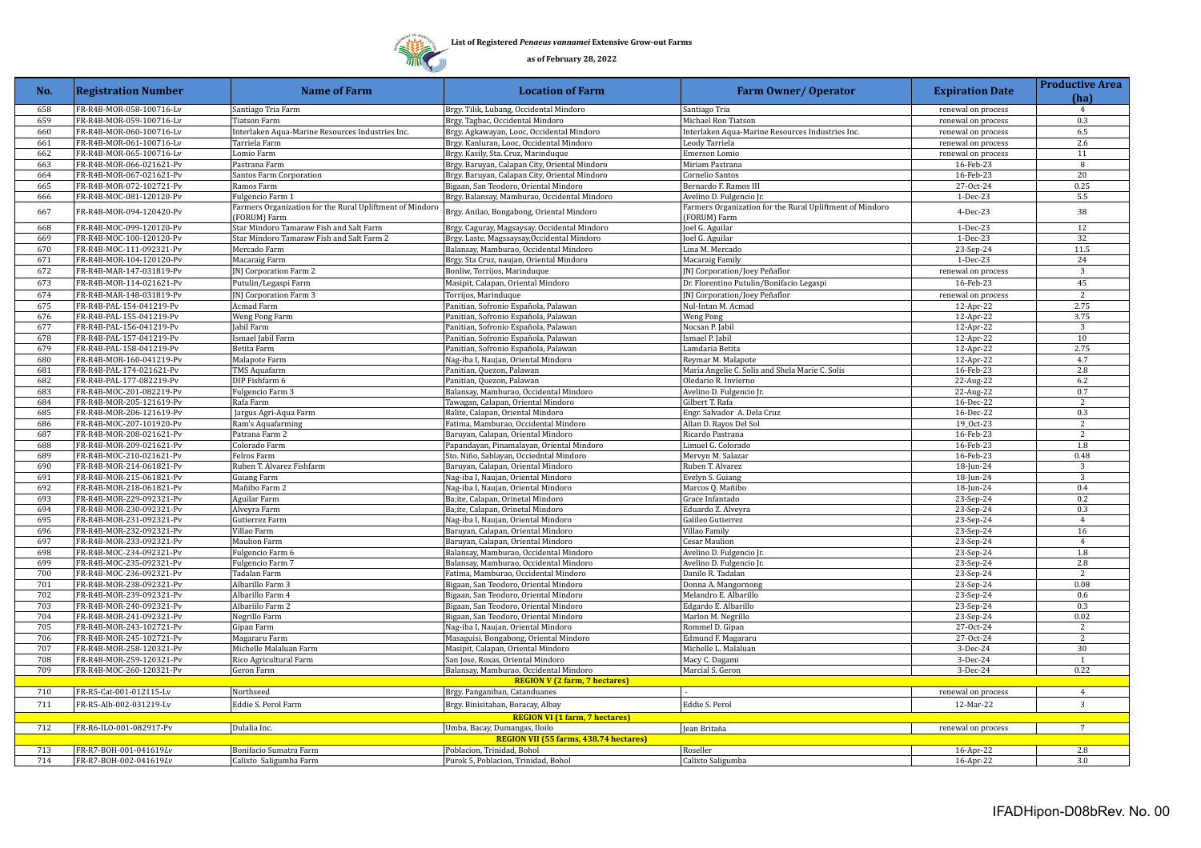**List of Registered *Penaeus vannamei* Extensive Grow-out Farms**

**as of February 28, 2022**

| No. | Registration Number | Name of Farm | Location of Farm | Farm Owner/ Operator | Expiration Date | Productive Area (ha) |
|---|---|---|---|---|---|---|
| 658 | FR-R4B-MOR-058-100716-Lv | Santiago Tria Farm | Brgy. Tilik, Lubang, Occidental Mindoro | Santiago Tria | renewal on process | 4 |
| 659 | FR-R4B-MOR-059-100716-Lv | Tiatson Farm | Brgy. Tagbac, Occidental Mindoro | Michael Ron Tiatson | renewal on process | 0.3 |
| 660 | FR-R4B-MOR-060-100716-Lv | Interlaken Aqua-Marine Resources Industries Inc. | Brgy. Agkawayan, Looc, Occidental Mindoro | Interlaken Aqua-Marine Resources Industries Inc. | renewal on process | 6.5 |
| 661 | FR-R4B-MOR-061-100716-Lv | Tarriela Farm | Brgy. Kanluran, Looc, Occidental Mindoro | Leody Tarriela | renewal on process | 2.6 |
| 662 | FR-R4B-MOR-065-100716-Lv | Lomio Farm | Brgy. Kasily, Sta. Cruz, Marinduque | Emerson Lomio | renewal on process | 11 |
| 663 | FR-R4B-MOR-066-021621-Pv | Pastrana Farm | Brgy. Baruyan, Calapan City, Oriental Mindoro | Miriam Pastrana | 16-Feb-23 | 8 |
| 664 | FR-R4B-MOR-067-021621-Pv | Santos Farm Corporation | Brgy. Baruyan, Calapan City, Oriental Mindoro | Cornelio Santos | 16-Feb-23 | 20 |
| 665 | FR-R4B-MOR-072-102721-Pv | Ramos Farm | Bigaan, San Teodoro, Oriental Mindoro | Bernardo F. Ramos III | 27-Oct-24 | 0.25 |
| 666 | FR-R4B-MOC-081-120120-Pv | Fulgencio Farm 1 | Brgy. Balansay, Mamburao, Occidental Mindoro | Avelino D. Fulgencio Jr. | 1-Dec-23 | 5.5 |
| 667 | FR-R4B-MOR-094-120420-Pv | Farmers Organization for the Rural Upliftment of Mindoro (FORUM) Farm | Brgy. Anilao, Bongabong, Oriental Mindoro | Farmers Organization for the Rural Upliftment of Mindoro (FORUM) Farm | 4-Dec-23 | 38 |
| 668 | FR-R4B-MOC-099-120120-Pv | Star Mindoro Tamaraw Fish and Salt Farm | Brgy. Caguray, Magsaysay, Occidental Mindoro | Joel G. Aguilar | 1-Dec-23 | 12 |
| 669 | FR-R4B-MOC-100-120120-Pv | Star Mindoro Tamaraw Fish and Salt Farm 2 | Brgy. Laste, Magssaysay,Occidental Mindoro | Joel G. Aguilar | 1-Dec-23 | 32 |
| 670 | FR-R4B-MOC-111-092321-Pv | Mercado Farm | Balansay, Mamburao, Occidental Mindoro | Lina M. Mercado | 23-Sep-24 | 11.5 |
| 671 | FR-R4B-MOR-104-120120-Pv | Macaraig Farm | Brgy. Sta Cruz, naujan, Oriental Mindoro | Macaraig Family | 1-Dec-23 | 24 |
| 672 | FR-R4B-MAR-147-031819-Pv | JNJ Corporation Farm 2 | Bonliw, Torrijos, Marinduque | JNJ Corporation/Joey Peñaflor | renewal on process | 3 |
| 673 | FR-R4B-MOR-114-021621-Pv | Putulin/Legaspi Farm | Masipit, Calapan, Oriental Mindoro | Dr. Florentino Putulin/Bonifacio Legaspi | 16-Feb-23 | 45 |
| 674 | FR-R4B-MAR-148-031819-Pv | JNJ Corporation Farm 3 | Torrijos, Marinduque | JNJ Corporation/Joey Peñaflor | renewal on process | 2 |
| 675 | FR-R4B-PAL-154-041219-Pv | Acmad Farm | Panitian, Sofronio Española, Palawan | Nul-Intan M. Acmad | 12-Apr-22 | 2.75 |
| 676 | FR-R4B-PAL-155-041219-Pv | Weng Pong Farm | Panitian, Sofronio Española, Palawan | Weng Pong | 12-Apr-22 | 3.75 |
| 677 | FR-R4B-PAL-156-041219-Pv | Jabil Farm | Panitian, Sofronio Española, Palawan | Nocsan P. Jabil | 12-Apr-22 | 3 |
| 678 | FR-R4B-PAL-157-041219-Pv | Ismael Jabil Farm | Panitian, Sofronio Española, Palawan | Ismael P. Jabil | 12-Apr-22 | 10 |
| 679 | FR-R4B-PAL-158-041219-Pv | Betita Farm | Panitian, Sofronio Española, Palawan | Lamdaria Betita | 12-Apr-22 | 2.75 |
| 680 | FR-R4B-MOR-160-041219-Pv | Malapote Farm | Nag-iba I, Naujan, Oriental Mindoro | Reymar M. Malapote | 12-Apr-22 | 4.7 |
| 681 | FR-R4B-PAL-174-021621-Pv | TMS Aquafarm | Panitian, Quezon, Palawan | Maria Angelie C. Solis and Shela Marie C. Solis | 16-Feb-23 | 2.8 |
| 682 | FR-R4B-PAL-177-082219-Pv | DIP Fishfarm 6 | Panitian, Quezon, Palawan | Oledario R. Invierno | 22-Aug-22 | 6.2 |
| 683 | FR-R4B-MOC-201-082219-Pv | Fulgencio Farm 3 | Balansay, Mamburao, Occidental Mindoro | Avelino D. Fulgencio Jr. | 22-Aug-22 | 0.7 |
| 684 | FR-R4B-MOR-205-121619-Pv | Rafa Farm | Tawagan, Calapan, Oriental Mindoro | Gilbert T. Rafa | 16-Dec-22 | 2 |
| 685 | FR-R4B-MOR-206-121619-Pv | Jargus Agri-Aqua Farm | Balite, Calapan, Oriental Mindoro | Engr. Salvador A. Dela Cruz | 16-Dec-22 | 0.3 |
| 686 | FR-R4B-MOC-207-101920-Pv | Ram's Aquafarming | Fatima, Mamburao, Occidental Mindoro | Allan D. Rayos Del Sol | 19_Oct-23 | 2 |
| 687 | FR-R4B-MOR-208-021621-Pv | Patrana Farm 2 | Baruyan, Calapan, Oriental Mindoro | Ricardo Pastrana | 16-Feb-23 | 2 |
| 688 | FR-R4B-MOR-209-021621-Pv | Colorado Farm | Papandayan, Pinamalayan, Oriental Mindoro | Limuel G. Colorado | 16-Feb-23 | 1.8 |
| 689 | FR-R4B-MOC-210-021621-Pv | Felros Farm | Sto. Niño, Sablayan, Occiedntal Mindoro | Mervyn M. Salazar | 16-Feb-23 | 0.48 |
| 690 | FR-R4B-MOR-214-061821-Pv | Ruben T. Alvarez Fishfarm | Baruyan, Calapan, Oriental Mindoro | Ruben T. Alvarez | 18-Jun-24 | 3 |
| 691 | FR-R4B-MOR-215-061821-Pv | Guiang Farm | Nag-iba I, Naujan, Oriental Mindoro | Evelyn S. Guiang | 18-Jun-24 | 3 |
| 692 | FR-R4B-MOR-218-061821-Pv | Mañibo Farm 2 | Nag-iba I, Naujan, Oriental Mindoro | Marcos Q. Mañibo | 18-Jun-24 | 0.4 |
| 693 | FR-R4B-MOR-229-092321-Pv | Aguilar Farm | Ba;ite, Calapan, Orinetal Mindoro | Grace Infantado | 23-Sep-24 | 0.2 |
| 694 | FR-R4B-MOR-230-092321-Pv | Alveyra Farm | Ba;ite, Calapan, Orinetal Mindoro | Eduardo Z. Alveyra | 23-Sep-24 | 0.3 |
| 695 | FR-R4B-MOR-231-092321-Pv | Gutierrez Farm | Nag-iba I, Naujan, Oriental Mindoro | Galileo Gutierrez | 23-Sep-24 | 4 |
| 696 | FR-R4B-MOR-232-092321-Pv | Villao Farm | Baruyan, Calapan, Oriental Mindoro | Villao Family | 23-Sep-24 | 16 |
| 697 | FR-R4B-MOR-233-092321-Pv | Maulion Farm | Baruyan, Calapan, Oriental Mindoro | Cesar Maulion | 23-Sep-24 | 4 |
| 698 | FR-R4B-MOC-234-092321-Pv | Fulgencio Farm 6 | Balansay, Mamburao, Occidental Mindoro | Avelino D. Fulgencio Jr. | 23-Sep-24 | 1.8 |
| 699 | FR-R4B-MOC-235-092321-Pv | Fulgencio Farm 7 | Balansay, Mamburao, Occidental Mindoro | Avelino D. Fulgencio Jr. | 23-Sep-24 | 2.8 |
| 700 | FR-R4B-MOC-236-092321-Pv | Tadalan Farm | Fatima, Mamburao, Occidental Mindoro | Danilo R. Tadalan | 23-Sep-24 | 2 |
| 701 | FR-R4B-MOR-238-092321-Pv | Albarillo Farm 3 | Bigaan, San Teodoro, Oriental Mindoro | Donna A. Mangornong | 23-Sep-24 | 0.08 |
| 702 | FR-R4B-MOR-239-092321-Pv | Albarillo Farm 4 | Bigaan, San Teodoro, Oriental Mindoro | Melandro E. Albarillo | 23-Sep-24 | 0.6 |
| 703 | FR-R4B-MOR-240-092321-Pv | Albariilo Farm 2 | Bigaan, San Teodoro, Oriental Mindoro | Edgardo E. Albarillo | 23-Sep-24 | 0.3 |
| 704 | FR-R4B-MOR-241-092321-Pv | Negrillo Farm | Bigaan, San Teodoro, Oriental Mindoro | Marlon M. Negrillo | 23-Sep-24 | 0.02 |
| 705 | FR-R4B-MOR-243-102721-Pv | Gipan Farm | Nag-iba I, Naujan, Oriental Mindoro | Rommel D. Gipan | 27-Oct-24 | 2 |
| 706 | FR-R4B-MOR-245-102721-Pv | Magararu Farm | Masaguisi, Bongabong, Oriental Mindoro | Edmund F. Magararu | 27-Oct-24 | 2 |
| 707 | FR-R4B-MOR-258-120321-Pv | Michelle Malaluan Farm | Masipit, Calapan, Oriental Mindoro | Michelle L. Malaluan | 3-Dec-24 | 30 |
| 708 | FR-R4B-MOR-259-120321-Pv | Rico Agricultural Farm | San Jose, Roxas, Oriental Mindoro | Macy C. Dagami | 3-Dec-24 | 1 |
| 709 | FR-R4B-MOC-260-120321-Pv | Geron Farm | Balansay, Mamburao, Occidental Mindoro | Marcial S. Geron | 3-Dec-24 | 0.22 |
| | | | **REGION V (2 farm, 7 hectares)** | | | |
| 710 | FR-R5-Cat-001-012115-Lv | Northseed | Brgy. Panganiban, Catanduanes | - | renewal on process | 4 |
| 711 | FR-R5-Alb-002-031219-Lv | Eddie S. Perol Farm | Brgy. Binisitahan, Boracay, Albay | Eddie S. Perol | 12-Mar-22 | 3 |
| | | | **REGION VI (1 farm, 7 hectares)** | | | |
| 712 | FR-R6-ILO-001-082917-Pv | Dulalia Inc. | Umba, Bacay, Dumangas, Iloilo | Jean Britaña | renewal on process | 7 |
| | | | **REGION VII (55 farms, 438.74 hectares)** | | | |
| 713 | FR-R7-BOH-001-041619Lv | Bonifacio Sumatra Farm | Poblacion, Trinidad, Bohol | Roseller | 16-Apr-22 | 2.8 |
| 714 | FR-R7-BOH-002-041619Lv | Calixto Saligumba Farm | Purok 5, Poblacion, Trinidad, Bohol | Calixto Saligumba | 16-Apr-22 | 3.0 |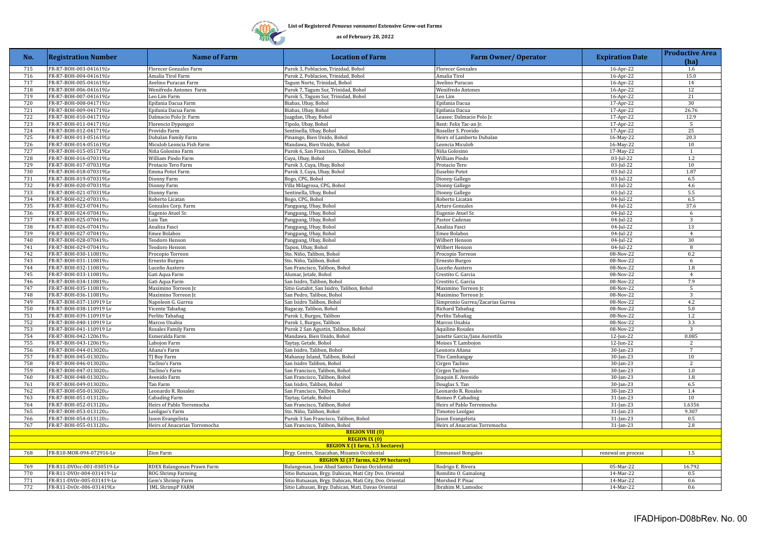List of Registered *Penaeus vannamei* Extensive Grow-out Farms

as of February 28, 2022

| No. | Registration Number | Name of Farm | Location of Farm | Farm Owner/ Operator | Expiration Date | Productive Area (ha) |
|---|---|---|---|---|---|---|
| 715 | FR-R7-BOH-003-041619Lv | Florecer Gonzales Farm | Purok 3, Poblacion, Trinidad, Bohol | Florecer Gonzales | 16-Apr-22 | 1.6 |
| 716 | FR-R7-BOH-004-041619Lv | Amalia Tirol Farm | Purok 2, Poblacion, Trinidad, Bohol | Amalia Tirol | 16-Apr-22 | 15.0 |
| 717 | FR-R7-BOH-005-041619Lv | Avelino Puracan Farm | Tagum Norte, Trinidad, Bohol | Avelino Puracan | 16-Apr-22 | 14 |
| 718 | FR-R7-BOH-006-041619Lv | Wenifredo Antones Farm | Purok 7, Tagum Sur, Trinidad, Bohol | Wenifredo Antones | 16-Apr-22 | 12 |
| 719 | FR-R7-BOH-007-041619Lv | Leo Lim Farm | Purok 5, Tagum Sur, Trinidad, Bohol | Leo Lim | 16-Apr-22 | 21 |
| 720 | FR-R7-BOH-008-041719Lv | Epifania Dacua Farm | Biabas, Ubay, Bohol | Epifania Dacua | 17-Apr-22 | 30 |
| 721 | FR-R7-BOH-009-041719Lv | Epifania Dacua Farm | Biabas, Ubay, Bohol | Epifania Dacua | 17-Apr-22 | 26.76 |
| 722 | FR-R7-BOH-010-041719Lv | Dalmacio Polo Jr. Farm | Juagdan, Ubay, Bohol | Leasee: Dalmacio Polo Jr. | 17-Apr-22 | 12.9 |
| 723 | FR-R7-BOH-011-041719Lv | Florencio Dypongco | Tipolo, Ubay, Bohol | Rent: Felix Tac-an Jr. | 17-Apr-22 | 5 |
| 724 | FR-R7-BOH-012-041719Lv | Provido Farm | Sentinella, Ubay, Bohol | Roseller S. Provido | 17-Apr-22 | 25 |
| 725 | FR-R7-BOH-013-051619Lv | Dubalan Family Farm | Pinamgo, Bien Unido, Bohol | Heirs of Lamberto Dubalan | 16-May-22 | 20.3 |
| 726 | FR-R7-BOH-014-051619Lv | Miculob Leoncia Fish Farm | Mandawa, Bien Unido, Bohol | Leoncia Miculob | 16-May-22 | 10 |
| 727 | FR-R7-BOH-015-051719Lv | Niña Golosino Farm | Purok 6, San Francisco, Talibon, Bohol | Niña Golosino | 17-May-22 | 1 |
| 728 | FR-R7-BOH-016-070319Lv | William Piodo Farm | Cuya, Ubay, Bohol | William Piodo | 03-Jul-22 | 1.2 |
| 729 | FR-R7-BOH-017-070319Lv | Protacio Tero Farm | Purok 3, Cuya, Ubay, Bohol | Protacio Tero | 03-Jul-22 | 10 |
| 730 | FR-R7-BOH-018-070319Lv | Emma Potot Farm | Purok 3, Cuya, Ubay, Bohol | Eusebio Potot | 03-Jul-22 | 1.87 |
| 731 | FR-R7-BOH-019-070319Lv | Dionny Farm | Bogo, CPG, Bohol | Dionny Gallego | 03-Jul-22 | 6.5 |
| 732 | FR-R7-BOH-020-070319Lv | Dionny Farm | Villa Milagrosa, CPG, Bohol | Dionny Gallego | 03-Jul-22 | 4.6 |
| 733 | FR-R7-BOH-021-070319Lv | Dionny Farm | Sentinella, Ubay, Bohol | Dionny Gallego | 03-Jul-22 | 5.5 |
| 734 | FR-R7-BOH-022-070319Lv | Roberto Licatan | Bogo, CPG, Bohol | Roberto Licatan | 04-Jul-22 | 6.5 |
| 735 | FR-R7-BOH-023-070419Lv | Gonzales Corp. Farm | Pangpang, Ubay, Bohol | Arturo Gonzales | 04-Jul-22 | 37.6 |
| 736 | FR-R7-BOH-024-070419Lv | Eugenio Atuel Sr. | Pangpang, Ubay, Bohol | Eugenio Atuel Sr. | 04-Jul-22 | 6 |
| 737 | FR-R7-BOH-025-070419Lv | Luis Tan | Pangpang, Ubay, Bohol | Pastor Cadenas | 04-Jul-22 | 3 |
| 738 | FR-R7-BOH-026-070419Lv | Analiza Fasci | Pangpang, Ubay, Bohol | Analiza Fasci | 04-Jul-22 | 13 |
| 739 | FR-R7-BOH-027-070419Lv | Emee Bolabos | Pangpang, Ubay, Bohol | Emee Bolabos | 04-Jul-22 | 4 |
| 740 | FR-R7-BOH-028-070419Lv | Teodoro Henson | Pangpang, Ubay, Bohol | Wilbert Henson | 04-Jul-22 | 30 |
| 741 | FR-R7-BOH-029-070419Lv | Teodoro Henson | Tapon, Ubay, Bohol | Wilbert Henson | 04-Jul-22 | 8 |
| 742 | FR-R7-BOH-030-110819Lv | Procopio Torreon | Sto. Niño, Talibon, Bohol | Procopio Torreon | 08-Nov-22 | 0.2 |
| 743 | FR-R7-BOH-031-110819Lv | Ernesto Burgos | Sto. Niño, Talibon, Bohol | Ernesto Burgos | 08-Nov-22 | 6 |
| 744 | FR-R7-BOH-032-110819Lv | Luceño Auxtero | San Francisco, Talibon, Bohol | Luceño Auxtero | 08-Nov-22 | 1.8 |
| 745 | FR-R7-BOH-033-110819Lv | Gati Aqua Farm | Alumar, Jetafe, Bohol | Crestito C. Garcia | 08-Nov-22 | 4 |
| 746 | FR-R7-BOH-034-110819Lv | Gati Aqua Farm | San Isidro, Talibon, Bohol | Crestito C. Garcia | 08-Nov-22 | 7.9 |
| 747 | FR-R7-BOH-035-110819Lv | Maximino Torreon Jr. | Sitio Gutahit, San Isidro, Talibon, Bohol | Maximino Torreon Jr. | 08-Nov-22 | 5 |
| 748 | FR-R7-BOH-036-110819Lv | Maximino Torreon Jr. | San Pedro, Talibon, Bohol | Maximino Torreon Jr. | 08-Nov-22 | 3 |
| 749 | FR-R7-BOH-037-110919 Lv | Napoleon G. Gurrea | San Isidro Talibon, Bohol | Simpronio Gurrea/Zacarias Gurrea | 08-Nov-22 | 4.2 |
| 750 | FR-R7-BOH-038-110919 Lv | Vicente Tabañag | Bagacay, Talibon, Bohol | Richard Tabañag | 08-Nov-22 | 5.0 |
| 751 | FR-R7-BOH-039-110919 Lv | Perlito Tabañag | Purok 1, Burgos, Talibon | Perlito Tabañag | 08-Nov-22 | 1.2 |
| 752 | FR-R7-BOH-040-110919 Lv | Marcos Unabia | Purok 1, Burgos, Talibon | Marcos Unabia | 08-Nov-22 | 3.3 |
| 753 | FR-R7-BOH-041-110919 Lv | Rosales Family Farm | Purok 2 San Agustin, Talibon, Bohol | Aquilino Rosales | 08-Nov-22 | 3 |
| 754 | FR-R7-BOH-042-120619Lv | Esmeralda Farm | Mandawa, Bien Unido, Bohol | Janette Garcia/Jane Aurestila | 12-Jun-22 | 0.085 |
| 755 | FR-R7-BOH-043-120619Lv | Labojon Farm | Taytay, Getafe, Bohol | Moises T. Lambojon | 12-Jun-22 | 2 |
| 756 | FR-R7-BOH-044-013020Lv | Añana's Farm | San Isidro, Talibon, Bohol | Leonora Añana | 30-Jan-23 | 7 |
| 757 | FR-R7-BOH-045-013020Lv | TJ Boy Farm | Mahanay Island, Talibon, Bohol | Tito Cambangay | 30-Jan-23 | 10 |
| 758 | FR-R7-BOH-046-013020Lv | Taclino's Farm | San Isidro Talibon, Bohol | Cirgen Taclino | 30-Jan-23 | 2 |
| 759 | FR-R7-BOH-047-013020Lv | Taclino's Farm | San Francisco, Talibon, Bohol | Cirgen Taclino | 30-Jan-23 | 1.0 |
| 760 | FR-R7-BOH-048-013020Lv | Avenido Farm | San Francisco, Talibon, Bohol | Joaquin E. Avenido | 30-Jan-23 | 1.8 |
| 761 | FR-R7-BOH-049-013020Lv | Tan Farm | San Isidro, Talibon, Bohol | Douglas S. Tan | 30-Jan-23 | 6.5 |
| 762 | FR-R7-BOH-050-013020Lv | Leonardo R. Rosales | San Francisco, Talibon, Bohol | Leonardo R. Rosales | 30-Jan-23 | 1.4 |
| 763 | FR-R7-BOH-051-013120Lv | Cabading Farm | Taytay, Getafe, Bohol | Romeo P. Cabading | 31-Jan-23 | 10 |
| 764 | FR-R7-BOH-052-013120Lv | Heirs of Pablo Torremocha | San Francisco, Talibon, Bohol | Heirs of Pablo Torremocha | 31-Jan-23 | 1.6356 |
| 765 | FR-R7-BOH-053-013120Lv | Leoligao's Farm | Sto. Niño, Talibon, Bohol | Timoteo Leolgao | 31-Jan-23 | 9.307 |
| 766 | FR-R7-BOH-054-013120Lv | Jason Evangelista | Purok 3 San Francisco, Talibon, Bohol | Jason Evangelista | 31-Jan-23 | 0.5 |
| 767 | FR-R7-BOH-055-013120Lv | Heirs of Anacarias Torremocha | San Francisco, Talibon, Bohol | Heirs of Anacarias Torremocha | 31-Jan-23 | 2.8 |
| | | | **REGION VIII (0)** | | | |
| | | | **REGION IX (0)** | | | |
| | | | **REGION X (1 farm, 1.5 hectares)** | | | |
| 768 | FR-R10-MOR-094-072916-Lv | Zion Farm | Brgy. Centro, Sinacaban, Misamis Occidental | Emmanuel Bongales | renewal on process | 1.5 |
| | | | **REGION XI (37 farms, 62.99 hectares)** | | | |
| 769 | FR-R11-DVOcc-001-030519-Lv | RDEX Balangonan Prawn Farm | Balangonan, Jose Abad Santos Davao Occidental | Rodrigo E. Rivera | 05-Mar-22 | 16.792 |
| 770 | FR-R11-DVOr-004-031419-Lv | ROG Shrimp Farming | Sitio Butuasan, Brgy. Dahican, Mati City Dvo. Oriental | Romilito O. Gamalong | 14-Mar-22 | 0.5 |
| 771 | FR-R11-DVOr-005-031419-Lv | Gem's Shrimp Farm | Sitio Butuasan, Brgy. Dahican, Mati City, Dvo. Oriental | Morshed P. Pisac | 14-Mar-22 | 0.6 |
| 772 | FR-R11-DvOr.-006-031419Lv | IML ShrimpP FARM | Sitio Lahusan, Brgy. Dahican, Mati, Davao Oriental | Ibrahim M. Lamodoc | 14-Mar-22 | 0.6 |

IFADHipon-D08bRev. No. 00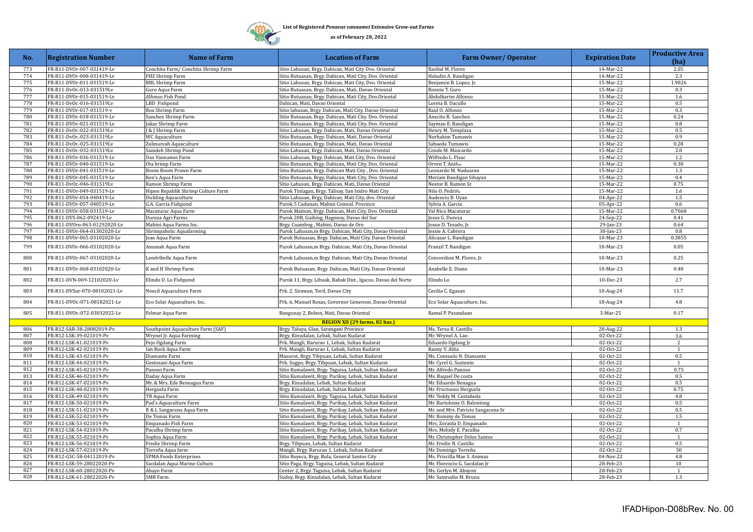**List of Registered *Penaeus vannamei* Extensive Grow-out Farms**

**as of February 28, 2022**

| No. | Registration Number | Name of Farm | Location of Farm | Farm Owner/ Operator | Expiration Date | Productive Area (ha) |
|---|---|---|---|---|---|---|
| 773 | FR-R11-DVOr-007-031419-Lv | Conchita Farm/ Conchita Shrimp Farm | Sitio Lahusan, Brgy. Dahican, Mati City Dvo. Oriental | Rashid M. Flores | 14-Mar-22 | 2.05 |
| 774 | FR-R11-DVOr-008-031419-Lv | FHZ Shrimp Farm | Sitio Butuasan, Brgy. Dahican, Mati City, Dvo. Oriental | Haludin A. Bandigan | 14-Mar-22 | 2.3 |
| 775 | FR-R11-DVOr-011-031519-Lv | BBL Shrimp Farm | Sitio Lahusan, Brgy. Dahican, Mati City, Dvo. Oriental | Benjamin B. Lopez, Jr. | 15-Mar-22 | 1.9026 |
| 776 | FR-R11-DvOr.-013-031519Lv | Guro Aqua Farm | Sitio Butuasan, Brgy. Dahican, Mati, Davao Oriental | Ronnie T. Guro | 15-Mar-22 | 0.3 |
| 777 | FR-R11-DVOr-015-031519-Lv | Alfonso Fish Pond | Sitio Butuasan, Brgy. Dahican, Mati City, Dvo.Oriental | Abdulkarim Alfonso | 15-Mar-22 | 1.6 |
| 778 | FR-R11-DvOr.-016-031519Lv | LBD Fishpond | Dahican, Mati, Davao Oriental | Loreta B. Dacullo | 15-Mar-22 | 0.5 |
| 779 | FR-R11-DVOr-017-031519-v | Roa Shrimp Farm | Sitio lahusan, Brgy. Dahican, Mati City, Davao Oriental | Raul O. Alfonso | 15-Mar-22 | 0.3 |
| 780 | FR-R11-DVOr-018-031519-Lv | Sanchex Shrimp Farm | Sitio Butuasan, Brgy. Dahican, Mati City, Dvo. Oriental | Anecito R. Sanchez | 15-Mar-22 | 0.24 |
| 781 | FR-R11-DVOr-021-031519-Lv | Jakar Shrimp Farm | Sitio Butuasan. Brgy. Dahican, Mati City, Dvo. Oriental | Sayman E. Bandigan | 15-Mar-22 | 0.8 |
| 782 | FR-R11-DvOr.-022-031519Lv | J & J Shrimp Farm | Sitio Lahusan, Brgy. Dahican, Mati, Davao Oriental | Henry M. Templaza | 15-Mar-22 | 0.5 |
| 783 | FR-R11-DvOr.-023-031519Lv | WC Aquaculture | Sitio Butuasan, Brgy. Dahican, Mati, Davao Oriental | Norhakim Tumawis | 15-Mar-22 | 0.9 |
| 784 | FR-R11-DvOr.-025-031519Lv | Zulmureah Aquaculture | Sitio Butuasan, Brgy. Dahican, Mati, Davao Oriental | Sabaeda Tumawis | 15-Mar-22 | 0.28 |
| 785 | FR-R11-DvOr.-032-031519Lv | Samdeh Shrimp Pond | Sitio Lahusan, Brgy. Dahican, Mati, Davao Oriental | Conde M. Mascardo | 15-Mar-22 | 2.0 |
| 786 | FR-R11-DvOr.-036-031519Lv | Dax Vannamei Farm | Sitio Lahusan, Brgy. Dahican, Mati City, Dvo. Oriental | Wilfredo L. Pisac | 15-Mar-22 | 1.2 |
| 787 | FR-R11-DVOr-040-031519-Lv | Ota hrimp Farm | Sitio Butuasan, Brgy. Dahican, Mati City, Dvo. Oriental | Orven T. Aniñon | 15-Mar-22 | 0.38 |
| 788 | FR-R11-DVOr-041-031519-Lv | Boom Boom Prawn Farm | Sitio Butuasan, Brgy. Dahican Mati City , Dvo. Oriental | Leonardo M. Naduaran | 15-Mar-22 | 1.3 |
| 789 | FR-R11-DVOr-045-031519-Lv | Ken's Aqua Farm | Sitio Butuasan, Brgy. Dahican, Mati City, Dvo. Oriental | Meriam Bandigan Sibayan | 15-Mar-22 | 0.4 |
| 790 | FR-R11-DvOr.-046-031519Lv | Ramon Shrimp Farm | Sitio Lahusan, Brgy. Dahican, Mati, Davao Oriental | Nestor B. Ramon Sr. | 15-Mar-22 | 0.75 |
| 791 | FR-R11-DVOr-049-031519-Lv | Hipon Repablik Shrimp Culture Farm | Purok Tinlagan, Brgy. Talisay, San Isidro Mati City | Nilo O. Pedriña | 15-Mar-22 | 1.6 |
| 792 | FR-R11-DVOr-054-040419-Lv | Dickling Aquaculture | Sitio Lahusan, Brgy. Dahican, Mati City, dvo. Oriental | Audencio B. Uyan | 04-Apr-22 | 1.5 |
| 793 | FR-R11-DVOr-057-040519-Lv | G.A. Garcia Fishpond | Purok 5 Cadunan, Mabini Comval. Province | Sylvia A. Garcia | 05-Apr-22 | 0.6 |
| 794 | FR-R11-DVOr-058-031519-Lv | Macaturac Aqua Farm | Purok Maitum, Brgy. Dahican, Mati City, Dvo. Oriental | Val Nico Macaturac | 15-Mar-22 | 0.7068 |
| 795 | FR-R11-DVS-062-092419-Lv | Dureza Agri Farms | Purok 20B, Guihing, Hagonoy, Davao del Sur | Jesus G. Dureza | 24-Sep-22 | 0.41 |
| 796 | FR-R11-DVOro-063-01292020-Lv | Mabini Aqua Farms Inc. | Brgy. Cuambog , Mabini, Davao de Oro | Josue D. Tesado, Jr. | 29-Jan-23 | 0.64 |
| 797 | FR-R11-DVOr-064-01302020-Lv | Shrimpaholic Aquafarming | Purok Lahusan,m Brgy. Dahican, Mati City, Davao Oriental | Jessie A. Cabrera | 30-Jan-23 | 0.8 |
| 798 | FR-R11-DVOr-065-03102020-Lv | Jeae Aqua Farm | Purok Butuasan, Brgy. Dahican, Mati City, Davao Oriental | Alicazar L. Bandigan | 10-Mar-23 | 0.3855 |
| 799 | FR-R11-DVOr-066-03102020-Lv | Amanah Aqua Farm | Purok Lahusan,m Brgy. Dahican, Mati City, Davao Oriental | Franzil T. Bandigan | 10-Mar-23 | 0.05 |
| 800 | FR-R11-DVOr-067-03102020-Lv | Lendribelle Aqua Farm | Purok Lahusan,m Brgy. Dahican, Mati City, Davao Oriental | Concordion M. Flores, Jr. | 10-Mar-23 | 0.25 |
| 801 | FR-R11-DVOr-068-03102020-Lv | K and H Shrimp Farm | Purok Butuasan, Brgy. Dahican, Mati City, Davao Oriental | Anabelle E. Diano | 10-Mar-23 | 0.48 |
| 802 | FR-R11-DVN-069-12102020-Lv | Elindo D. Lo Fishpond | Purok 11, Brgy. Libuak, Babak Dist., Igacos, Davao del Norte | Elindo Lo | 10-Dec-23 | 2.7 |
| 803 | FR-R11-DVSur-070-08102021-Lv | Noecil Aquaculture Farm | Prk. 2, Sirawan, Toril, Davao City | Cecilia C. Egasan | 10-Aug-24 | 11.7 |
| 804 | FR-R11-DVOr.-071-08182021-Lv | Eco Solar Aquaculture, Inc. | Prk. 6, Manuel Roxas, Governor Generoso, Davao Oriental | Eco Solar Aquaculture, Inc. | 18-Aug-24 | 4.8 |
| 805 | FR-R11-DVOr.-072-03032022-Lv | Felmar Aqua Farm | Bangunay 2, Bobon, Mati, Davao Oriental | Ramal P. Pasandaan | 3-Mar-25 | 0.17 |
| | | | **REGION XII (29 farms, 82 has.)** | | | |
| 806 | FR-R12-SAR-38-28082019-Pv | Southpoint Aquaculture Farm (SAF) | Brgy. Taluya, Glan, Sarangani Province | Ms. Tersa R. Castillo | 28-Aug-22 | 1.3 |
| 807 | FR-R12-LSK-39-021019-Pv | Wrynel Jr. Aqua Farming | Brgy. Kinudalan, Lebak, Sultan Kudarat | Mr. Wrynel A. Lao | 02-Oct-22 | 3.6 |
| 808 | FR-R12-LSK-41-021019-Pv | Fejo Ogdang Farm | Prk. Mangli, Barurao 1, Lebak, Sultan Kudarat | Eduardo Ogdang Jr | 02-Oct-22 | 2 |
| 809 | FR-R12-LSK-42-021019-Pv | Ian Rock Aqua Farm | Prk. Mangli, Barurao 1, Lebak, Sultan Kudarat | Ranny V. Alita | 02-Oct-22 | 1 |
| 810 | FR-R12-LSK-43-021019-Pv | Diamante Farm | Masurot, Brgy. Tibpuan, Lebak, Sultan Kudarat | Ms. Consuelo N. Diamante | 02-Oct-22 | 0.5 |
| 811 | FR-R12-LSK-44-021019-Pv | Gestosani Aqua Farm | Prk. Sugpo, Brgy. Tibpuan, Lebak, Sultan Kudarat | Mr. Cyrel G. Sustento | 02-Oct-22 | 1 |
| 812 | FR-R12-LSK-45-021019-Pv | Panoso Farm | Sitio Kumalawit, Brgy. Taguisa, Lebak, Sultan Kudarat | Mr. Alfredo Panoso | 02-Oct-22 | 0.75 |
| 813 | FR-R12-LSK-46-021019-Pv | Daday Aqua Farm | Sitio Kumalawit, Brgy. Purikay, Lebak, Sultan Kudarat | Ms. Raquel De costa | 02-Oct-22 | 0.5 |
| 814 | FR-R12-LSK-47-021019-Pv | Mr. & Mrs. Ede Beneagua Farm | Brgy. Kinudalan, Lebak, Sultan Kudarat | Mr. Eduardo Benagua | 02-Oct-22 | 0.5 |
| 815 | FR-R12-LSK-48-021019-Pv | Herguela Farm | Brgy. Kinudalan, Lebak, Sultan Kudarat | Mr. Fructuozo Herguela | 02-Oct-22 | 0.75 |
| 816 | FR-R12-LSK-49-021019-Pv | TB Aqua Farm | Sitio Kumalawit, Brgy. Taguisa, Lebak, Sultan Kudarat | Mr. Teddy M. Castañeda | 02-Oct-22 | 4.8 |
| 817 | FR-R12-LSK-50-021019-Pv | Pad's Aquaculture Farm | Sitio Kumalawit, Brgy. Purikay, Lebak, Sultan Kudarat | Mr. Bartolome O. Balontong | 02-Oct-22 | 0.5 |
| 818 | FR-R12-LSK-51-021019-Pv | R & L Sangacena Aqua Farm | Sitio Kumalawit, Brgy. Purikay, Lebak, Sultan Kudarat | Mr. and Mrs. Patricio Sangacena Sr | 02-Oct-22 | 0.5 |
| 819 | FR-R12-LSK-52-021019-Pv | De Tomas Farm | Sitio Kumalawit, Brgy. Purikay, Lebak, Sultan Kudarat | Mr. Rommy de Tomas | 02-Oct-22 | 1.5 |
| 820 | FR-R12-LSK-53-021019-Pv | Empanado Fish Farm | Sitio Kumalawit, Brgy. Purikay, Lebak, Sultan Kudarat | Mrs. Zoraida D. Empanado | 02-Oct-22 | 1 |
| 821 | FR-R12-LSK-54-021019-Pv | Paculba Shrimp farm | Sitio Kumalawit, Brgy. Purikay, Lebak, Sultan Kudarat | Mrs. Melody E. Paculba | 02-Oct-22 | 0.7 |
| 822 | FR-R12-LSK-55-021019-Pv | Sophia Aqua Farm | Sitio Kumalawit, Brgy. Purikay, Lebak, Sultan Kudarat | Mr. Christopher Delos Santos | 02-Oct-22 | 1 |
| 823 | FR-R12-LSK-56-021019-Pv | Fredie Shrimp Farm | Brgy. Tibpuan, Lebak, Sultan Kudarat | Mr. Fredie N. Castillo | 02-Oct-22 | 0.5 |
| 824 | FR-R12-LSK-57-021019-Pv | Torreña Aqua farm | Mangli, Brgy. Barurao 1, Lebak, Sultan Kudarat | Mr. Domingo Torreña | 02-Oct-22 | 30 |
| 825 | FR-R12-GSC-58-04112019-Pv | SPMA Foods Enterprises | Sitio Royeca, Brgy. Bula, General Santos City | Ms. Priscilla Mae S. Animas | 04-Nov-22 | 4.8 |
| 826 | FR-R12-LSK-59-28022020-Pv | Sacdalan Aqua Marine Culture | Sitio Paga, Brgy. Taguisa, Lebak, Sultan Kudarat | Mr. Florencio G. Sacdalan Jr | 28-Feb-23 | 10 |
| 827 | FR-R12-LSK-60-28022020-Pv | Abayo Farm | Center 2, Brgy. Taguisa, Lebak, Sultan Kudarat | Ms. Gerlyn M. Abayon | 28-Feb-23 | 1 |
| 828 | FR-R12-LSK-61-28022020-Pv | SMB Farm | Sudoy, Brgy. Kinudalan, Lebak, Sultan Kudarat | Mr. Samrodin M. Bruna | 28-Feb-23 | 1.3 |

IFADHipon-D08bRev. No. 00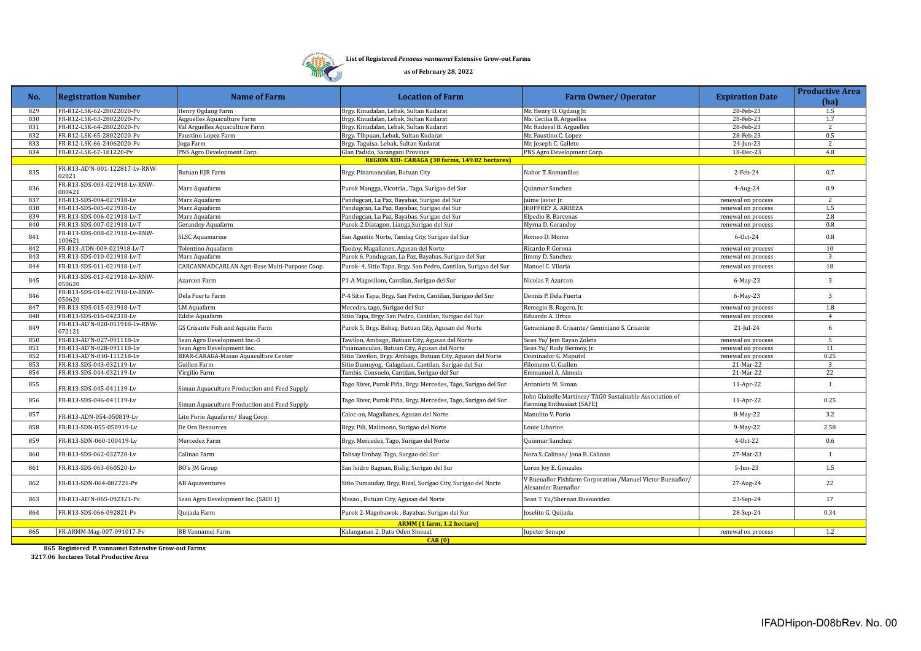**List of Registered *Penaeus vannamei* Extensive Grow-out Farms**

**as of February 28, 2022**

| No. | Registration Number | Name of Farm | Location of Farm | Farm Owner/ Operator | Expiration Date | Productive Area (ha) |
|---|---|---|---|---|---|---|
| 829 | FR-R12-LSK-62-28022020-Pv | Henry Ogdang Farm | Brgy. Kinudalan, Lebak, Sultan Kudarat | Mr. Henry D. Ogdang Jr. | 28-Feb-23 | 1.5 |
| 830 | FR-R12-LSK-63-28022020-Pv | Aqguelles Aquaculture Farm | Brgy. Kinudalan, Lebak, Sultan Kudarat | Ms. Cecilia B. Arguelles | 28-Feb-23 | 1.7 |
| 831 | FR-R12-LSK-64-28022020-Pv | Val Arguelles Aquaculture Farm | Brgy. Kinudalan, Lebak, Sultan Kudarat | Mr. Radeval B. Arguelles | 28-Feb-23 | 2 |
| 832 | FR-R12-LSK-65-28022020-Pv | Faustino Lopez Farm | Brgy. Tibpuan, Lebak, Sultan Kudarat | Mr. Faustino C. Lopez | 28-Feb-23 | 0.5 |
| 833 | FR-R12-LSK-66-24062020-Pv | Joga Farm | Brgy. Taguisa, Lebak, Sultan Kudarat | Mr. Joseph C. Galleto | 24-Jun-23 | 2 |
| 834 | FR-R12-LSK-67-181220-Pv | PNS Agro Development Corp. | Glan Padido, Sarangani Province | PNS Agro Development Corp. | 18-Dec-23 | 4.8 |
| **REGION XIII- CARAGA (30 farms, 149.02 hectares)** | | | | | | |
| 835 | FR-R13-AD'N-001-122817-Lv-RNW-02021 | Butuan HJR Farm | Brgy. Pinamanculan, Butuan City | Nabor T. Romanillos | 2-Feb-24 | 0.7 |
| 836 | FR-R13-SDS-003-021918-Lv-RNW-080421 | Marz Aquafarm | Purok Mangga, Vicotria , Tago, Surigao del Sur | Quinmar Sanchez | 4-Aug-24 | 0.9 |
| 837 | FR-R13-SDS-004-021918-Lv | Marz Aquafarm | Pandugcan, La Paz, Bayabas, Surigao del Sur | Jaime Javier Jr. | renewal on process | 2 |
| 838 | FR-R13-SDS-005-021918-Lv | Marz Aquafarm | Pandugcan, La Paz, Bayabas, Surigao del Sur | JEOFFREY A. ARREZA | renewal on process | 1.5 |
| 839 | FR-R13-SDS-006-021918-Lv-T | Marz Aquafarm | Pandugcan, La Paz, Bayabas, Surigao del Sur | Elpedio B. Barcenas | renewal on process | 2.8 |
| 840 | FR-R13-SDS-007-021918-Lv-T | Gerandoy Aquafarm | Purok-2 Diatagon, Lianga,Surigao del Sur | Myrna D. Gerandoy | renewal on process | 0.8 |
| 841 | FR-R13-SDS-008-021918-Lv-RNW-100621 | SLSC Aquamarine | San Agustin Norte, Tandag City, Surigao del Sur | Romeo D. Momo | 6-Oct-24 | 0.8 |
| 842 | FR-R13-A'DN-009-021918-Lv-T | Tolentino Aquafarm | Taodoy, Magallanes, Agusan del Norte | Ricardo P. Gerona | renewal on process | 10 |
| 843 | FR-R13-SDS-010-021918-Lv-T | Marz Aquafarm | Purok 6, Pandugcan, La Paz, Bayabas, Surigao del Sur | Jimmy D. Sanchez | renewal on process | 3 |
| 844 | FR-R13-SDS-011-021918-Lv-T | CARCANMADCARLAN Agri-Base Multi-Purpose Coop. | Purok- 4, Sitio Tapa, Brgy. San Pedro, Cantilan, Surigao del Sur | Manuel C. Viloria | renewal on process | 18 |
| 845 | FR-R13-SDS-013-021918-Lv-RNW-050620 | Azarcon Farm | P1-A Magosilom, Cantilan, Surigao del Sur | Nicolas P. Azarcon | 6-May-23 | 3 |
| 846 | FR-R13-SDS-014-021918-Lv-RNW-050620 | Dela Fuerta Farm | P-4 Sitio Tapa, Brgy. San Pedro, Cantilan, Surigao del Sur | Dennis P. Dela Fuerta | 6-May-23 | 3 |
| 847 | FR-R13-SDS-015-031918-Lv-T | LM Aquafarm | Mecedes, tago, Surigao del Sur | Remegio B. Rogero, Jr. | renewal on process | 1.8 |
| 848 | FR-R13-SDS-016-042318-Lv | Eddie Aquafarm | Sitio Tapa, Brgy. San Pedro, Cantilan, Surigao del Sur | Eduardo A. Urtua | renewal on process | 4 |
| 849 | FR-R13-AD'N-020-051918-Lv-RNW-072121 | GS Crisante Fish and Aquatic Farm | Purok 5, Brgy. Babag, Butuan City, Agusan del Norte | Gemeniano B. Crisante/ Geminiano S. Crisante | 21-Jul-24 | 6 |
| 850 | FR-R13-AD'N-027-091118-Lv | Sean Agro Development Inc.-5 | Tawilon, Ambago, Butuan City, Agusan del Norte | Sean Yu/ Jem Rayan Zoleta | renewal on process | 5 |
| 851 | FR-R13-AD'N-028-091118-Lv | Sean Agro Development Inc. | Pinamanculan, Butuan City, Agusan del Norte | Sean Yu/ Rudy Bermoy, Jr. | renewal on process | 11 |
| 852 | FR-R13-AD'N-030-111218-Lv | BFAR-CARAGA-Masao Aquaculture Center | Sitio Tawilon, Brgy. Ambago, Butuan City, Agusan del Norte | Dominador G. Maputol | renewal on process | 0.25 |
| 853 | FR-R13-SDS-043-032119-Lv | Guillen Farm | Sitio Dumuyog, Calagdaan, Cantilan, Surigao del Sur | Filomeno U. Guillen | 21-Mar-22 | 3 |
| 854 | FR-R13-SDS-044-032119-Lv | Virgilio Farm | Tambis, Consuelo, Cantilan, Surigao del Sur | Emmanuel A. Almeda | 21-Mar-22 | 22 |
| 855 | FR-R13-SDS-045-041119-Lv | Siman Aquaculture Production and Feed Supply | Tago River, Purok Piña, Brgy. Mercedes, Tago, Surigao del Sur | Antonieta M. Siman | 11-Apr-22 | 1 |
| 856 | FR-R13-SDS-046-041119-Lv | Siman Aquaculture Production and Feed Supply | Tago River, Purok Piña, Brgy. Mercedes, Tago, Surigao del Sur | John Glaizelle Martinez/ TAGO Sustainable Association of Farming Enthusiast (SAFE) | 11-Apr-22 | 0.25 |
| 857 | FR-R13-ADN-054-050819-Lv | Lito Porio Aquafarm/ Baug Coop. | Caloc-an, Magallanes, Agusan del Norte | Manulito V. Porio | 8-May-22 | 3.2 |
| 858 | FR-R13-SDN-055-050919-Lv | De Oro Resources | Brgy. Pili, Malimono, Surigao del Norte | Louie Libarios | 9-May-22 | 2.58 |
| 859 | FR-R13-SDN-060-100419-Lv | Mercedez Farm | Brgy. Mercedez, Tago, Surigao del Norte | Quinmar Sanchez | 4-Oct-22 | 0.6 |
| 860 | FR-R13-SDS-062-032720-Lv | Calinao Farm | Talisay Umbay, Tago, Surgao del Sur | Nora S. Calinao/ Jona B. Calinao | 27-Mar-23 | 1 |
| 861 | FR-R13-SDS-063-060520-Lv | BO's JM Group | San Isidro Bagnan, Bislig, Surigao del Sur | Loren Joy E. Gonzales | 5-Jun-23 | 1.5 |
| 862 | FR-R13-SDN-064-082721-Pv | AB Aquaventures | Sitio Tumanday, Brgy. Rizal, Surigao City, Surigao del Norte | V Buenaflor Fishfarm Corporation /Manuel Victor Buenaflor/ Alexander Buenaflor | 27-Aug-24 | 22 |
| 863 | FR-R13-AD'N-065-092321-Pv | Sean Agro Development Inc. (SADI 1) | Masao , Butuan City, Agusan del Norte | Sean T. Yu/Shernan Buenavidez | 23-Sep-24 | 17 |
| 864 | FR-R13-SDS-066-092821-Pv | Quijada Farm | Purok 2-Magobawok , Bayabas, Surigao del Sur | Joselito G. Quijada | 28-Sep-24 | 0.34 |
| **ARMM (1 farm, 1.2 hectare)** | | | | | | |
| 865 | FR-ARMM-Mag-007-091017-Pv | BB Vannamei Farm | Kalanganan 2, Datu Oden Sinsuat | Jupeter Senupe | renewal on process | 1.2 |
| **CAR (0)** | | | | | | |

**865 Registered P. vannamei Extensive Grow-out Farms**

**3217.06 hectares Total Productive Area**

IFADHipon-D08bRev. No. 00